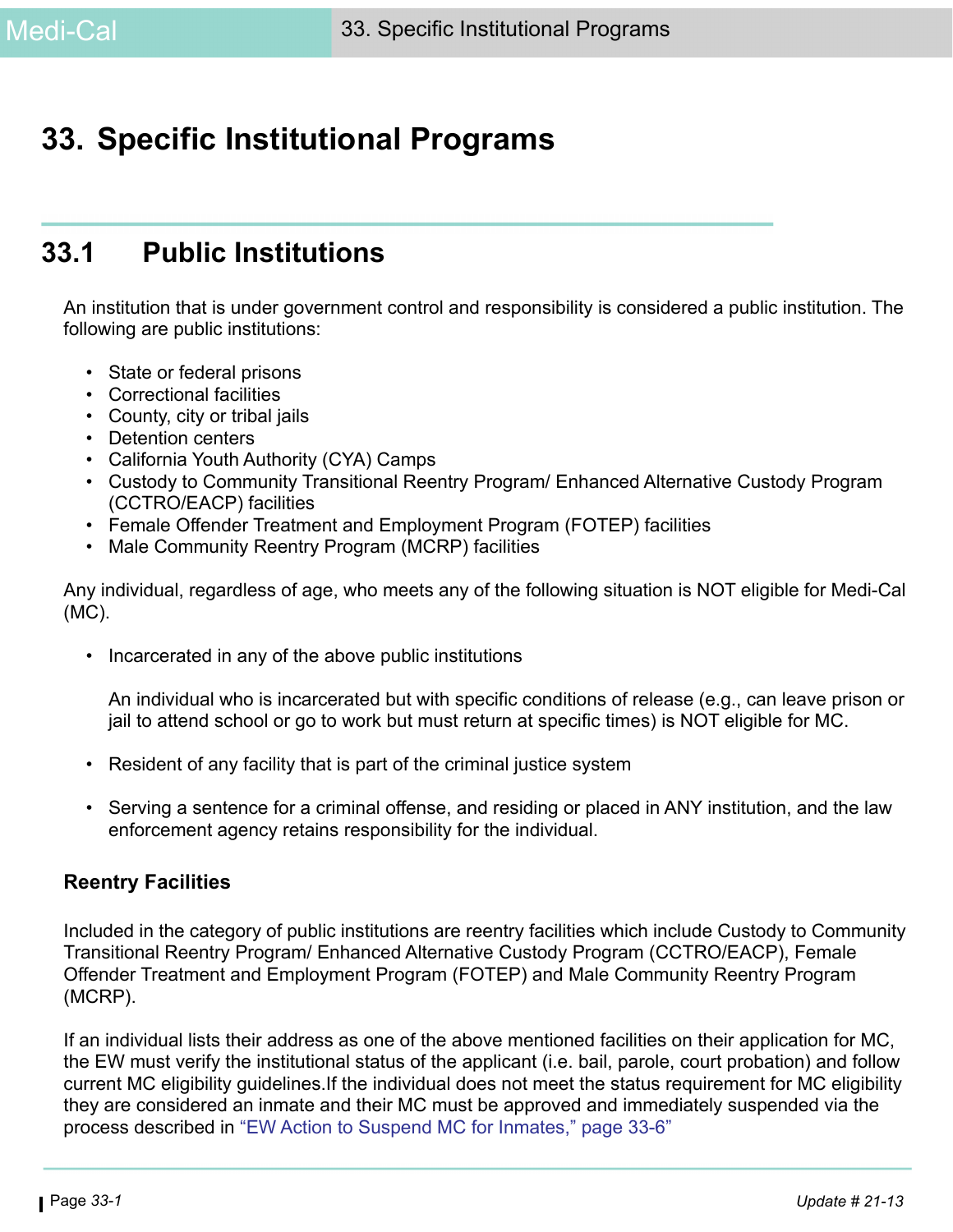# 33. Specific Institutional Programs

## 33.1 Public Institutions

An institution that is under government control and responsibility is considered a public institution. The following are public institutions:

- State or federal prisons
- Correctional facilities
- County, city or tribal jails
- Detention centers
- California Youth Authority (CYA) Camps
- Custody to Community Transitional Reentry Program/ Enhanced Alternative Custody Program (CCTRO/EACP) facilities
- Female Offender Treatment and Employment Program (FOTEP) facilities
- Male Community Reentry Program (MCRP) facilities

Any individual, regardless of age, who meets any of the following situation is NOT eligible for Medi-Cal (MC).

- Incarcerated in any of the above public institutions

  An individual who is incarcerated but with specific conditions of release (e.g., can leave prison or jail to attend school or go to work but must return at specific times) is NOT eligible for MC.

- Resident of any facility that is part of the criminal justice system

- Serving a sentence for a criminal offense, and residing or placed in ANY institution, and the law enforcement agency retains responsibility for the individual.

### Reentry Facilities

Included in the category of public institutions are reentry facilities which include Custody to Community Transitional Reentry Program/ Enhanced Alternative Custody Program (CCTRO/EACP), Female Offender Treatment and Employment Program (FOTEP) and Male Community Reentry Program (MCRP).

If an individual lists their address as one of the above mentioned facilities on their application for MC, the EW must verify the institutional status of the applicant (i.e. bail, parole, court probation) and follow current MC eligibility guidelines.If the individual does not meet the status requirement for MC eligibility they are considered an inmate and their MC must be approved and immediately suspended via the process described in "EW Action to Suspend MC for Inmates," page 33-6"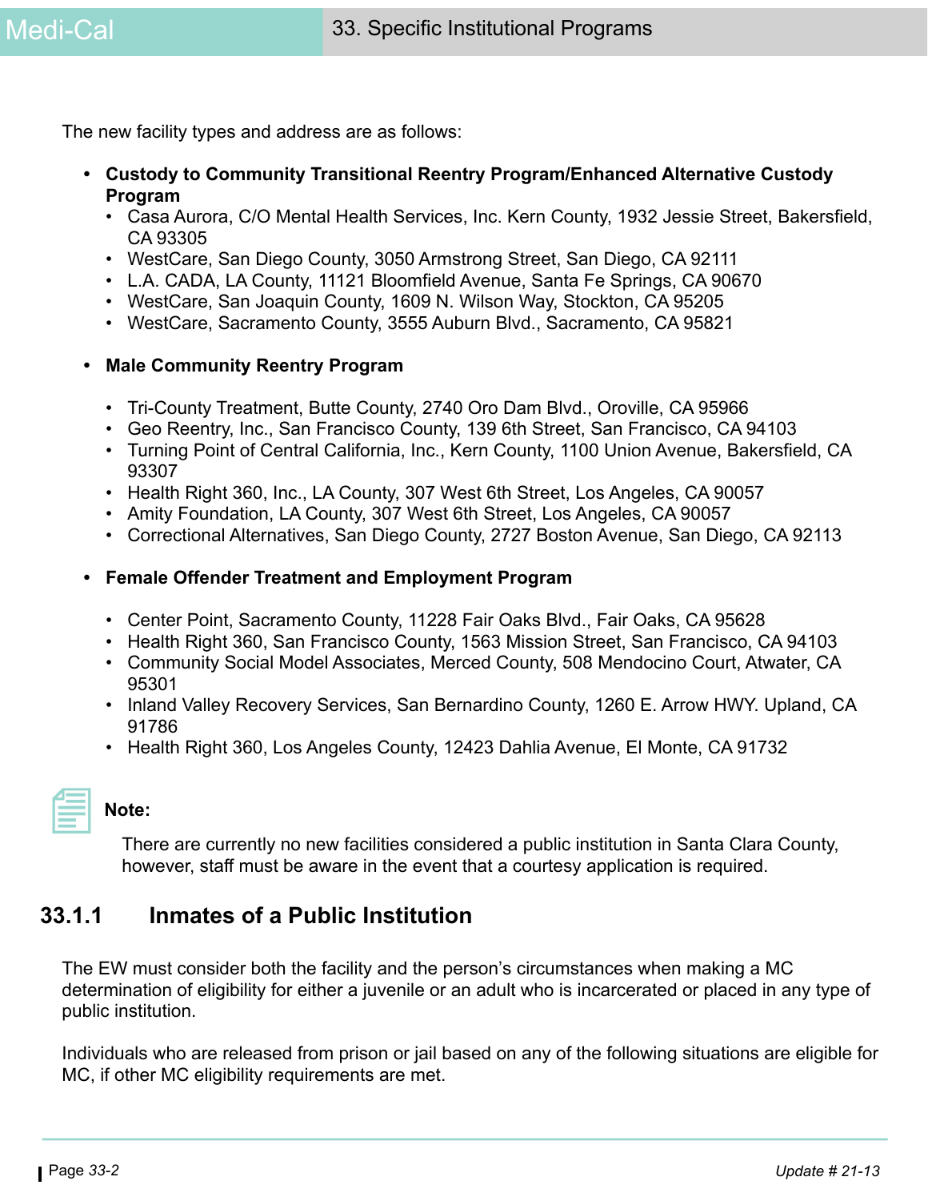The new facility types and address are as follows:

- **Custody to Community Transitional Reentry Program/Enhanced Alternative Custody Program**
  - Casa Aurora, C/O Mental Health Services, Inc. Kern County, 1932 Jessie Street, Bakersfield, CA 93305
  - WestCare, San Diego County, 3050 Armstrong Street, San Diego, CA 92111
  - L.A. CADA, LA County, 11121 Bloomfield Avenue, Santa Fe Springs, CA 90670
  - WestCare, San Joaquin County, 1609 N. Wilson Way, Stockton, CA 95205
  - WestCare, Sacramento County, 3555 Auburn Blvd., Sacramento, CA 95821

- **Male Community Reentry Program**
  - Tri-County Treatment, Butte County, 2740 Oro Dam Blvd., Oroville, CA 95966
  - Geo Reentry, Inc., San Francisco County, 139 6th Street, San Francisco, CA 94103
  - Turning Point of Central California, Inc., Kern County, 1100 Union Avenue, Bakersfield, CA 93307
  - Health Right 360, Inc., LA County, 307 West 6th Street, Los Angeles, CA 90057
  - Amity Foundation, LA County, 307 West 6th Street, Los Angeles, CA 90057
  - Correctional Alternatives, San Diego County, 2727 Boston Avenue, San Diego, CA 92113

- **Female Offender Treatment and Employment Program**
  - Center Point, Sacramento County, 11228 Fair Oaks Blvd., Fair Oaks, CA 95628
  - Health Right 360, San Francisco County, 1563 Mission Street, San Francisco, CA 94103
  - Community Social Model Associates, Merced County, 508 Mendocino Court, Atwater, CA 95301
  - Inland Valley Recovery Services, San Bernardino County, 1260 E. Arrow HWY. Upland, CA 91786
  - Health Right 360, Los Angeles County, 12423 Dahlia Avenue, El Monte, CA 91732

**Note:**

There are currently no new facilities considered a public institution in Santa Clara County, however, staff must be aware in the event that a courtesy application is required.

## 33.1.1 Inmates of a Public Institution

The EW must consider both the facility and the person's circumstances when making a MC determination of eligibility for either a juvenile or an adult who is incarcerated or placed in any type of public institution.

Individuals who are released from prison or jail based on any of the following situations are eligible for MC, if other MC eligibility requirements are met.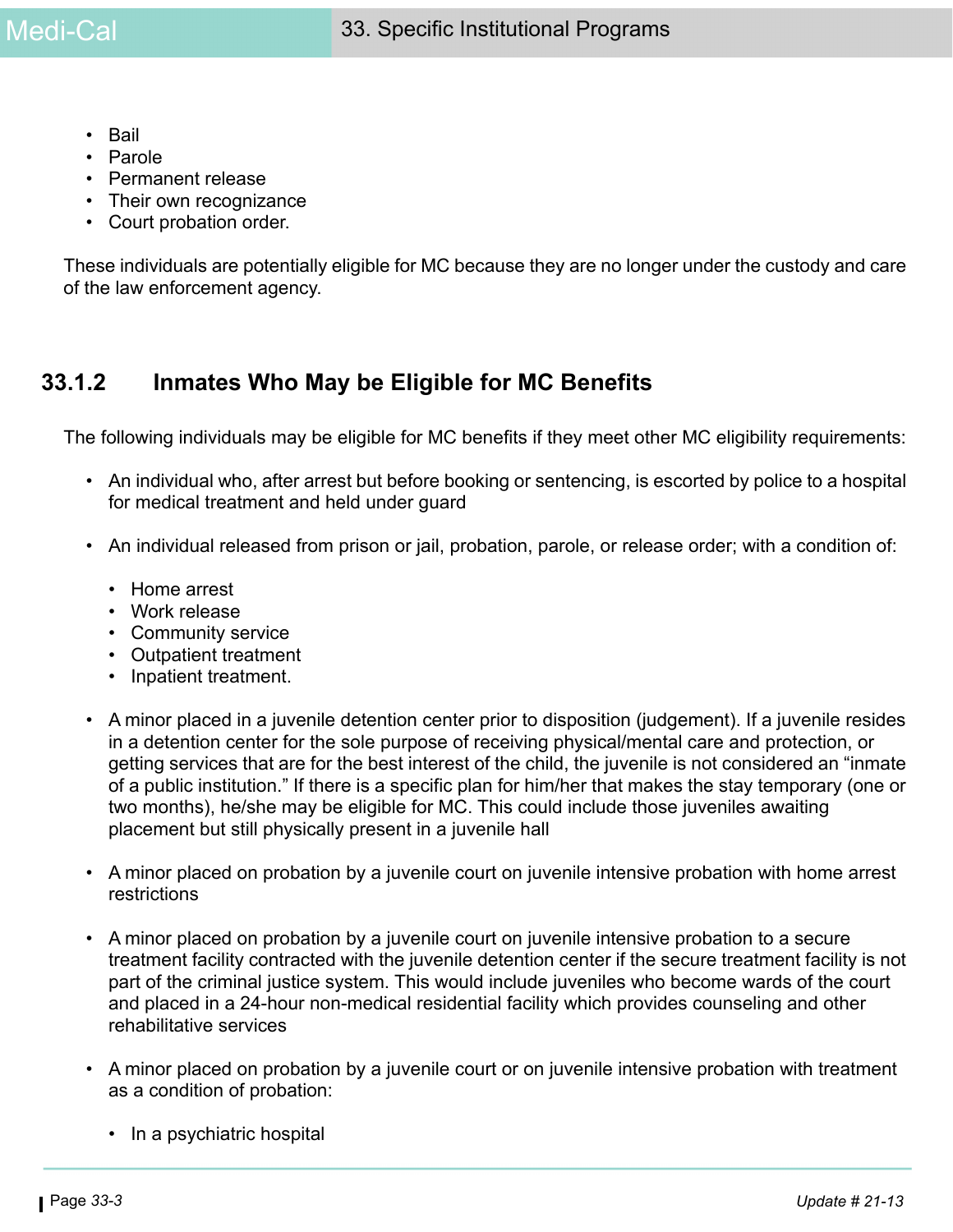- Bail
- Parole
- Permanent release
- Their own recognizance
- Court probation order.

These individuals are potentially eligible for MC because they are no longer under the custody and care of the law enforcement agency.

## 33.1.2 Inmates Who May be Eligible for MC Benefits

The following individuals may be eligible for MC benefits if they meet other MC eligibility requirements:

- An individual who, after arrest but before booking or sentencing, is escorted by police to a hospital for medical treatment and held under guard
- An individual released from prison or jail, probation, parole, or release order; with a condition of:
  - Home arrest
  - Work release
  - Community service
  - Outpatient treatment
  - Inpatient treatment.
- A minor placed in a juvenile detention center prior to disposition (judgement). If a juvenile resides in a detention center for the sole purpose of receiving physical/mental care and protection, or getting services that are for the best interest of the child, the juvenile is not considered an "inmate of a public institution." If there is a specific plan for him/her that makes the stay temporary (one or two months), he/she may be eligible for MC. This could include those juveniles awaiting placement but still physically present in a juvenile hall
- A minor placed on probation by a juvenile court on juvenile intensive probation with home arrest restrictions
- A minor placed on probation by a juvenile court on juvenile intensive probation to a secure treatment facility contracted with the juvenile detention center if the secure treatment facility is not part of the criminal justice system. This would include juveniles who become wards of the court and placed in a 24-hour non-medical residential facility which provides counseling and other rehabilitative services
- A minor placed on probation by a juvenile court or on juvenile intensive probation with treatment as a condition of probation:
  - In a psychiatric hospital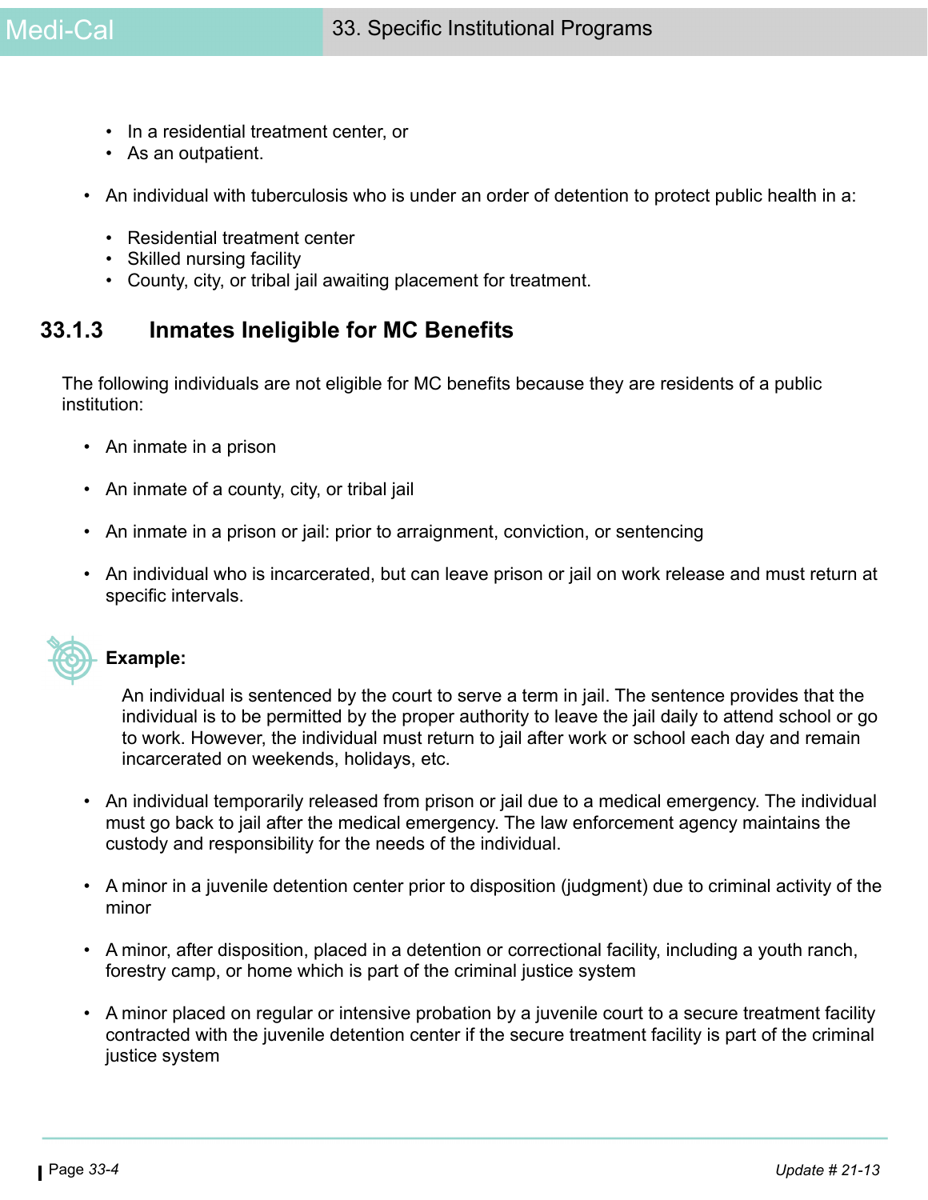- In a residential treatment center, or
  - As an outpatient.

- An individual with tuberculosis who is under an order of detention to protect public health in a:

  - Residential treatment center
  - Skilled nursing facility
  - County, city, or tribal jail awaiting placement for treatment.

### 33.1.3 Inmates Ineligible for MC Benefits

The following individuals are not eligible for MC benefits because they are residents of a public institution:

- An inmate in a prison

- An inmate of a county, city, or tribal jail

- An inmate in a prison or jail: prior to arraignment, conviction, or sentencing

- An individual who is incarcerated, but can leave prison or jail on work release and must return at specific intervals.

**Example:**

An individual is sentenced by the court to serve a term in jail. The sentence provides that the individual is to be permitted by the proper authority to leave the jail daily to attend school or go to work. However, the individual must return to jail after work or school each day and remain incarcerated on weekends, holidays, etc.

- An individual temporarily released from prison or jail due to a medical emergency. The individual must go back to jail after the medical emergency. The law enforcement agency maintains the custody and responsibility for the needs of the individual.

- A minor in a juvenile detention center prior to disposition (judgment) due to criminal activity of the minor

- A minor, after disposition, placed in a detention or correctional facility, including a youth ranch, forestry camp, or home which is part of the criminal justice system

- A minor placed on regular or intensive probation by a juvenile court to a secure treatment facility contracted with the juvenile detention center if the secure treatment facility is part of the criminal justice system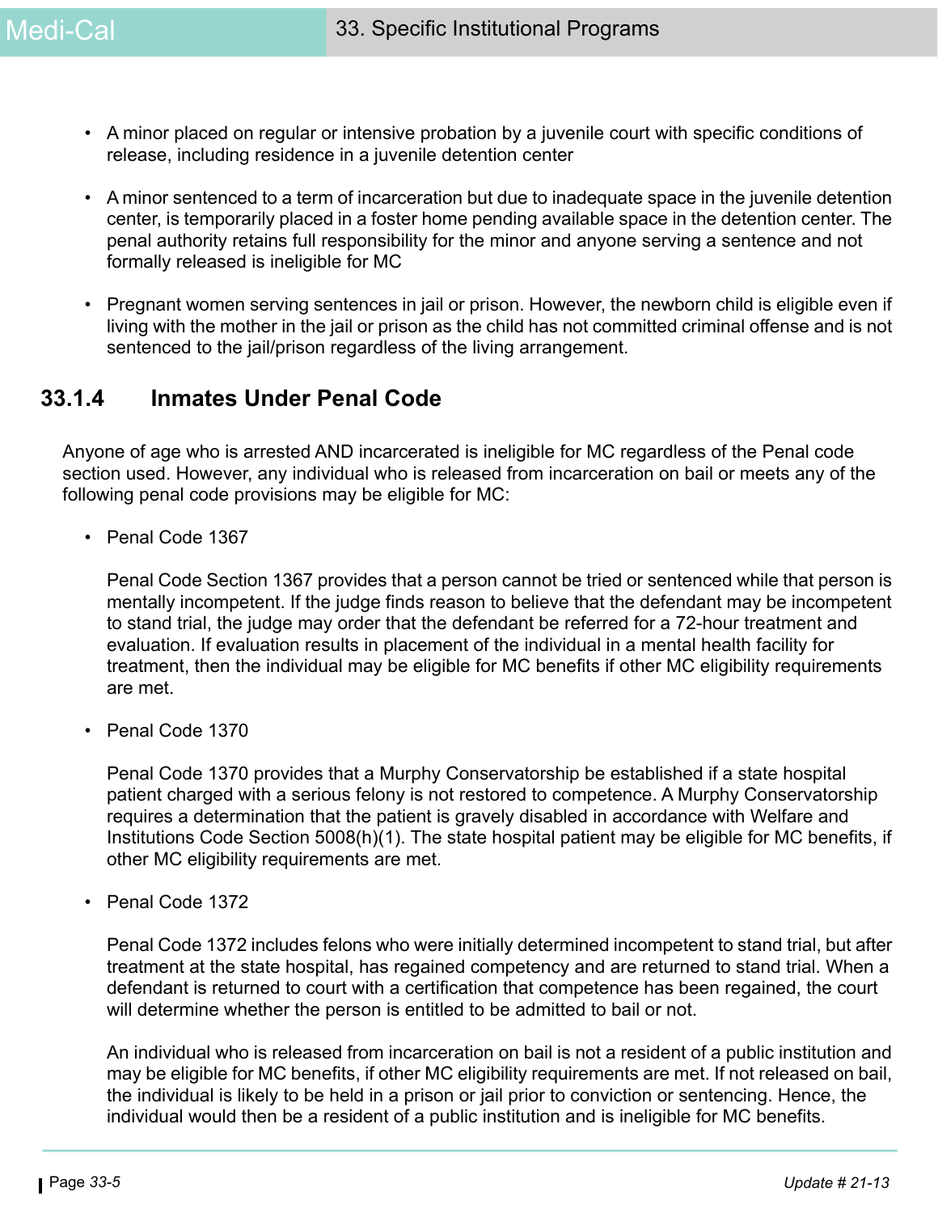- A minor placed on regular or intensive probation by a juvenile court with specific conditions of release, including residence in a juvenile detention center

- A minor sentenced to a term of incarceration but due to inadequate space in the juvenile detention center, is temporarily placed in a foster home pending available space in the detention center. The penal authority retains full responsibility for the minor and anyone serving a sentence and not formally released is ineligible for MC

- Pregnant women serving sentences in jail or prison. However, the newborn child is eligible even if living with the mother in the jail or prison as the child has not committed criminal offense and is not sentenced to the jail/prison regardless of the living arrangement.

## 33.1.4 Inmates Under Penal Code

Anyone of age who is arrested AND incarcerated is ineligible for MC regardless of the Penal code section used. However, any individual who is released from incarceration on bail or meets any of the following penal code provisions may be eligible for MC:

- Penal Code 1367

  Penal Code Section 1367 provides that a person cannot be tried or sentenced while that person is mentally incompetent. If the judge finds reason to believe that the defendant may be incompetent to stand trial, the judge may order that the defendant be referred for a 72-hour treatment and evaluation. If evaluation results in placement of the individual in a mental health facility for treatment, then the individual may be eligible for MC benefits if other MC eligibility requirements are met.

- Penal Code 1370

  Penal Code 1370 provides that a Murphy Conservatorship be established if a state hospital patient charged with a serious felony is not restored to competence. A Murphy Conservatorship requires a determination that the patient is gravely disabled in accordance with Welfare and Institutions Code Section 5008(h)(1). The state hospital patient may be eligible for MC benefits, if other MC eligibility requirements are met.

- Penal Code 1372

  Penal Code 1372 includes felons who were initially determined incompetent to stand trial, but after treatment at the state hospital, has regained competency and are returned to stand trial. When a defendant is returned to court with a certification that competence has been regained, the court will determine whether the person is entitled to be admitted to bail or not.

  An individual who is released from incarceration on bail is not a resident of a public institution and may be eligible for MC benefits, if other MC eligibility requirements are met. If not released on bail, the individual is likely to be held in a prison or jail prior to conviction or sentencing. Hence, the individual would then be a resident of a public institution and is ineligible for MC benefits.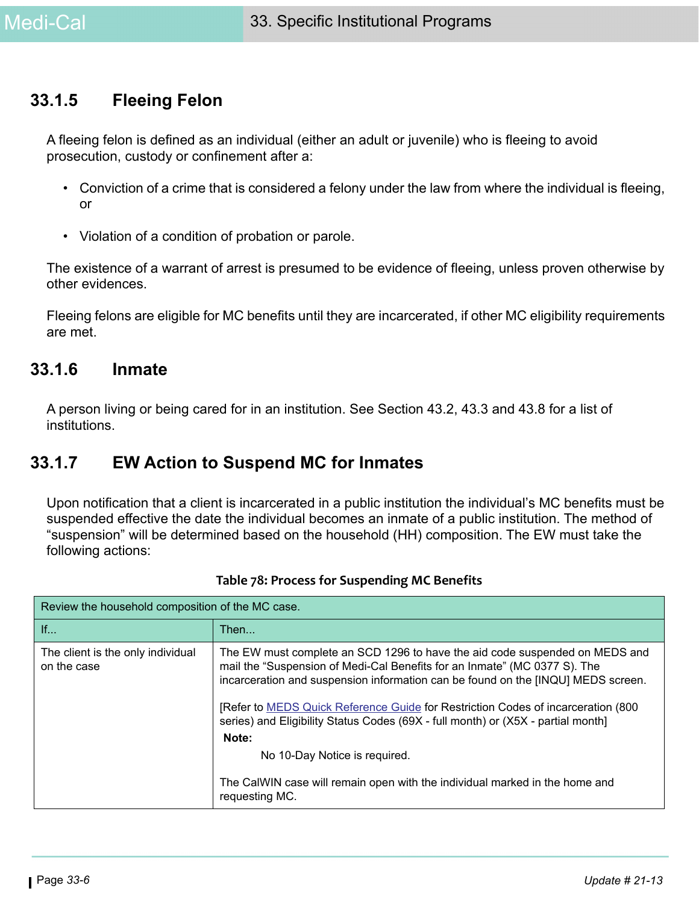## 33.1.5 Fleeing Felon

A fleeing felon is defined as an individual (either an adult or juvenile) who is fleeing to avoid prosecution, custody or confinement after a:

- Conviction of a crime that is considered a felony under the law from where the individual is fleeing, or
- Violation of a condition of probation or parole.

The existence of a warrant of arrest is presumed to be evidence of fleeing, unless proven otherwise by other evidences.

Fleeing felons are eligible for MC benefits until they are incarcerated, if other MC eligibility requirements are met.

## 33.1.6 Inmate

A person living or being cared for in an institution. See Section 43.2, 43.3 and 43.8 for a list of institutions.

## 33.1.7 EW Action to Suspend MC for Inmates

Upon notification that a client is incarcerated in a public institution the individual's MC benefits must be suspended effective the date the individual becomes an inmate of a public institution. The method of "suspension" will be determined based on the household (HH) composition. The EW must take the following actions:

**Table 78: Process for Suspending MC Benefits**

| Review the household composition of the MC case. | |
|---|---|
| **If...** | **Then...** |
| The client is the only individual on the case | The EW must complete an SCD 1296 to have the aid code suspended on MEDS and mail the "Suspension of Medi-Cal Benefits for an Inmate" (MC 0377 S). The incarceration and suspension information can be found on the [INQU] MEDS screen.<br><br>[Refer to MEDS Quick Reference Guide for Restriction Codes of incarceration (800 series) and Eligibility Status Codes (69X - full month) or (X5X - partial month)]<br><br>**Note:**<br>No 10-Day Notice is required.<br><br>The CalWIN case will remain open with the individual marked in the home and requesting MC. |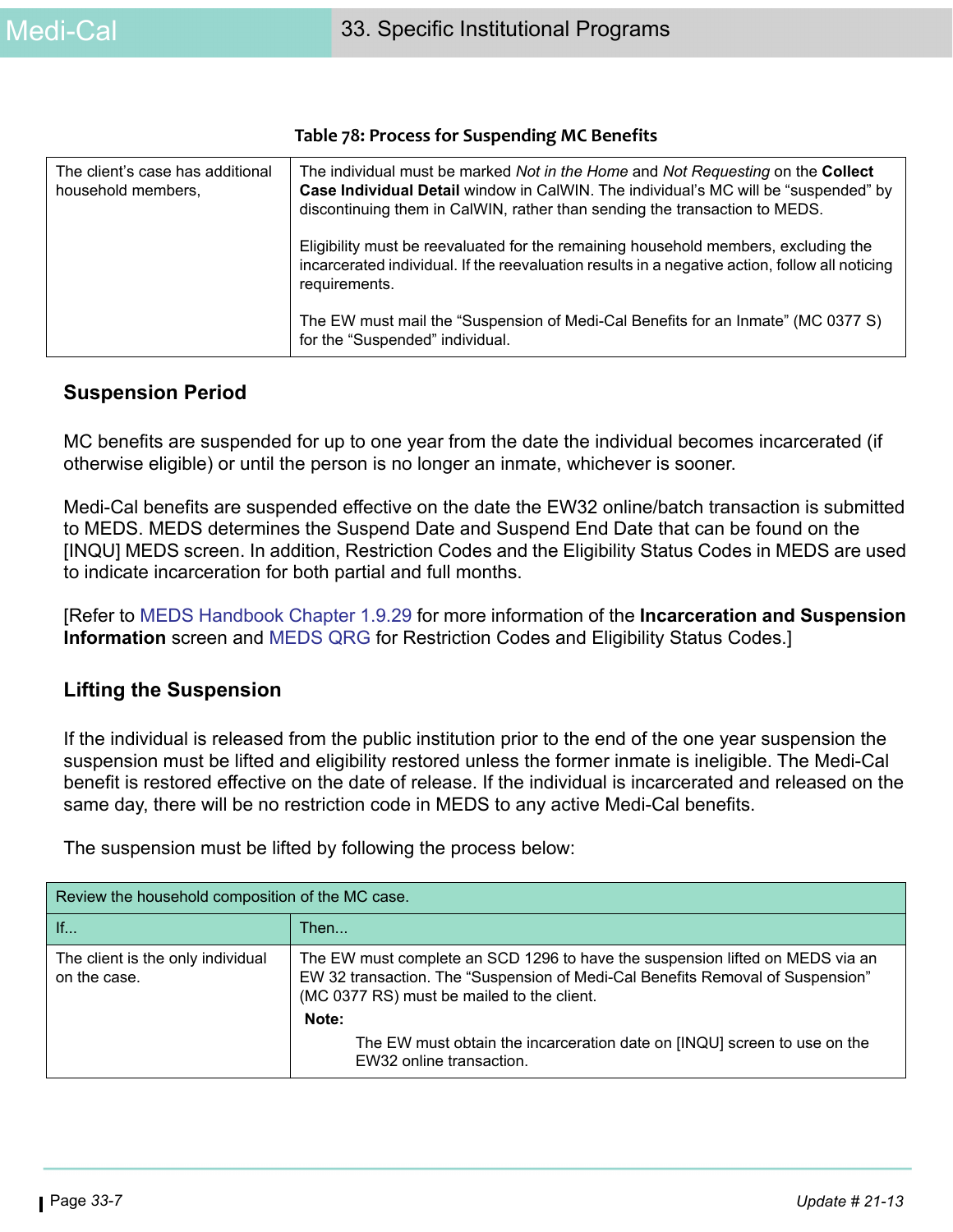**Table 78: Process for Suspending MC Benefits**

| | |
|---|---|
| The client's case has additional household members, | The individual must be marked *Not in the Home* and *Not Requesting* on the **Collect Case Individual Detail** window in CalWIN. The individual's MC will be "suspended" by discontinuing them in CalWIN, rather than sending the transaction to MEDS.<br><br>Eligibility must be reevaluated for the remaining household members, excluding the incarcerated individual. If the reevaluation results in a negative action, follow all noticing requirements.<br><br>The EW must mail the "Suspension of Medi-Cal Benefits for an Inmate" (MC 0377 S) for the "Suspended" individual. |

### Suspension Period

MC benefits are suspended for up to one year from the date the individual becomes incarcerated (if otherwise eligible) or until the person is no longer an inmate, whichever is sooner.

Medi-Cal benefits are suspended effective on the date the EW32 online/batch transaction is submitted to MEDS. MEDS determines the Suspend Date and Suspend End Date that can be found on the [INQU] MEDS screen. In addition, Restriction Codes and the Eligibility Status Codes in MEDS are used to indicate incarceration for both partial and full months.

[Refer to MEDS Handbook Chapter 1.9.29 for more information of the **Incarceration and Suspension Information** screen and MEDS QRG for Restriction Codes and Eligibility Status Codes.]

### Lifting the Suspension

If the individual is released from the public institution prior to the end of the one year suspension the suspension must be lifted and eligibility restored unless the former inmate is ineligible. The Medi-Cal benefit is restored effective on the date of release. If the individual is incarcerated and released on the same day, there will be no restriction code in MEDS to any active Medi-Cal benefits.

The suspension must be lifted by following the process below:

| Review the household composition of the MC case. | |
|---|---|
| If... | Then... |
| The client is the only individual on the case. | The EW must complete an SCD 1296 to have the suspension lifted on MEDS via an EW 32 transaction. The "Suspension of Medi-Cal Benefits Removal of Suspension" (MC 0377 RS) must be mailed to the client.<br>**Note:**<br>The EW must obtain the incarceration date on [INQU] screen to use on the EW32 online transaction. |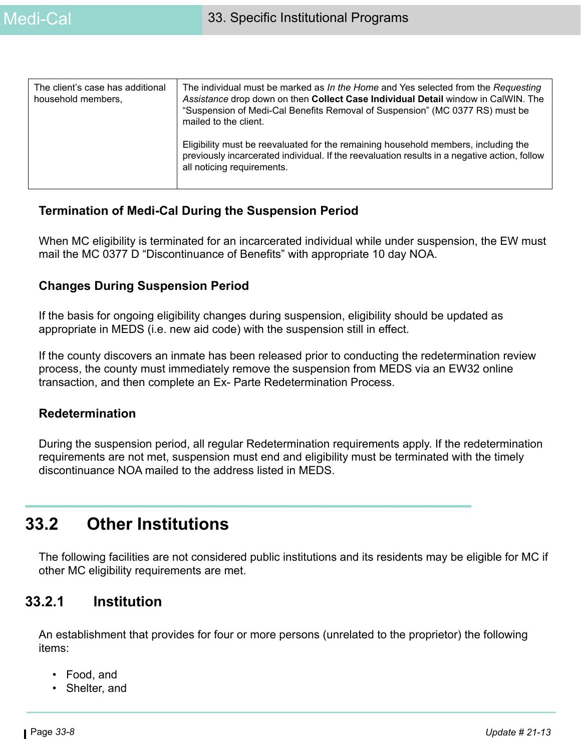| | |
|---|---|
| The client's case has additional household members, | The individual must be marked as *In the Home* and Yes selected from the *Requesting Assistance* drop down on then **Collect Case Individual Detail** window in CalWIN. The "Suspension of Medi-Cal Benefits Removal of Suspension" (MC 0377 RS) must be mailed to the client.<br><br>Eligibility must be reevaluated for the remaining household members, including the previously incarcerated individual. If the reevaluation results in a negative action, follow all noticing requirements. |

### Termination of Medi-Cal During the Suspension Period

When MC eligibility is terminated for an incarcerated individual while under suspension, the EW must mail the MC 0377 D "Discontinuance of Benefits" with appropriate 10 day NOA.

### Changes During Suspension Period

If the basis for ongoing eligibility changes during suspension, eligibility should be updated as appropriate in MEDS (i.e. new aid code) with the suspension still in effect.

If the county discovers an inmate has been released prior to conducting the redetermination review process, the county must immediately remove the suspension from MEDS via an EW32 online transaction, and then complete an Ex- Parte Redetermination Process.

### Redetermination

During the suspension period, all regular Redetermination requirements apply. If the redetermination requirements are not met, suspension must end and eligibility must be terminated with the timely discontinuance NOA mailed to the address listed in MEDS.

# 33.2 Other Institutions

The following facilities are not considered public institutions and its residents may be eligible for MC if other MC eligibility requirements are met.

## 33.2.1 Institution

An establishment that provides for four or more persons (unrelated to the proprietor) the following items:

- Food, and
- Shelter, and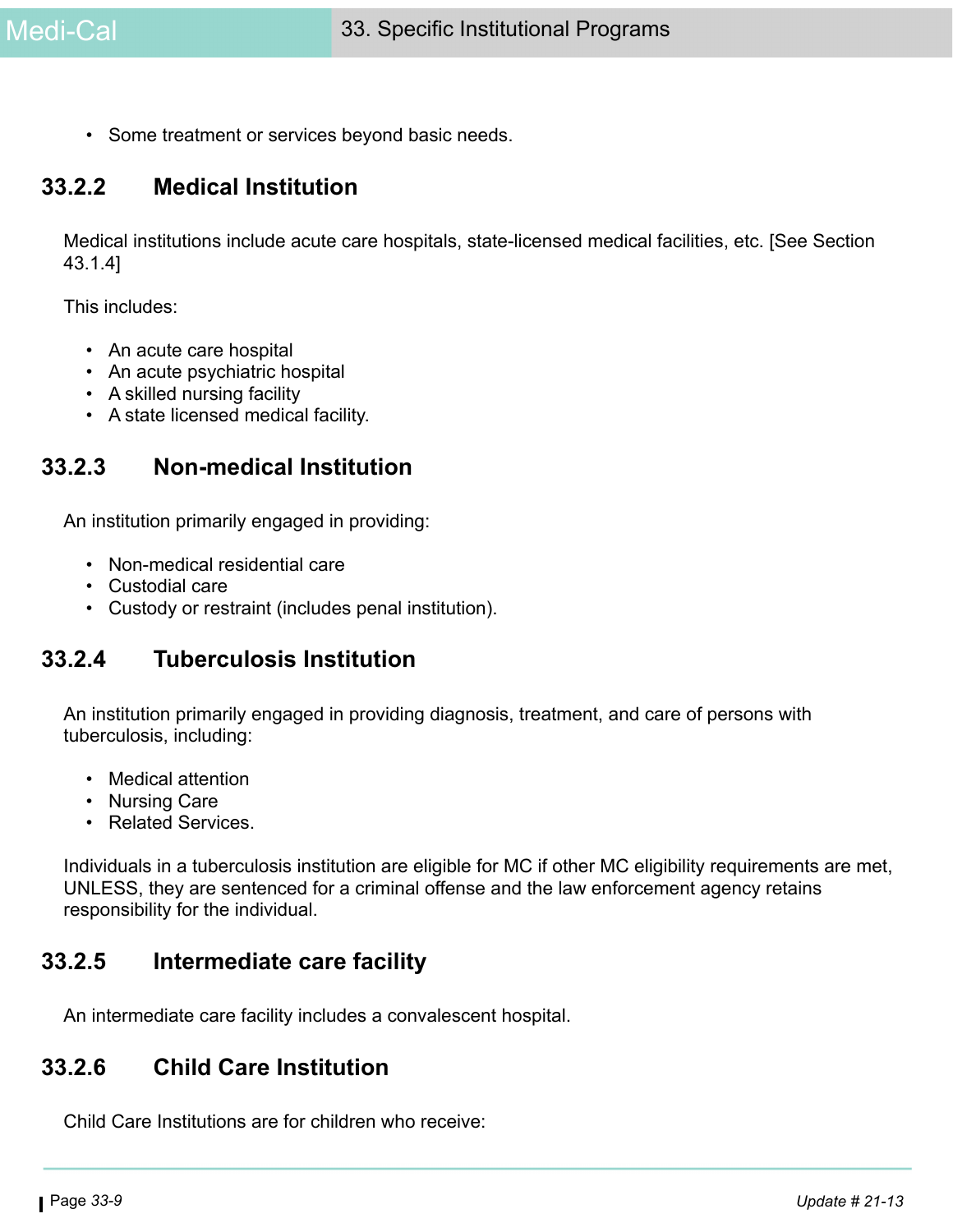- Some treatment or services beyond basic needs.

### 33.2.2 Medical Institution

Medical institutions include acute care hospitals, state-licensed medical facilities, etc. [See Section 43.1.4]

This includes:

- An acute care hospital
- An acute psychiatric hospital
- A skilled nursing facility
- A state licensed medical facility.

### 33.2.3 Non-medical Institution

An institution primarily engaged in providing:

- Non-medical residential care
- Custodial care
- Custody or restraint (includes penal institution).

### 33.2.4 Tuberculosis Institution

An institution primarily engaged in providing diagnosis, treatment, and care of persons with tuberculosis, including:

- Medical attention
- Nursing Care
- Related Services.

Individuals in a tuberculosis institution are eligible for MC if other MC eligibility requirements are met, UNLESS, they are sentenced for a criminal offense and the law enforcement agency retains responsibility for the individual.

### 33.2.5 Intermediate care facility

An intermediate care facility includes a convalescent hospital.

### 33.2.6 Child Care Institution

Child Care Institutions are for children who receive: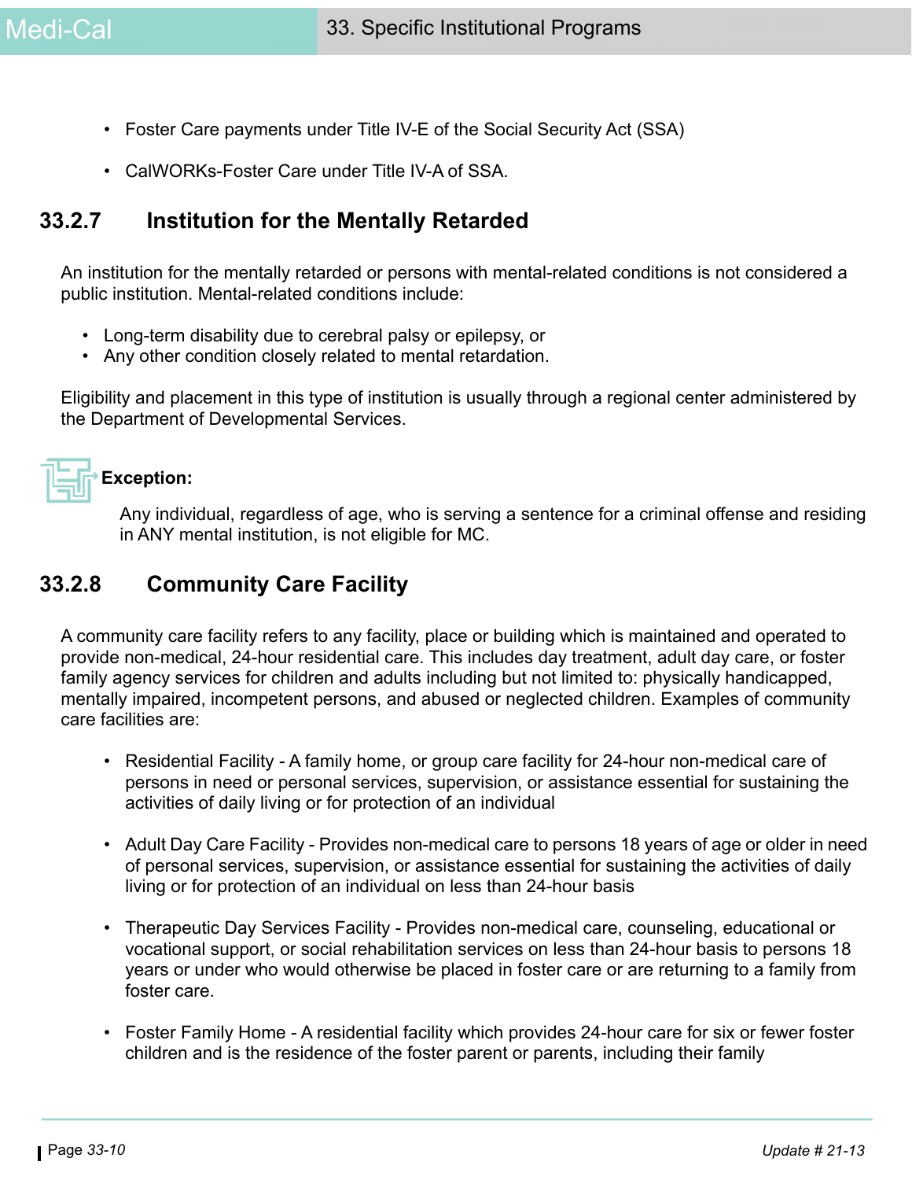- Foster Care payments under Title IV-E of the Social Security Act (SSA)
- CalWORKs-Foster Care under Title IV-A of SSA.

## 33.2.7 Institution for the Mentally Retarded

An institution for the mentally retarded or persons with mental-related conditions is not considered a public institution. Mental-related conditions include:

- Long-term disability due to cerebral palsy or epilepsy, or
- Any other condition closely related to mental retardation.

Eligibility and placement in this type of institution is usually through a regional center administered by the Department of Developmental Services.

**Exception:**

Any individual, regardless of age, who is serving a sentence for a criminal offense and residing in ANY mental institution, is not eligible for MC.

## 33.2.8 Community Care Facility

A community care facility refers to any facility, place or building which is maintained and operated to provide non-medical, 24-hour residential care. This includes day treatment, adult day care, or foster family agency services for children and adults including but not limited to: physically handicapped, mentally impaired, incompetent persons, and abused or neglected children. Examples of community care facilities are:

- Residential Facility - A family home, or group care facility for 24-hour non-medical care of persons in need or personal services, supervision, or assistance essential for sustaining the activities of daily living or for protection of an individual
- Adult Day Care Facility - Provides non-medical care to persons 18 years of age or older in need of personal services, supervision, or assistance essential for sustaining the activities of daily living or for protection of an individual on less than 24-hour basis
- Therapeutic Day Services Facility - Provides non-medical care, counseling, educational or vocational support, or social rehabilitation services on less than 24-hour basis to persons 18 years or under who would otherwise be placed in foster care or are returning to a family from foster care.
- Foster Family Home - A residential facility which provides 24-hour care for six or fewer foster children and is the residence of the foster parent or parents, including their family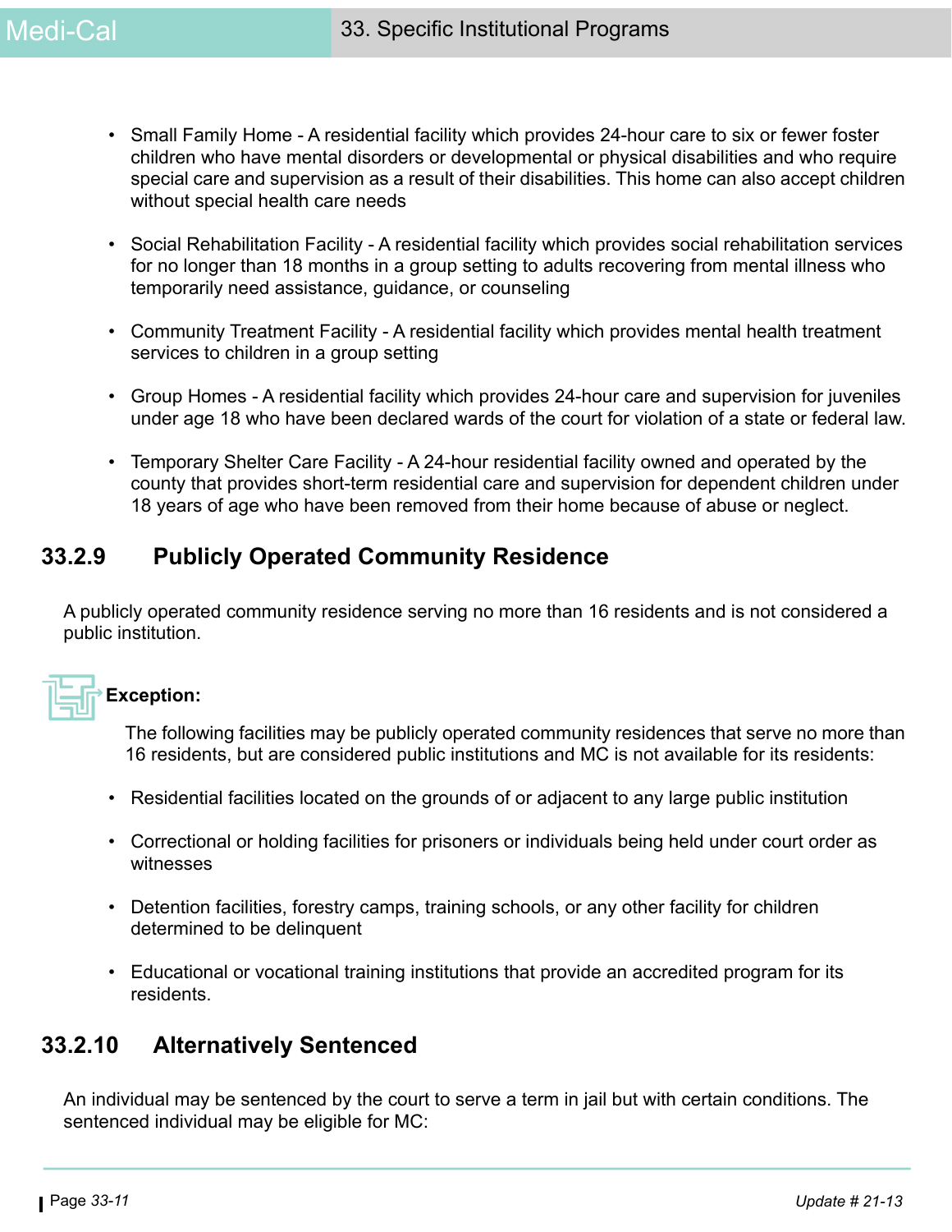- Small Family Home - A residential facility which provides 24-hour care to six or fewer foster children who have mental disorders or developmental or physical disabilities and who require special care and supervision as a result of their disabilities. This home can also accept children without special health care needs

- Social Rehabilitation Facility - A residential facility which provides social rehabilitation services for no longer than 18 months in a group setting to adults recovering from mental illness who temporarily need assistance, guidance, or counseling

- Community Treatment Facility - A residential facility which provides mental health treatment services to children in a group setting

- Group Homes - A residential facility which provides 24-hour care and supervision for juveniles under age 18 who have been declared wards of the court for violation of a state or federal law.

- Temporary Shelter Care Facility - A 24-hour residential facility owned and operated by the county that provides short-term residential care and supervision for dependent children under 18 years of age who have been removed from their home because of abuse or neglect.

## 33.2.9 Publicly Operated Community Residence

A publicly operated community residence serving no more than 16 residents and is not considered a public institution.

**Exception:**

The following facilities may be publicly operated community residences that serve no more than 16 residents, but are considered public institutions and MC is not available for its residents:

- Residential facilities located on the grounds of or adjacent to any large public institution

- Correctional or holding facilities for prisoners or individuals being held under court order as witnesses

- Detention facilities, forestry camps, training schools, or any other facility for children determined to be delinquent

- Educational or vocational training institutions that provide an accredited program for its residents.

## 33.2.10 Alternatively Sentenced

An individual may be sentenced by the court to serve a term in jail but with certain conditions. The sentenced individual may be eligible for MC: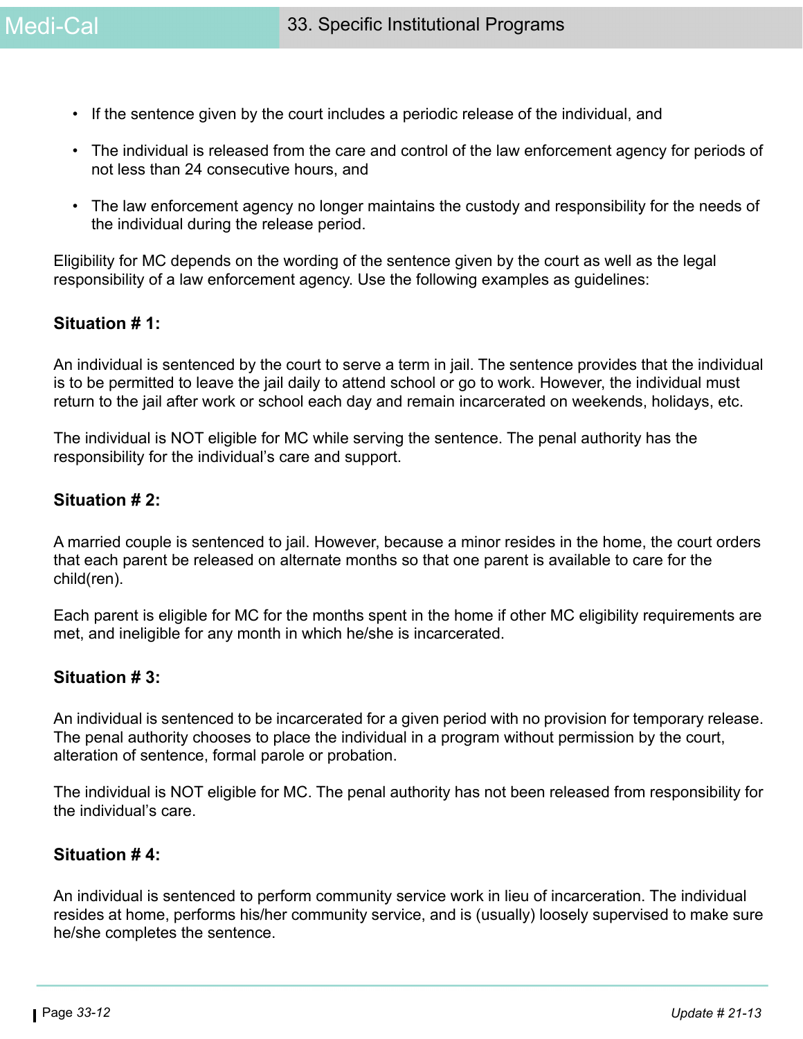- If the sentence given by the court includes a periodic release of the individual, and
- The individual is released from the care and control of the law enforcement agency for periods of not less than 24 consecutive hours, and
- The law enforcement agency no longer maintains the custody and responsibility for the needs of the individual during the release period.

Eligibility for MC depends on the wording of the sentence given by the court as well as the legal responsibility of a law enforcement agency. Use the following examples as guidelines:

### Situation # 1:

An individual is sentenced by the court to serve a term in jail. The sentence provides that the individual is to be permitted to leave the jail daily to attend school or go to work. However, the individual must return to the jail after work or school each day and remain incarcerated on weekends, holidays, etc.

The individual is NOT eligible for MC while serving the sentence. The penal authority has the responsibility for the individual's care and support.

### Situation # 2:

A married couple is sentenced to jail. However, because a minor resides in the home, the court orders that each parent be released on alternate months so that one parent is available to care for the child(ren).

Each parent is eligible for MC for the months spent in the home if other MC eligibility requirements are met, and ineligible for any month in which he/she is incarcerated.

### Situation # 3:

An individual is sentenced to be incarcerated for a given period with no provision for temporary release. The penal authority chooses to place the individual in a program without permission by the court, alteration of sentence, formal parole or probation.

The individual is NOT eligible for MC. The penal authority has not been released from responsibility for the individual's care.

### Situation # 4:

An individual is sentenced to perform community service work in lieu of incarceration. The individual resides at home, performs his/her community service, and is (usually) loosely supervised to make sure he/she completes the sentence.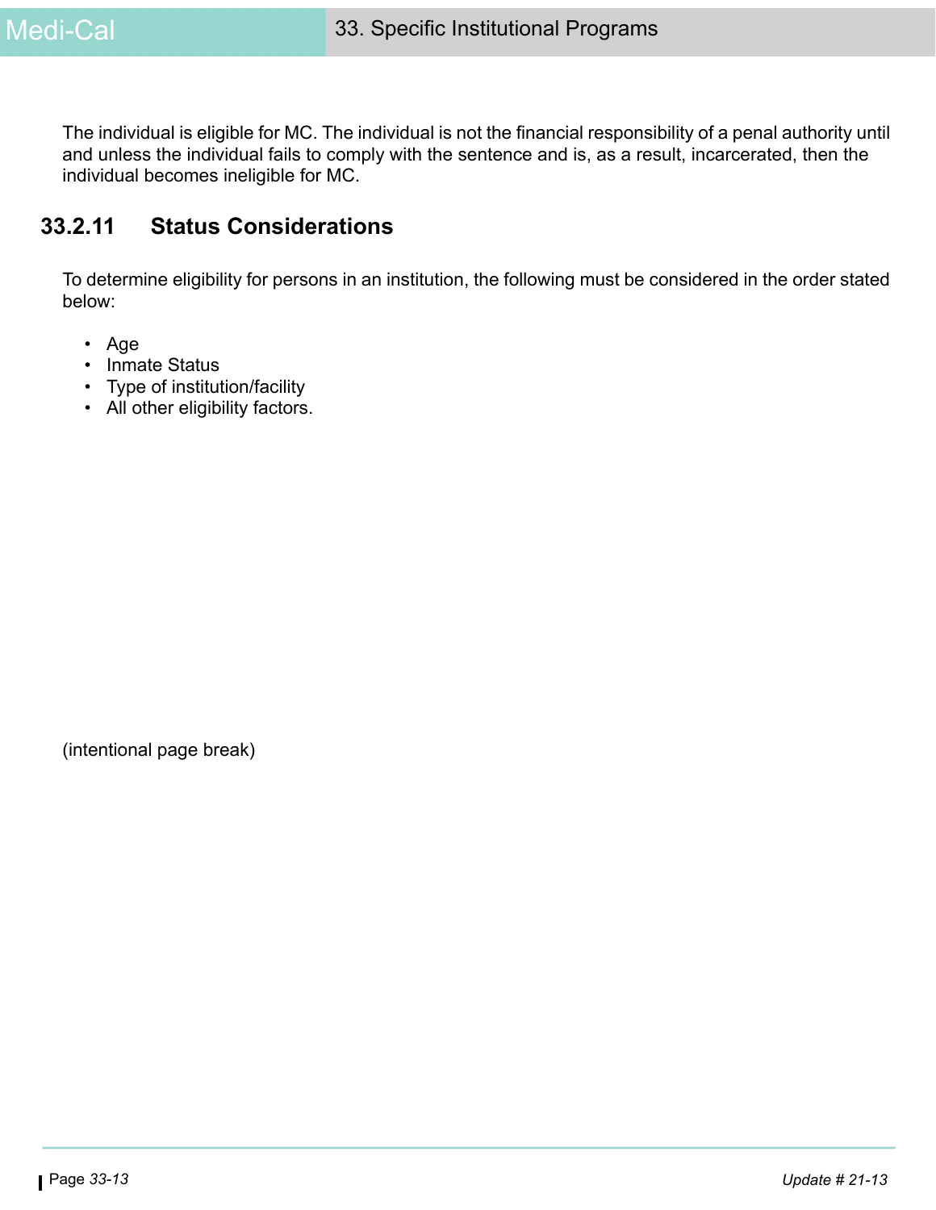The individual is eligible for MC. The individual is not the financial responsibility of a penal authority until and unless the individual fails to comply with the sentence and is, as a result, incarcerated, then the individual becomes ineligible for MC.

## 33.2.11 Status Considerations

To determine eligibility for persons in an institution, the following must be considered in the order stated below:

- Age
- Inmate Status
- Type of institution/facility
- All other eligibility factors.

(intentional page break)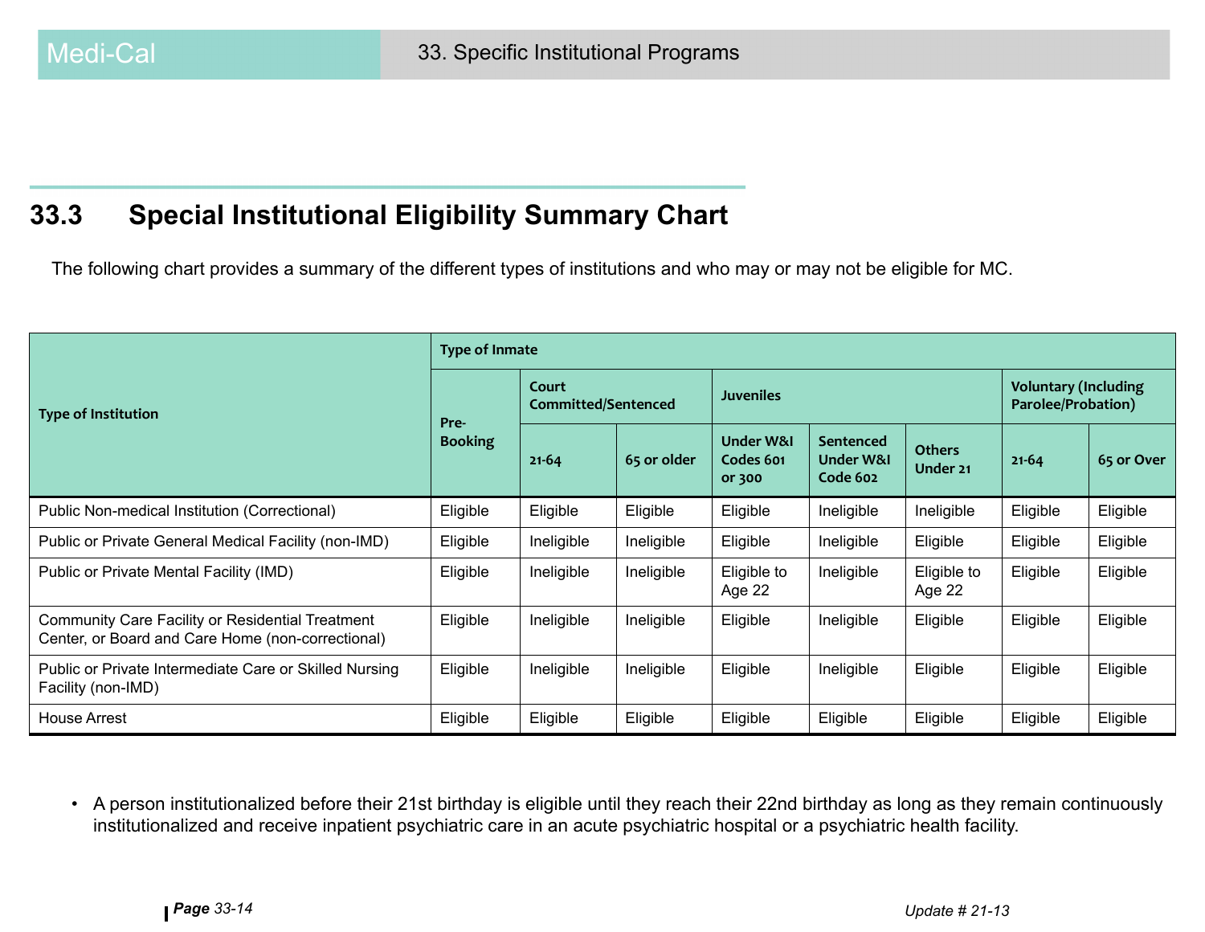## 33.3 Special Institutional Eligibility Summary Chart

The following chart provides a summary of the different types of institutions and who may or may not be eligible for MC.

| Type of Institution | Type of Inmate | | | | | | | |
|---|---|---|---|---|---|---|---|---|
| | Pre-Booking | Court Committed/Sentenced | | Juveniles | | | Voluntary (Including Parolee/Probation) | |
| | | 21-64 | 65 or older | Under W&I Codes 601 or 300 | Sentenced Under W&I Code 602 | Others Under 21 | 21-64 | 65 or Over |
| Public Non-medical Institution (Correctional) | Eligible | Eligible | Eligible | Eligible | Ineligible | Ineligible | Eligible | Eligible |
| Public or Private General Medical Facility (non-IMD) | Eligible | Ineligible | Ineligible | Eligible | Ineligible | Eligible | Eligible | Eligible |
| Public or Private Mental Facility (IMD) | Eligible | Ineligible | Ineligible | Eligible to Age 22 | Ineligible | Eligible to Age 22 | Eligible | Eligible |
| Community Care Facility or Residential Treatment Center, or Board and Care Home (non-correctional) | Eligible | Ineligible | Ineligible | Eligible | Ineligible | Eligible | Eligible | Eligible |
| Public or Private Intermediate Care or Skilled Nursing Facility (non-IMD) | Eligible | Ineligible | Ineligible | Eligible | Ineligible | Eligible | Eligible | Eligible |
| House Arrest | Eligible | Eligible | Eligible | Eligible | Eligible | Eligible | Eligible | Eligible |

- A person institutionalized before their 21st birthday is eligible until they reach their 22nd birthday as long as they remain continuously institutionalized and receive inpatient psychiatric care in an acute psychiatric hospital or a psychiatric health facility.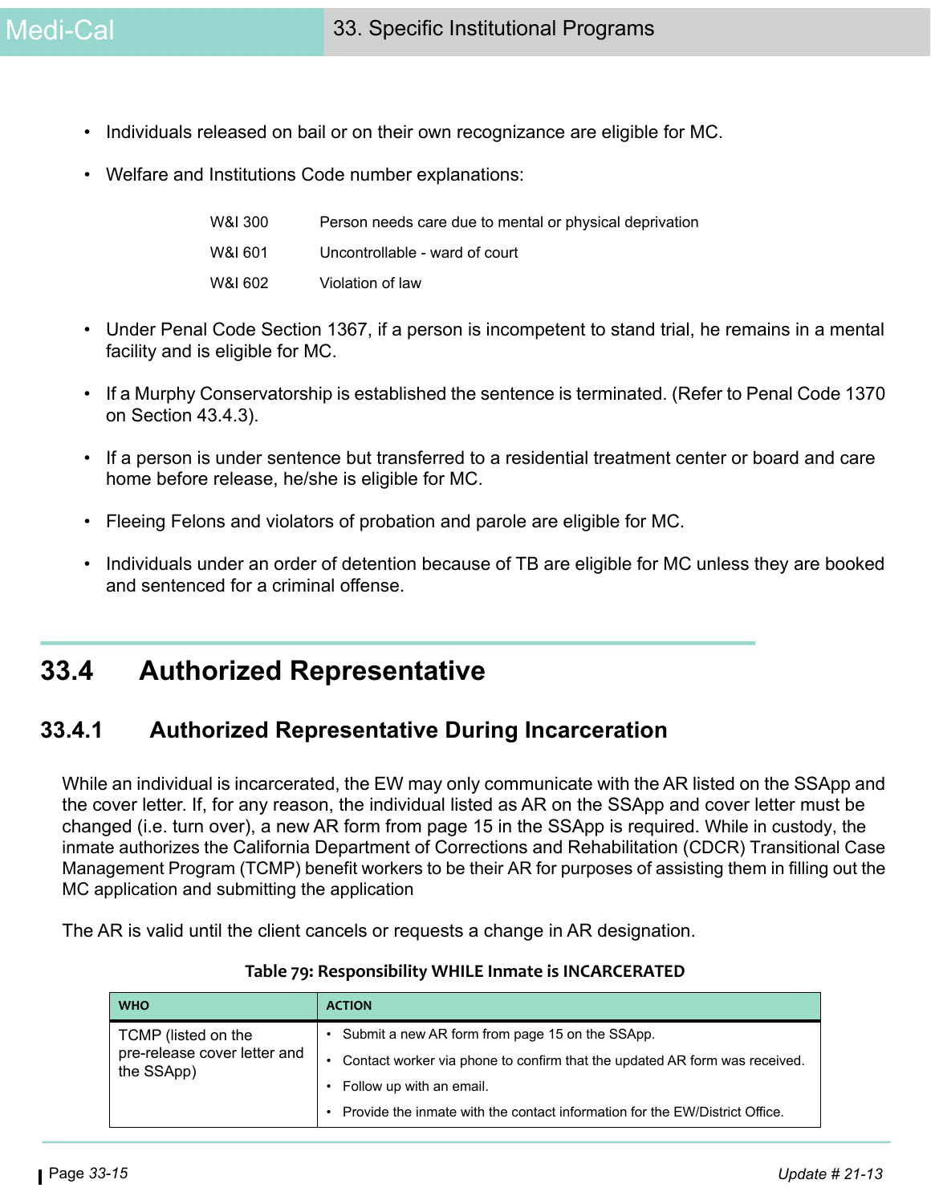- Individuals released on bail or on their own recognizance are eligible for MC.
- Welfare and Institutions Code number explanations:

| | |
|---|---|
| W&I 300 | Person needs care due to mental or physical deprivation |
| W&I 601 | Uncontrollable - ward of court |
| W&I 602 | Violation of law |

- Under Penal Code Section 1367, if a person is incompetent to stand trial, he remains in a mental facility and is eligible for MC.
- If a Murphy Conservatorship is established the sentence is terminated. (Refer to Penal Code 1370 on Section 43.4.3).
- If a person is under sentence but transferred to a residential treatment center or board and care home before release, he/she is eligible for MC.
- Fleeing Felons and violators of probation and parole are eligible for MC.
- Individuals under an order of detention because of TB are eligible for MC unless they are booked and sentenced for a criminal offense.

# 33.4 Authorized Representative

## 33.4.1 Authorized Representative During Incarceration

While an individual is incarcerated, the EW may only communicate with the AR listed on the SSApp and the cover letter. If, for any reason, the individual listed as AR on the SSApp and cover letter must be changed (i.e. turn over), a new AR form from page 15 in the SSApp is required. While in custody, the inmate authorizes the California Department of Corrections and Rehabilitation (CDCR) Transitional Case Management Program (TCMP) benefit workers to be their AR for purposes of assisting them in filling out the MC application and submitting the application

The AR is valid until the client cancels or requests a change in AR designation.

**Table 79: Responsibility WHILE Inmate is INCARCERATED**

| WHO | ACTION |
|---|---|
| TCMP (listed on the pre-release cover letter and the SSApp) | • Submit a new AR form from page 15 on the SSApp.<br>• Contact worker via phone to confirm that the updated AR form was received.<br>• Follow up with an email.<br>• Provide the inmate with the contact information for the EW/District Office. |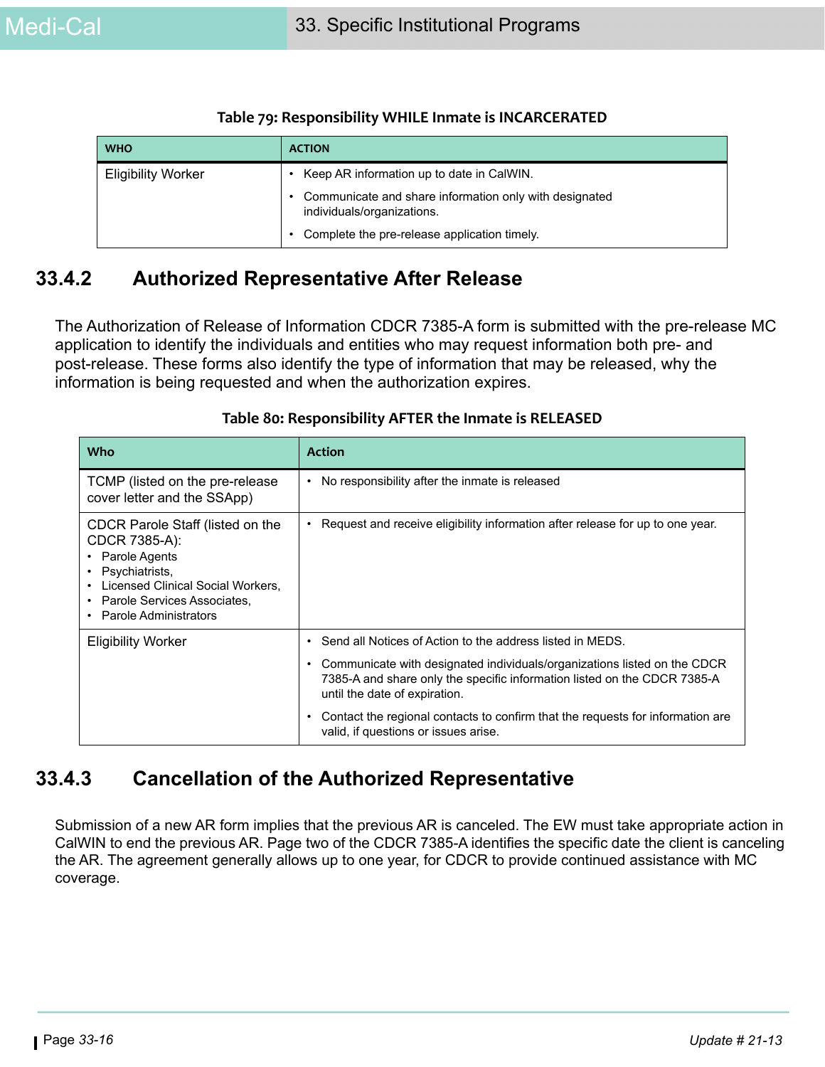**Table 79: Responsibility WHILE Inmate is INCARCERATED**

| WHO | ACTION |
|---|---|
| Eligibility Worker | • Keep AR information up to date in CalWIN.<br>• Communicate and share information only with designated individuals/organizations.<br>• Complete the pre-release application timely. |

## 33.4.2 Authorized Representative After Release

The Authorization of Release of Information CDCR 7385-A form is submitted with the pre-release MC application to identify the individuals and entities who may request information both pre- and post-release. These forms also identify the type of information that may be released, why the information is being requested and when the authorization expires.

**Table 80: Responsibility AFTER the Inmate is RELEASED**

| Who | Action |
|---|---|
| TCMP (listed on the pre-release cover letter and the SSApp) | • No responsibility after the inmate is released |
| CDCR Parole Staff (listed on the CDCR 7385-A):<br>• Parole Agents<br>• Psychiatrists,<br>• Licensed Clinical Social Workers,<br>• Parole Services Associates,<br>• Parole Administrators | • Request and receive eligibility information after release for up to one year. |
| Eligibility Worker | • Send all Notices of Action to the address listed in MEDS.<br>• Communicate with designated individuals/organizations listed on the CDCR 7385-A and share only the specific information listed on the CDCR 7385-A until the date of expiration.<br>• Contact the regional contacts to confirm that the requests for information are valid, if questions or issues arise. |

## 33.4.3 Cancellation of the Authorized Representative

Submission of a new AR form implies that the previous AR is canceled. The EW must take appropriate action in CalWIN to end the previous AR. Page two of the CDCR 7385-A identifies the specific date the client is canceling the AR. The agreement generally allows up to one year, for CDCR to provide continued assistance with MC coverage.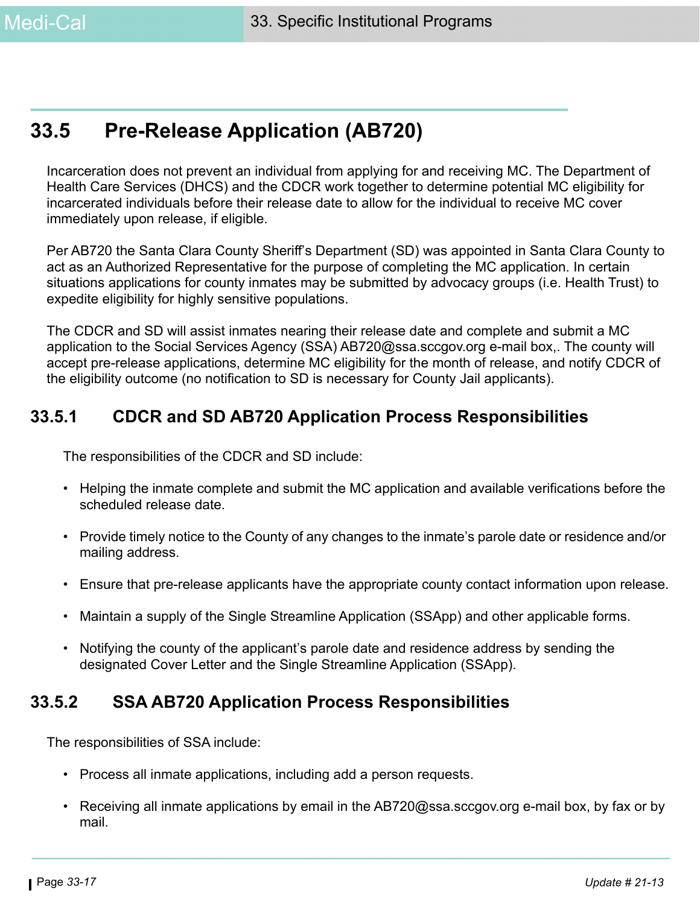## 33.5 Pre-Release Application (AB720)

Incarceration does not prevent an individual from applying for and receiving MC. The Department of Health Care Services (DHCS) and the CDCR work together to determine potential MC eligibility for incarcerated individuals before their release date to allow for the individual to receive MC cover immediately upon release, if eligible.

Per AB720 the Santa Clara County Sheriff's Department (SD) was appointed in Santa Clara County to act as an Authorized Representative for the purpose of completing the MC application. In certain situations applications for county inmates may be submitted by advocacy groups (i.e. Health Trust) to expedite eligibility for highly sensitive populations.

The CDCR and SD will assist inmates nearing their release date and complete and submit a MC application to the Social Services Agency (SSA) AB720@ssa.sccgov.org e-mail box,. The county will accept pre-release applications, determine MC eligibility for the month of release, and notify CDCR of the eligibility outcome (no notification to SD is necessary for County Jail applicants).

### 33.5.1 CDCR and SD AB720 Application Process Responsibilities

The responsibilities of the CDCR and SD include:

- Helping the inmate complete and submit the MC application and available verifications before the scheduled release date.
- Provide timely notice to the County of any changes to the inmate's parole date or residence and/or mailing address.
- Ensure that pre-release applicants have the appropriate county contact information upon release.
- Maintain a supply of the Single Streamline Application (SSApp) and other applicable forms.
- Notifying the county of the applicant's parole date and residence address by sending the designated Cover Letter and the Single Streamline Application (SSApp).

### 33.5.2 SSA AB720 Application Process Responsibilities

The responsibilities of SSA include:

- Process all inmate applications, including add a person requests.
- Receiving all inmate applications by email in the AB720@ssa.sccgov.org e-mail box, by fax or by mail.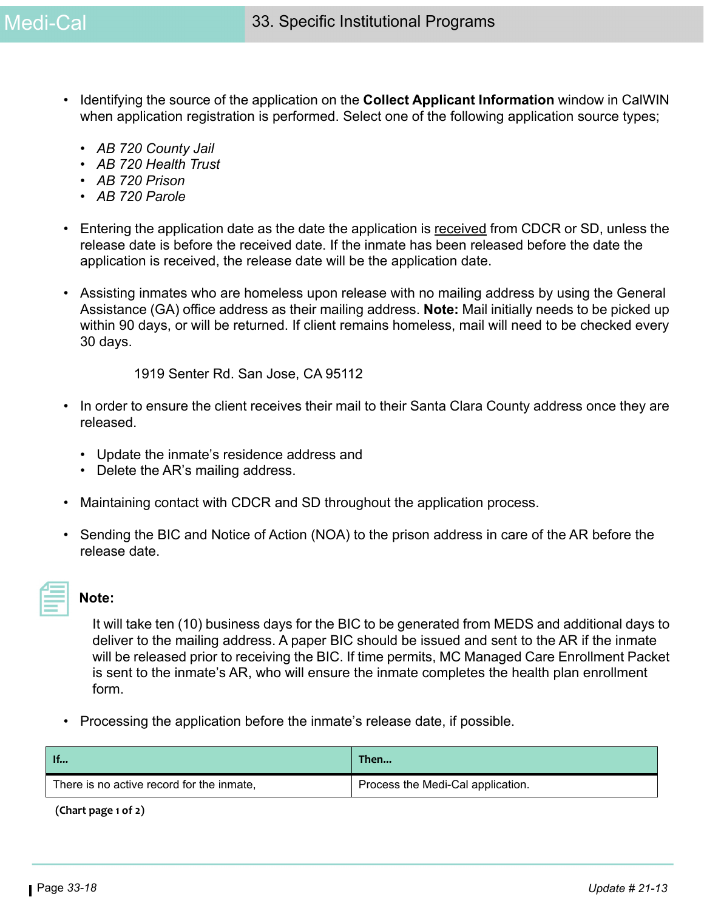- Identifying the source of the application on the **Collect Applicant Information** window in CalWIN when application registration is performed. Select one of the following application source types;
  - *AB 720 County Jail*
  - *AB 720 Health Trust*
  - *AB 720 Prison*
  - *AB 720 Parole*

- Entering the application date as the date the application is <u>received</u> from CDCR or SD, unless the release date is before the received date. If the inmate has been released before the date the application is received, the release date will be the application date.

- Assisting inmates who are homeless upon release with no mailing address by using the General Assistance (GA) office address as their mailing address. **Note:** Mail initially needs to be picked up within 90 days, or will be returned. If client remains homeless, mail will need to be checked every 30 days.

  1919 Senter Rd. San Jose, CA 95112

- In order to ensure the client receives their mail to their Santa Clara County address once they are released.
  - Update the inmate's residence address and
  - Delete the AR's mailing address.

- Maintaining contact with CDCR and SD throughout the application process.

- Sending the BIC and Notice of Action (NOA) to the prison address in care of the AR before the release date.

**Note:**

It will take ten (10) business days for the BIC to be generated from MEDS and additional days to deliver to the mailing address. A paper BIC should be issued and sent to the AR if the inmate will be released prior to receiving the BIC. If time permits, MC Managed Care Enrollment Packet is sent to the inmate's AR, who will ensure the inmate completes the health plan enrollment form.

- Processing the application before the inmate's release date, if possible.

| If... | Then... |
|---|---|
| There is no active record for the inmate, | Process the Medi-Cal application. |

**(Chart page 1 of 2)**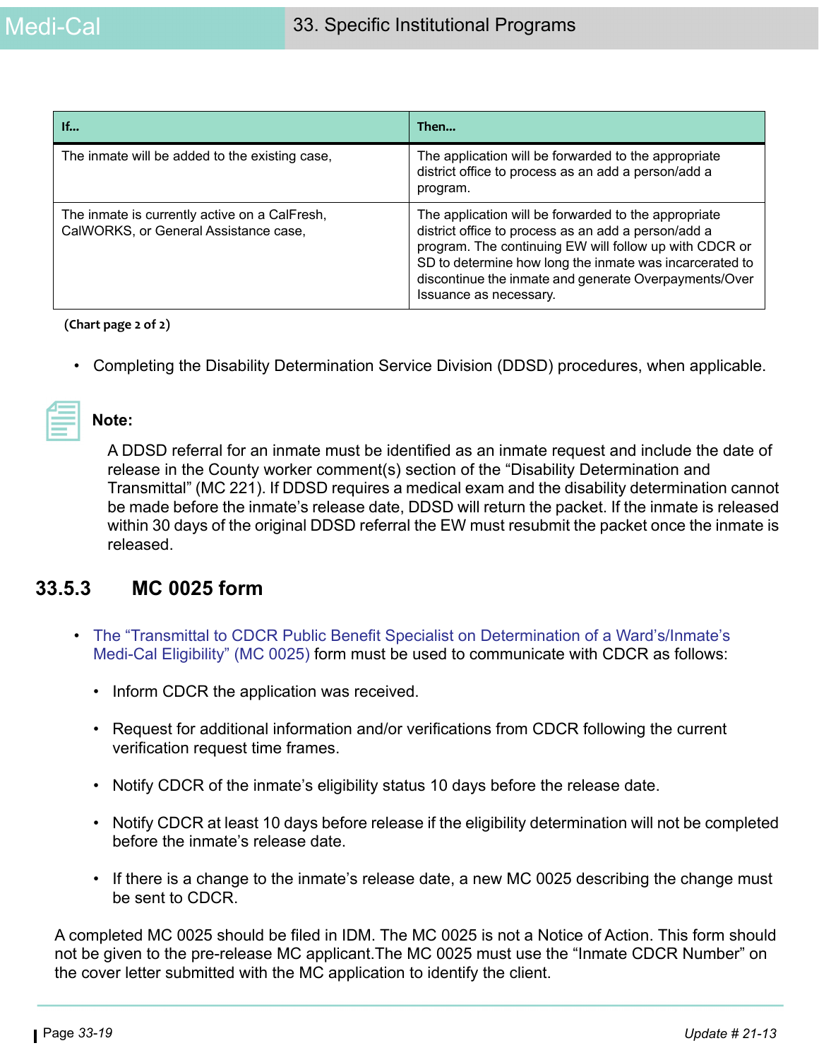| If... | Then... |
| --- | --- |
| The inmate will be added to the existing case, | The application will be forwarded to the appropriate district office to process as an add a person/add a program. |
| The inmate is currently active on a CalFresh, CalWORKS, or General Assistance case, | The application will be forwarded to the appropriate district office to process as an add a person/add a program. The continuing EW will follow up with CDCR or SD to determine how long the inmate was incarcerated to discontinue the inmate and generate Overpayments/Over Issuance as necessary. |

**(Chart page 2 of 2)**

- Completing the Disability Determination Service Division (DDSD) procedures, when applicable.

**Note:**

A DDSD referral for an inmate must be identified as an inmate request and include the date of release in the County worker comment(s) section of the "Disability Determination and Transmittal" (MC 221). If DDSD requires a medical exam and the disability determination cannot be made before the inmate's release date, DDSD will return the packet. If the inmate is released within 30 days of the original DDSD referral the EW must resubmit the packet once the inmate is released.

## 33.5.3 MC 0025 form

- The "Transmittal to CDCR Public Benefit Specialist on Determination of a Ward's/Inmate's Medi-Cal Eligibility" (MC 0025) form must be used to communicate with CDCR as follows:
  - Inform CDCR the application was received.
  - Request for additional information and/or verifications from CDCR following the current verification request time frames.
  - Notify CDCR of the inmate's eligibility status 10 days before the release date.
  - Notify CDCR at least 10 days before release if the eligibility determination will not be completed before the inmate's release date.
  - If there is a change to the inmate's release date, a new MC 0025 describing the change must be sent to CDCR.

A completed MC 0025 should be filed in IDM. The MC 0025 is not a Notice of Action. This form should not be given to the pre-release MC applicant.The MC 0025 must use the "Inmate CDCR Number" on the cover letter submitted with the MC application to identify the client.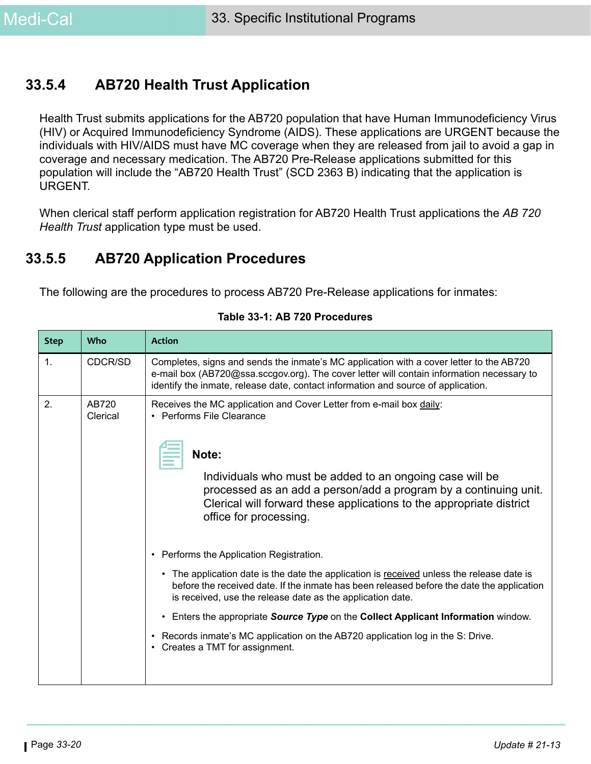## 33.5.4 AB720 Health Trust Application

Health Trust submits applications for the AB720 population that have Human Immunodeficiency Virus (HIV) or Acquired Immunodeficiency Syndrome (AIDS). These applications are URGENT because the individuals with HIV/AIDS must have MC coverage when they are released from jail to avoid a gap in coverage and necessary medication. The AB720 Pre-Release applications submitted for this population will include the “AB720 Health Trust” (SCD 2363 B) indicating that the application is URGENT.

When clerical staff perform application registration for AB720 Health Trust applications the *AB 720 Health Trust* application type must be used.

## 33.5.5 AB720 Application Procedures

The following are the procedures to process AB720 Pre-Release applications for inmates:

**Table 33-1: AB 720 Procedures**

| Step | Who | Action |
|---|---|---|
| 1. | CDCR/SD | Completes, signs and sends the inmate’s MC application with a cover letter to the AB720 e-mail box (AB720@ssa.sccgov.org). The cover letter will contain information necessary to identify the inmate, release date, contact information and source of application. |
| 2. | AB720 Clerical | Receives the MC application and Cover Letter from e-mail box daily:<br>• Performs File Clearance<br><br>**Note:** Individuals who must be added to an ongoing case will be processed as an add a person/add a program by a continuing unit. Clerical will forward these applications to the appropriate district office for processing.<br><br>• Performs the Application Registration.<br>  • The application date is the date the application is received unless the release date is before the received date. If the inmate has been released before the date the application is received, use the release date as the application date.<br>  • Enters the appropriate ***Source Type*** on the **Collect Applicant Information** window.<br>• Records inmate’s MC application on the AB720 application log in the S: Drive.<br>• Creates a TMT for assignment. |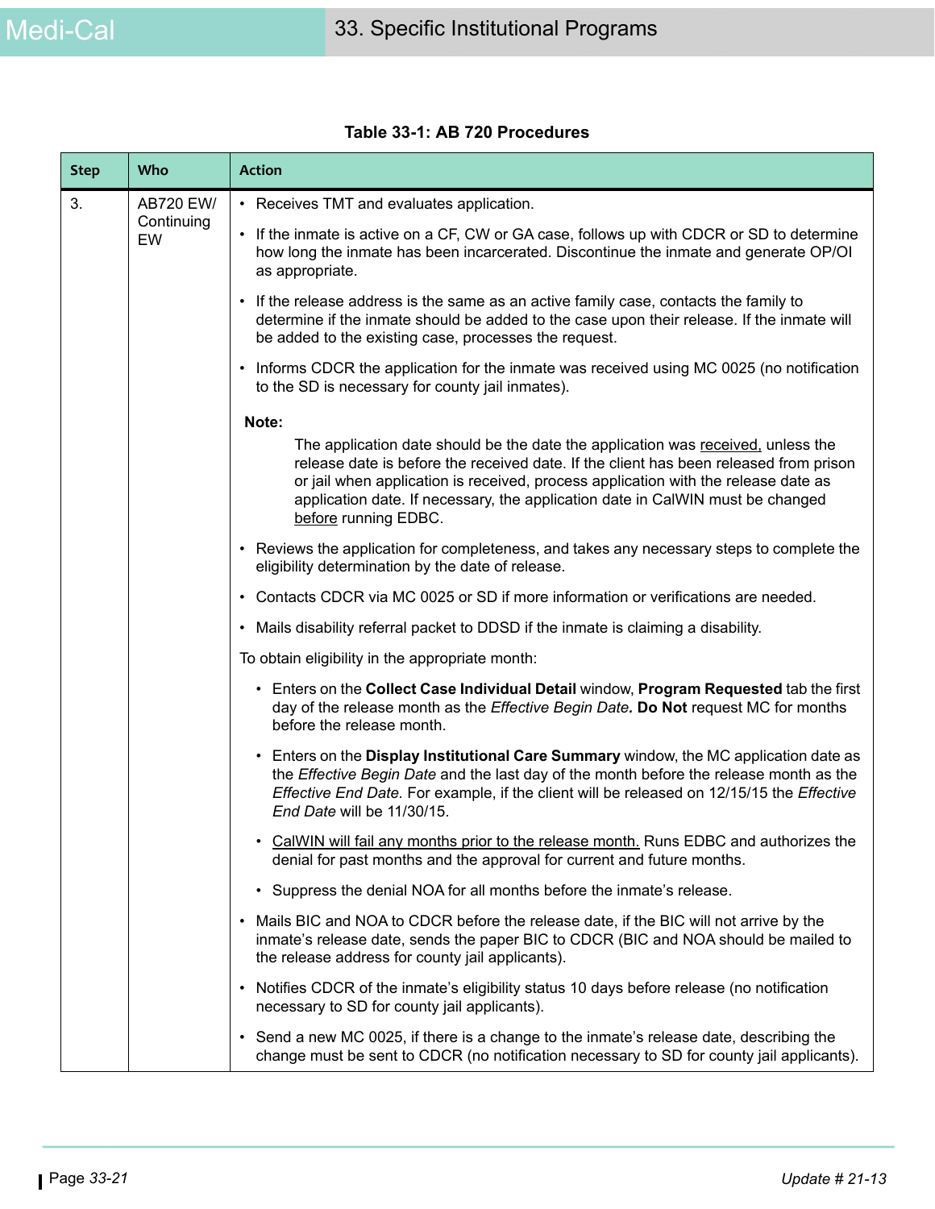**Table 33-1: AB 720 Procedures**

| Step | Who | Action |
|---|---|---|
| 3. | AB720 EW/ Continuing EW | • Receives TMT and evaluates application.<br>• If the inmate is active on a CF, CW or GA case, follows up with CDCR or SD to determine how long the inmate has been incarcerated. Discontinue the inmate and generate OP/OI as appropriate.<br>• If the release address is the same as an active family case, contacts the family to determine if the inmate should be added to the case upon their release. If the inmate will be added to the existing case, processes the request.<br>• Informs CDCR the application for the inmate was received using MC 0025 (no notification to the SD is necessary for county jail inmates).<br><br>**Note:**<br>The application date should be the date the application was <u>received,</u> unless the release date is before the received date. If the client has been released from prison or jail when application is received, process application with the release date as application date. If necessary, the application date in CalWIN must be changed <u>before</u> running EDBC.<br><br>• Reviews the application for completeness, and takes any necessary steps to complete the eligibility determination by the date of release.<br>• Contacts CDCR via MC 0025 or SD if more information or verifications are needed.<br>• Mails disability referral packet to DDSD if the inmate is claiming a disability.<br><br>To obtain eligibility in the appropriate month:<br>• Enters on the **Collect Case Individual Detail** window, **Program Requested** tab the first day of the release month as the *Effective Begin Date.* **Do Not** request MC for months before the release month.<br>• Enters on the **Display Institutional Care Summary** window, the MC application date as the *Effective Begin Date* and the last day of the month before the release month as the *Effective End Date.* For example, if the client will be released on 12/15/15 the *Effective End Date* will be 11/30/15.<br>• <u>CalWIN will fail any months prior to the release month.</u> Runs EDBC and authorizes the denial for past months and the approval for current and future months.<br>• Suppress the denial NOA for all months before the inmate's release.<br><br>• Mails BIC and NOA to CDCR before the release date, if the BIC will not arrive by the inmate's release date, sends the paper BIC to CDCR (BIC and NOA should be mailed to the release address for county jail applicants).<br>• Notifies CDCR of the inmate's eligibility status 10 days before release (no notification necessary to SD for county jail applicants).<br>• Send a new MC 0025, if there is a change to the inmate's release date, describing the change must be sent to CDCR (no notification necessary to SD for county jail applicants). |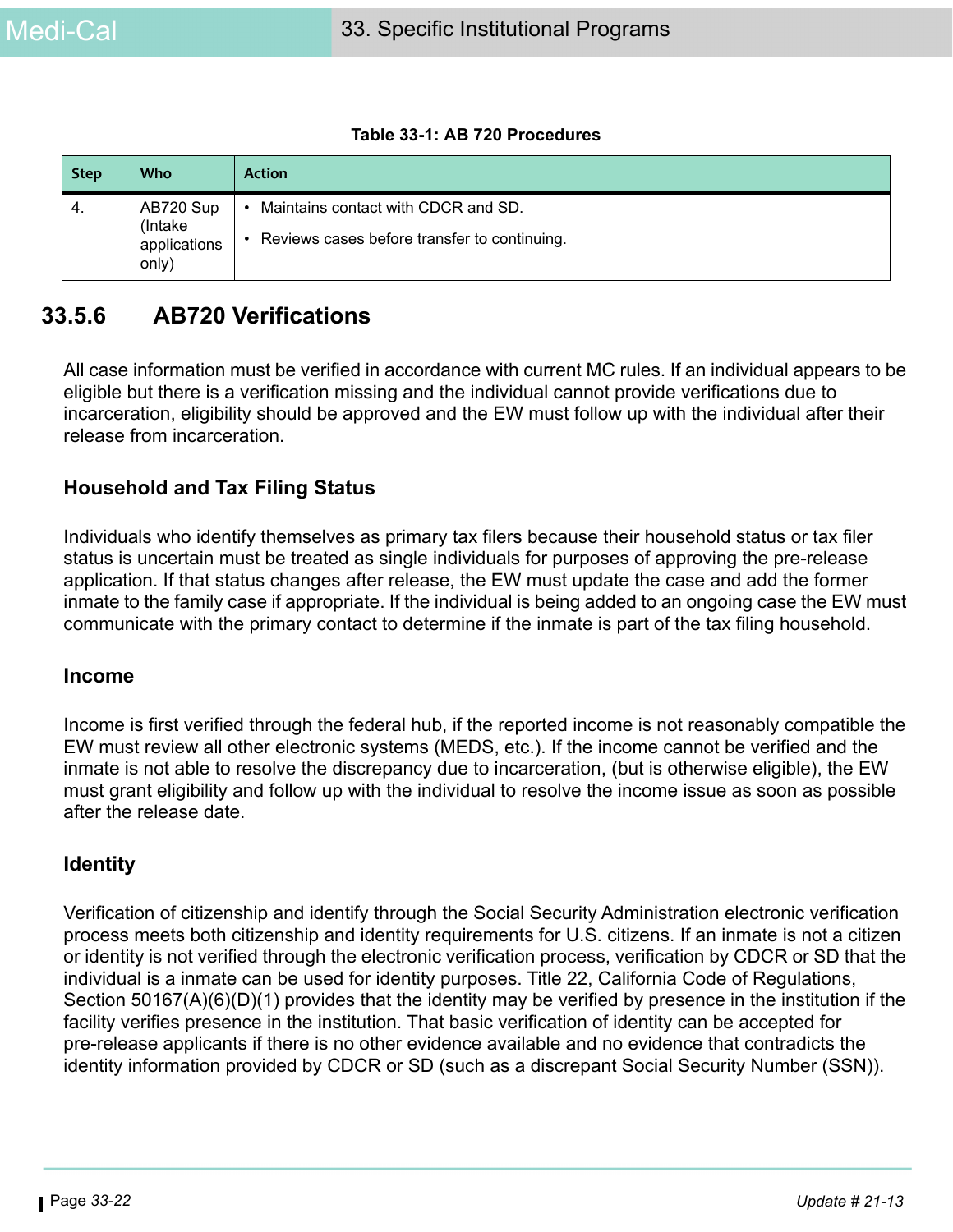**Table 33-1: AB 720 Procedures**

| Step | Who | Action |
|---|---|---|
| 4. | AB720 Sup (Intake applications only) | • Maintains contact with CDCR and SD.<br>• Reviews cases before transfer to continuing. |

## 33.5.6 AB720 Verifications

All case information must be verified in accordance with current MC rules. If an individual appears to be eligible but there is a verification missing and the individual cannot provide verifications due to incarceration, eligibility should be approved and the EW must follow up with the individual after their release from incarceration.

### Household and Tax Filing Status

Individuals who identify themselves as primary tax filers because their household status or tax filer status is uncertain must be treated as single individuals for purposes of approving the pre-release application. If that status changes after release, the EW must update the case and add the former inmate to the family case if appropriate. If the individual is being added to an ongoing case the EW must communicate with the primary contact to determine if the inmate is part of the tax filing household.

### Income

Income is first verified through the federal hub, if the reported income is not reasonably compatible the EW must review all other electronic systems (MEDS, etc.). If the income cannot be verified and the inmate is not able to resolve the discrepancy due to incarceration, (but is otherwise eligible), the EW must grant eligibility and follow up with the individual to resolve the income issue as soon as possible after the release date.

### Identity

Verification of citizenship and identify through the Social Security Administration electronic verification process meets both citizenship and identity requirements for U.S. citizens. If an inmate is not a citizen or identity is not verified through the electronic verification process, verification by CDCR or SD that the individual is a inmate can be used for identity purposes. Title 22, California Code of Regulations, Section 50167(A)(6)(D)(1) provides that the identity may be verified by presence in the institution if the facility verifies presence in the institution. That basic verification of identity can be accepted for pre-release applicants if there is no other evidence available and no evidence that contradicts the identity information provided by CDCR or SD (such as a discrepant Social Security Number (SSN)).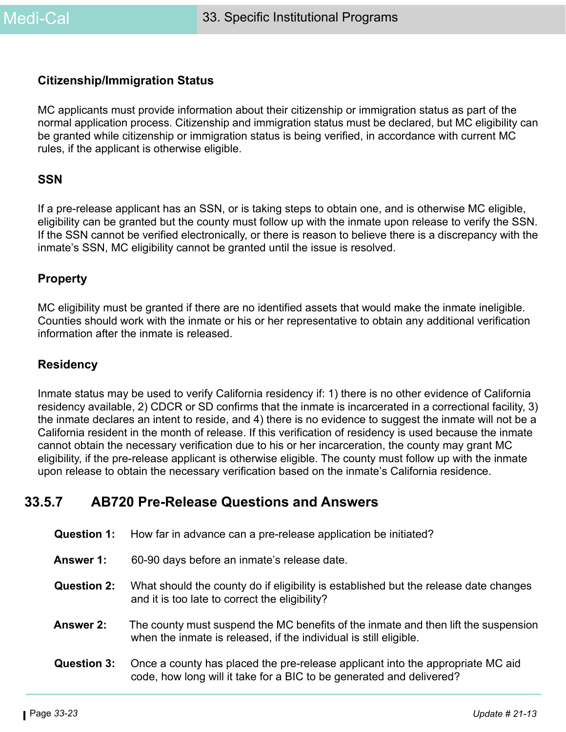### Citizenship/Immigration Status

MC applicants must provide information about their citizenship or immigration status as part of the normal application process. Citizenship and immigration status must be declared, but MC eligibility can be granted while citizenship or immigration status is being verified, in accordance with current MC rules, if the applicant is otherwise eligible.

### SSN

If a pre-release applicant has an SSN, or is taking steps to obtain one, and is otherwise MC eligible, eligibility can be granted but the county must follow up with the inmate upon release to verify the SSN. If the SSN cannot be verified electronically, or there is reason to believe there is a discrepancy with the inmate's SSN, MC eligibility cannot be granted until the issue is resolved.

### Property

MC eligibility must be granted if there are no identified assets that would make the inmate ineligible. Counties should work with the inmate or his or her representative to obtain any additional verification information after the inmate is released.

### Residency

Inmate status may be used to verify California residency if: 1) there is no other evidence of California residency available, 2) CDCR or SD confirms that the inmate is incarcerated in a correctional facility, 3) the inmate declares an intent to reside, and 4) there is no evidence to suggest the inmate will not be a California resident in the month of release. If this verification of residency is used because the inmate cannot obtain the necessary verification due to his or her incarceration, the county may grant MC eligibility, if the pre-release applicant is otherwise eligible. The county must follow up with the inmate upon release to obtain the necessary verification based on the inmate's California residence.

## 33.5.7 AB720 Pre-Release Questions and Answers

**Question 1:** How far in advance can a pre-release application be initiated?

**Answer 1:** 60-90 days before an inmate's release date.

**Question 2:** What should the county do if eligibility is established but the release date changes and it is too late to correct the eligibility?

**Answer 2:** The county must suspend the MC benefits of the inmate and then lift the suspension when the inmate is released, if the individual is still eligible.

**Question 3:** Once a county has placed the pre-release applicant into the appropriate MC aid code, how long will it take for a BIC to be generated and delivered?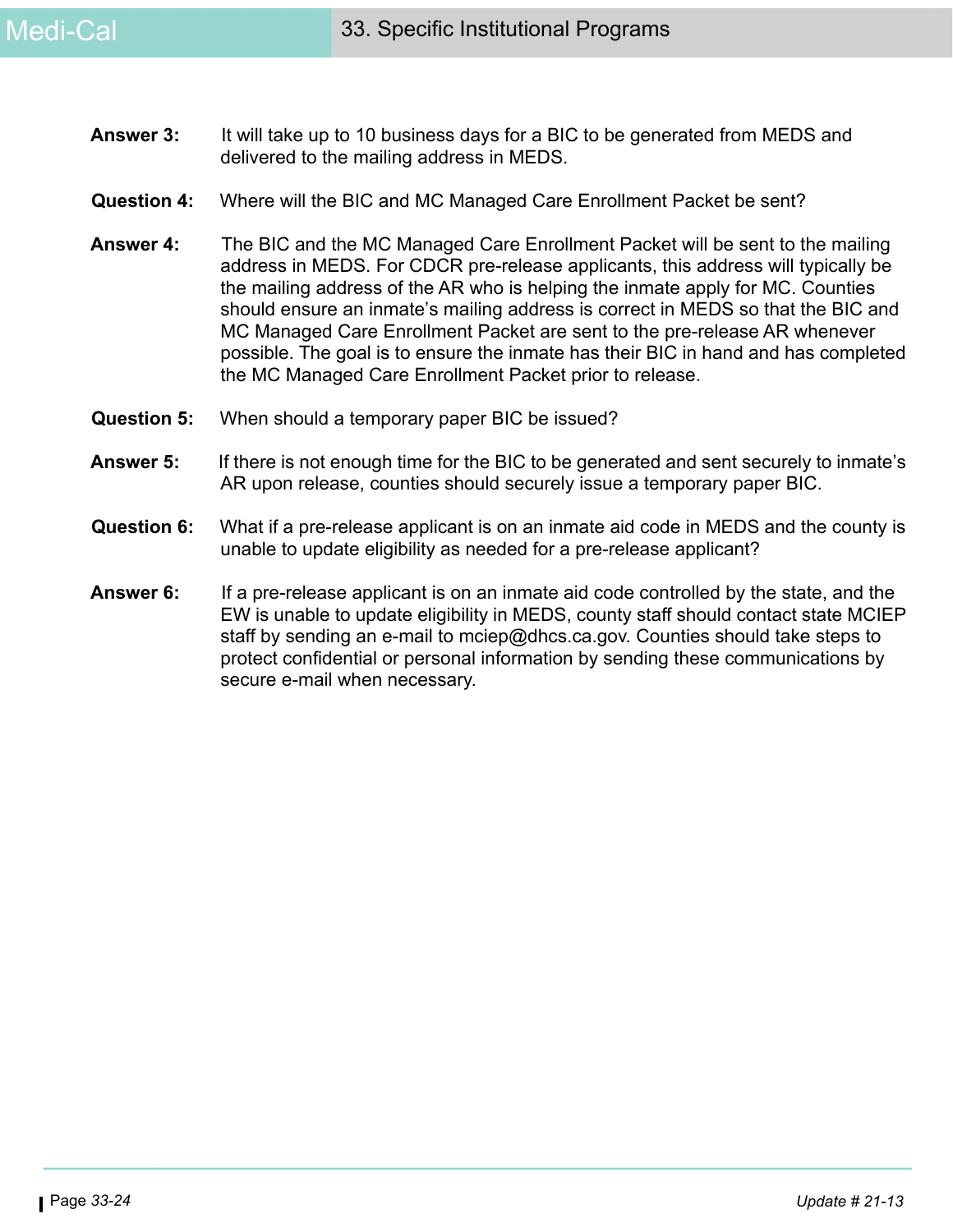**Answer 3:** It will take up to 10 business days for a BIC to be generated from MEDS and delivered to the mailing address in MEDS.

**Question 4:** Where will the BIC and MC Managed Care Enrollment Packet be sent?

**Answer 4:** The BIC and the MC Managed Care Enrollment Packet will be sent to the mailing address in MEDS. For CDCR pre-release applicants, this address will typically be the mailing address of the AR who is helping the inmate apply for MC. Counties should ensure an inmate's mailing address is correct in MEDS so that the BIC and MC Managed Care Enrollment Packet are sent to the pre-release AR whenever possible. The goal is to ensure the inmate has their BIC in hand and has completed the MC Managed Care Enrollment Packet prior to release.

**Question 5:** When should a temporary paper BIC be issued?

**Answer 5:** If there is not enough time for the BIC to be generated and sent securely to inmate's AR upon release, counties should securely issue a temporary paper BIC.

**Question 6:** What if a pre-release applicant is on an inmate aid code in MEDS and the county is unable to update eligibility as needed for a pre-release applicant?

**Answer 6:** If a pre-release applicant is on an inmate aid code controlled by the state, and the EW is unable to update eligibility in MEDS, county staff should contact state MCIEP staff by sending an e-mail to mciep@dhcs.ca.gov. Counties should take steps to protect confidential or personal information by sending these communications by secure e-mail when necessary.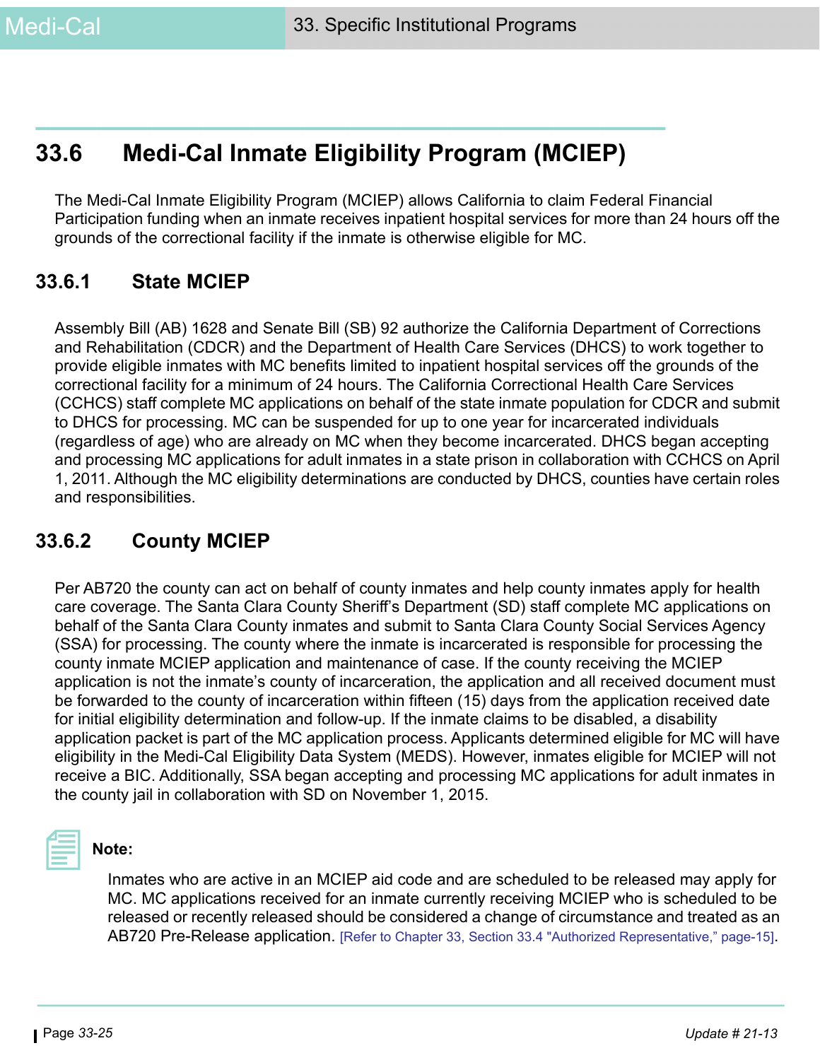## 33.6 Medi-Cal Inmate Eligibility Program (MCIEP)

The Medi-Cal Inmate Eligibility Program (MCIEP) allows California to claim Federal Financial Participation funding when an inmate receives inpatient hospital services for more than 24 hours off the grounds of the correctional facility if the inmate is otherwise eligible for MC.

### 33.6.1 State MCIEP

Assembly Bill (AB) 1628 and Senate Bill (SB) 92 authorize the California Department of Corrections and Rehabilitation (CDCR) and the Department of Health Care Services (DHCS) to work together to provide eligible inmates with MC benefits limited to inpatient hospital services off the grounds of the correctional facility for a minimum of 24 hours. The California Correctional Health Care Services (CCHCS) staff complete MC applications on behalf of the state inmate population for CDCR and submit to DHCS for processing. MC can be suspended for up to one year for incarcerated individuals (regardless of age) who are already on MC when they become incarcerated. DHCS began accepting and processing MC applications for adult inmates in a state prison in collaboration with CCHCS on April 1, 2011. Although the MC eligibility determinations are conducted by DHCS, counties have certain roles and responsibilities.

### 33.6.2 County MCIEP

Per AB720 the county can act on behalf of county inmates and help county inmates apply for health care coverage. The Santa Clara County Sheriff's Department (SD) staff complete MC applications on behalf of the Santa Clara County inmates and submit to Santa Clara County Social Services Agency (SSA) for processing. The county where the inmate is incarcerated is responsible for processing the county inmate MCIEP application and maintenance of case. If the county receiving the MCIEP application is not the inmate's county of incarceration, the application and all received document must be forwarded to the county of incarceration within fifteen (15) days from the application received date for initial eligibility determination and follow-up. If the inmate claims to be disabled, a disability application packet is part of the MC application process. Applicants determined eligible for MC will have eligibility in the Medi-Cal Eligibility Data System (MEDS). However, inmates eligible for MCIEP will not receive a BIC. Additionally, SSA began accepting and processing MC applications for adult inmates in the county jail in collaboration with SD on November 1, 2015.

**Note:**

Inmates who are active in an MCIEP aid code and are scheduled to be released may apply for MC. MC applications received for an inmate currently receiving MCIEP who is scheduled to be released or recently released should be considered a change of circumstance and treated as an AB720 Pre-Release application. [Refer to Chapter 33, Section 33.4 "Authorized Representative," page-15].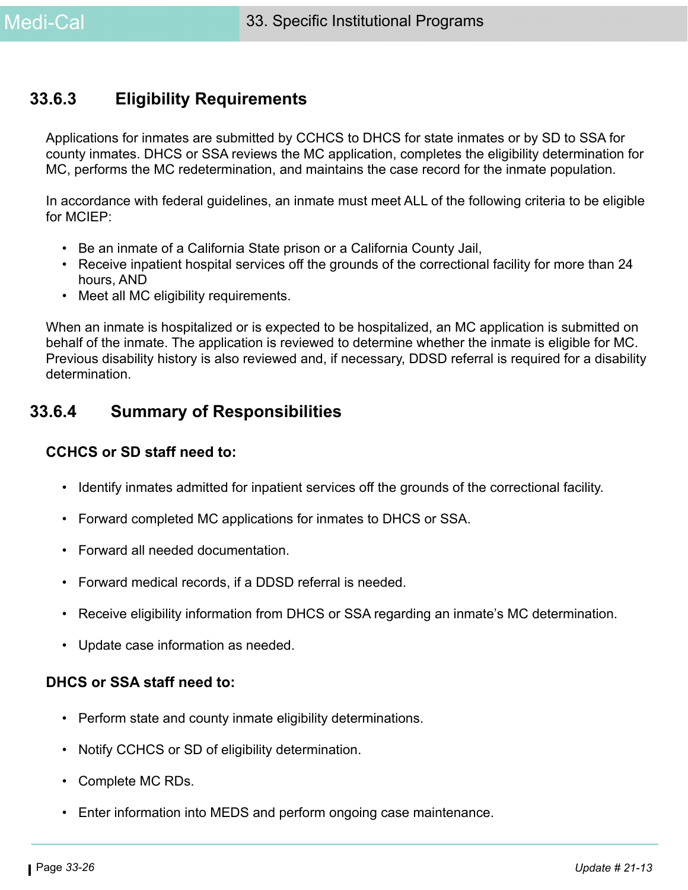## 33.6.3 Eligibility Requirements

Applications for inmates are submitted by CCHCS to DHCS for state inmates or by SD to SSA for county inmates. DHCS or SSA reviews the MC application, completes the eligibility determination for MC, performs the MC redetermination, and maintains the case record for the inmate population.

In accordance with federal guidelines, an inmate must meet ALL of the following criteria to be eligible for MCIEP:

- Be an inmate of a California State prison or a California County Jail,
- Receive inpatient hospital services off the grounds of the correctional facility for more than 24 hours, AND
- Meet all MC eligibility requirements.

When an inmate is hospitalized or is expected to be hospitalized, an MC application is submitted on behalf of the inmate. The application is reviewed to determine whether the inmate is eligible for MC. Previous disability history is also reviewed and, if necessary, DDSD referral is required for a disability determination.

## 33.6.4 Summary of Responsibilities

**CCHCS or SD staff need to:**

- Identify inmates admitted for inpatient services off the grounds of the correctional facility.
- Forward completed MC applications for inmates to DHCS or SSA.
- Forward all needed documentation.
- Forward medical records, if a DDSD referral is needed.
- Receive eligibility information from DHCS or SSA regarding an inmate's MC determination.
- Update case information as needed.

**DHCS or SSA staff need to:**

- Perform state and county inmate eligibility determinations.
- Notify CCHCS or SD of eligibility determination.
- Complete MC RDs.
- Enter information into MEDS and perform ongoing case maintenance.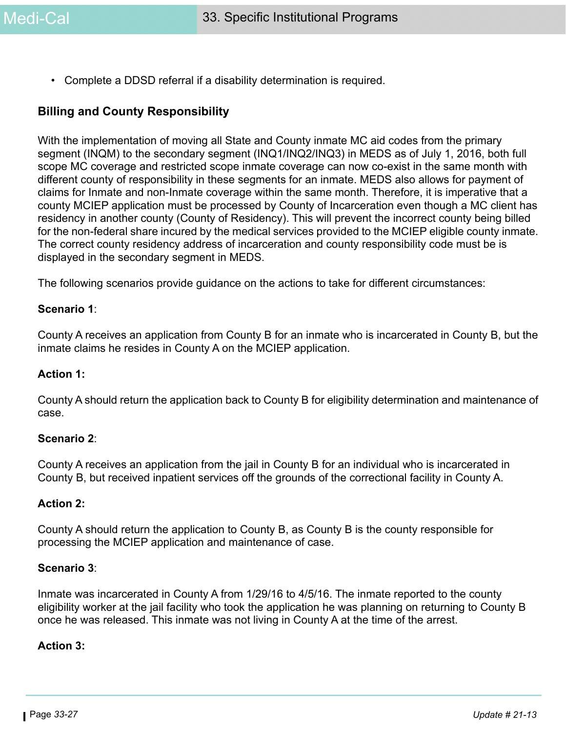- Complete a DDSD referral if a disability determination is required.

## Billing and County Responsibility

With the implementation of moving all State and County inmate MC aid codes from the primary segment (INQM) to the secondary segment (INQ1/INQ2/INQ3) in MEDS as of July 1, 2016, both full scope MC coverage and restricted scope inmate coverage can now co-exist in the same month with different county of responsibility in these segments for an inmate. MEDS also allows for payment of claims for Inmate and non-Inmate coverage within the same month. Therefore, it is imperative that a county MCIEP application must be processed by County of Incarceration even though a MC client has residency in another county (County of Residency). This will prevent the incorrect county being billed for the non-federal share incured by the medical services provided to the MCIEP eligible county inmate. The correct county residency address of incarceration and county responsibility code must be is displayed in the secondary segment in MEDS.

The following scenarios provide guidance on the actions to take for different circumstances:

**Scenario 1**:

County A receives an application from County B for an inmate who is incarcerated in County B, but the inmate claims he resides in County A on the MCIEP application.

**Action 1:**

County A should return the application back to County B for eligibility determination and maintenance of case.

**Scenario 2**:

County A receives an application from the jail in County B for an individual who is incarcerated in County B, but received inpatient services off the grounds of the correctional facility in County A.

**Action 2:**

County A should return the application to County B, as County B is the county responsible for processing the MCIEP application and maintenance of case.

**Scenario 3**:

Inmate was incarcerated in County A from 1/29/16 to 4/5/16. The inmate reported to the county eligibility worker at the jail facility who took the application he was planning on returning to County B once he was released. This inmate was not living in County A at the time of the arrest.

**Action 3:**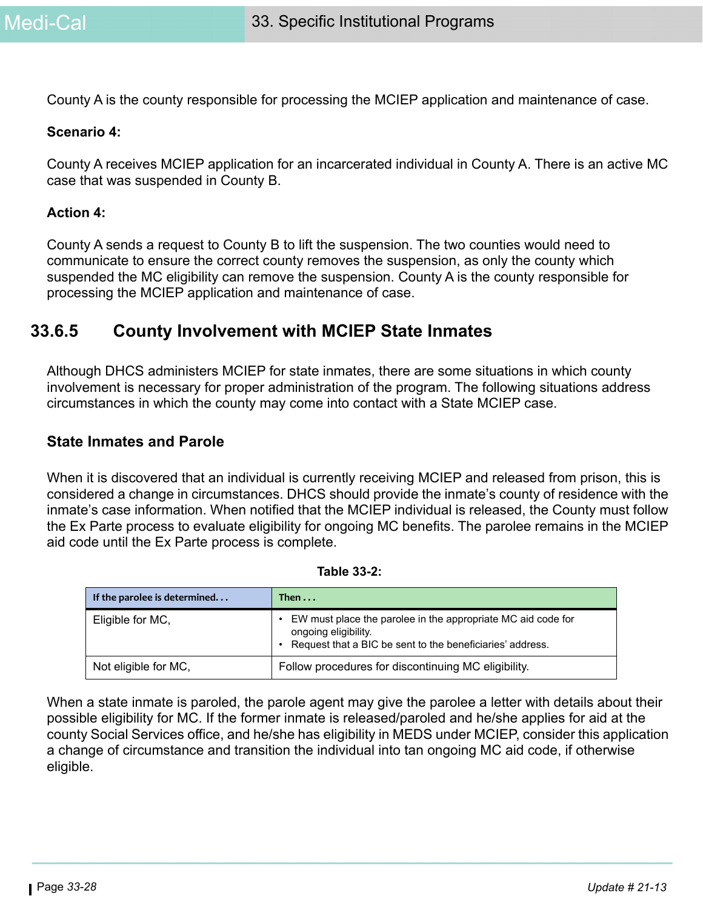County A is the county responsible for processing the MCIEP application and maintenance of case.

**Scenario 4:**

County A receives MCIEP application for an incarcerated individual in County A. There is an active MC case that was suspended in County B.

**Action 4:**

County A sends a request to County B to lift the suspension. The two counties would need to communicate to ensure the correct county removes the suspension, as only the county which suspended the MC eligibility can remove the suspension. County A is the county responsible for processing the MCIEP application and maintenance of case.

## 33.6.5 County Involvement with MCIEP State Inmates

Although DHCS administers MCIEP for state inmates, there are some situations in which county involvement is necessary for proper administration of the program. The following situations address circumstances in which the county may come into contact with a State MCIEP case.

### State Inmates and Parole

When it is discovered that an individual is currently receiving MCIEP and released from prison, this is considered a change in circumstances. DHCS should provide the inmate's county of residence with the inmate's case information. When notified that the MCIEP individual is released, the County must follow the Ex Parte process to evaluate eligibility for ongoing MC benefits. The parolee remains in the MCIEP aid code until the Ex Parte process is complete.

**Table 33-2:**

| If the parolee is determined. . . | Then . . . |
|---|---|
| Eligible for MC, | • EW must place the parolee in the appropriate MC aid code for ongoing eligibility.<br>• Request that a BIC be sent to the beneficiaries' address. |
| Not eligible for MC, | Follow procedures for discontinuing MC eligibility. |

When a state inmate is paroled, the parole agent may give the parolee a letter with details about their possible eligibility for MC. If the former inmate is released/paroled and he/she applies for aid at the county Social Services office, and he/she has eligibility in MEDS under MCIEP, consider this application a change of circumstance and transition the individual into tan ongoing MC aid code, if otherwise eligible.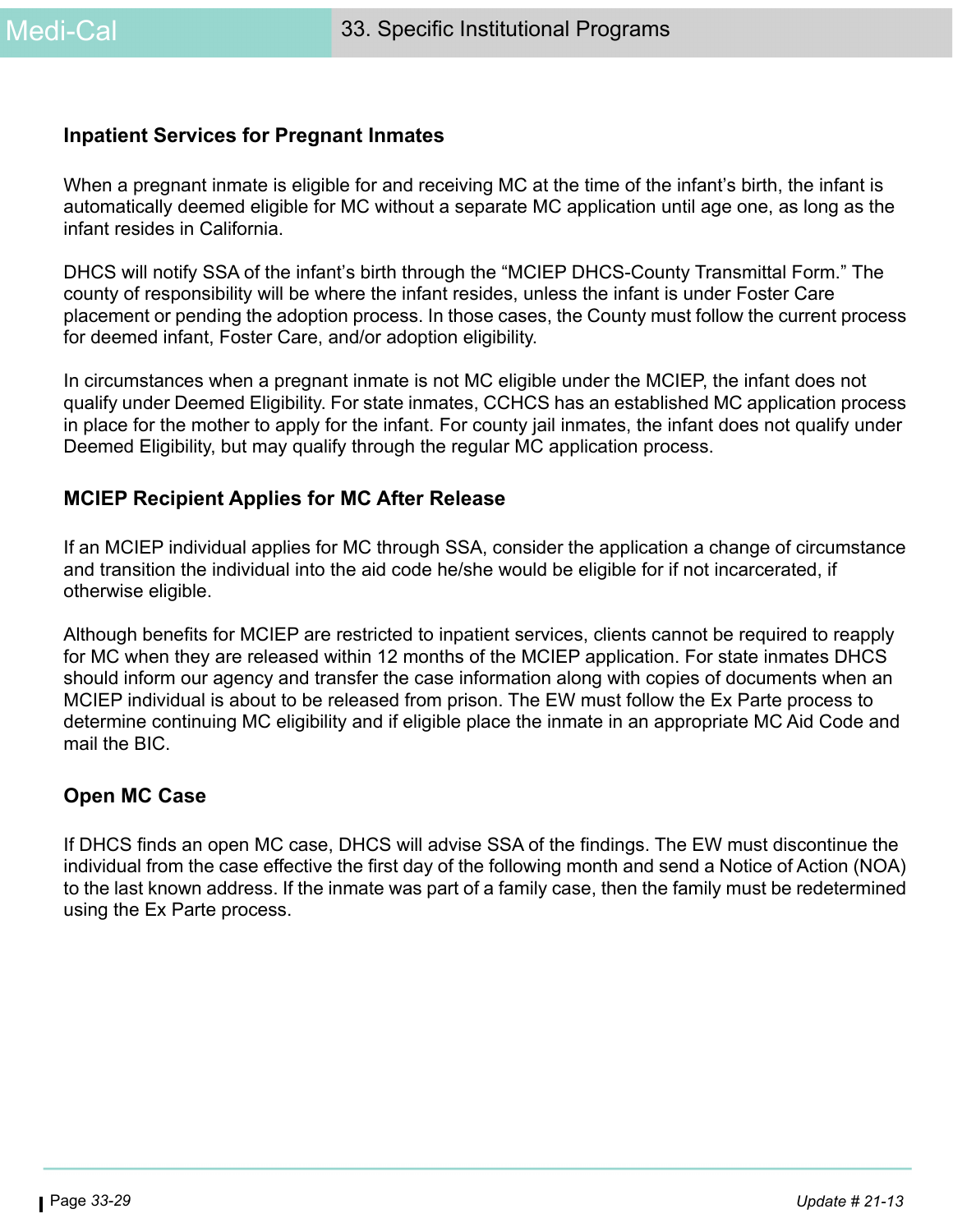### Inpatient Services for Pregnant Inmates

When a pregnant inmate is eligible for and receiving MC at the time of the infant's birth, the infant is automatically deemed eligible for MC without a separate MC application until age one, as long as the infant resides in California.

DHCS will notify SSA of the infant's birth through the "MCIEP DHCS-County Transmittal Form." The county of responsibility will be where the infant resides, unless the infant is under Foster Care placement or pending the adoption process. In those cases, the County must follow the current process for deemed infant, Foster Care, and/or adoption eligibility.

In circumstances when a pregnant inmate is not MC eligible under the MCIEP, the infant does not qualify under Deemed Eligibility. For state inmates, CCHCS has an established MC application process in place for the mother to apply for the infant. For county jail inmates, the infant does not qualify under Deemed Eligibility, but may qualify through the regular MC application process.

### MCIEP Recipient Applies for MC After Release

If an MCIEP individual applies for MC through SSA, consider the application a change of circumstance and transition the individual into the aid code he/she would be eligible for if not incarcerated, if otherwise eligible.

Although benefits for MCIEP are restricted to inpatient services, clients cannot be required to reapply for MC when they are released within 12 months of the MCIEP application. For state inmates DHCS should inform our agency and transfer the case information along with copies of documents when an MCIEP individual is about to be released from prison. The EW must follow the Ex Parte process to determine continuing MC eligibility and if eligible place the inmate in an appropriate MC Aid Code and mail the BIC.

### Open MC Case

If DHCS finds an open MC case, DHCS will advise SSA of the findings. The EW must discontinue the individual from the case effective the first day of the following month and send a Notice of Action (NOA) to the last known address. If the inmate was part of a family case, then the family must be redetermined using the Ex Parte process.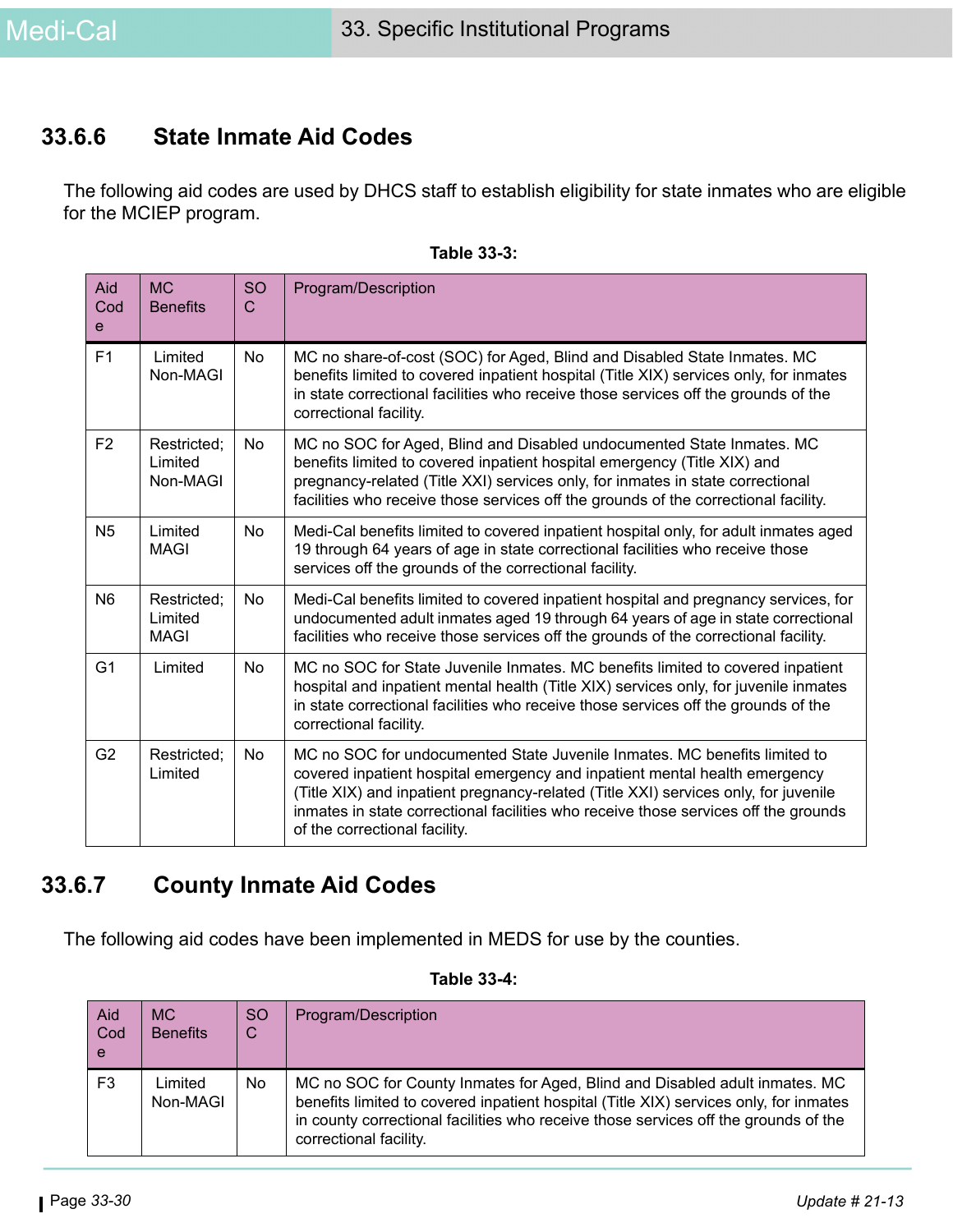## 33.6.6 State Inmate Aid Codes

The following aid codes are used by DHCS staff to establish eligibility for state inmates who are eligible for the MCIEP program.

**Table 33-3:**

| Aid Code | MC Benefits | SOC | Program/Description |
|---|---|---|---|
| F1 | Limited Non-MAGI | No | MC no share-of-cost (SOC) for Aged, Blind and Disabled State Inmates. MC benefits limited to covered inpatient hospital (Title XIX) services only, for inmates in state correctional facilities who receive those services off the grounds of the correctional facility. |
| F2 | Restricted; Limited Non-MAGI | No | MC no SOC for Aged, Blind and Disabled undocumented State Inmates. MC benefits limited to covered inpatient hospital emergency (Title XIX) and pregnancy-related (Title XXI) services only, for inmates in state correctional facilities who receive those services off the grounds of the correctional facility. |
| N5 | Limited MAGI | No | Medi-Cal benefits limited to covered inpatient hospital only, for adult inmates aged 19 through 64 years of age in state correctional facilities who receive those services off the grounds of the correctional facility. |
| N6 | Restricted; Limited MAGI | No | Medi-Cal benefits limited to covered inpatient hospital and pregnancy services, for undocumented adult inmates aged 19 through 64 years of age in state correctional facilities who receive those services off the grounds of the correctional facility. |
| G1 | Limited | No | MC no SOC for State Juvenile Inmates. MC benefits limited to covered inpatient hospital and inpatient mental health (Title XIX) services only, for juvenile inmates in state correctional facilities who receive those services off the grounds of the correctional facility. |
| G2 | Restricted; Limited | No | MC no SOC for undocumented State Juvenile Inmates. MC benefits limited to covered inpatient hospital emergency and inpatient mental health emergency (Title XIX) and inpatient pregnancy-related (Title XXI) services only, for juvenile inmates in state correctional facilities who receive those services off the grounds of the correctional facility. |

## 33.6.7 County Inmate Aid Codes

The following aid codes have been implemented in MEDS for use by the counties.

**Table 33-4:**

| Aid Code | MC Benefits | SOC | Program/Description |
|---|---|---|---|
| F3 | Limited Non-MAGI | No | MC no SOC for County Inmates for Aged, Blind and Disabled adult inmates. MC benefits limited to covered inpatient hospital (Title XIX) services only, for inmates in county correctional facilities who receive those services off the grounds of the correctional facility. |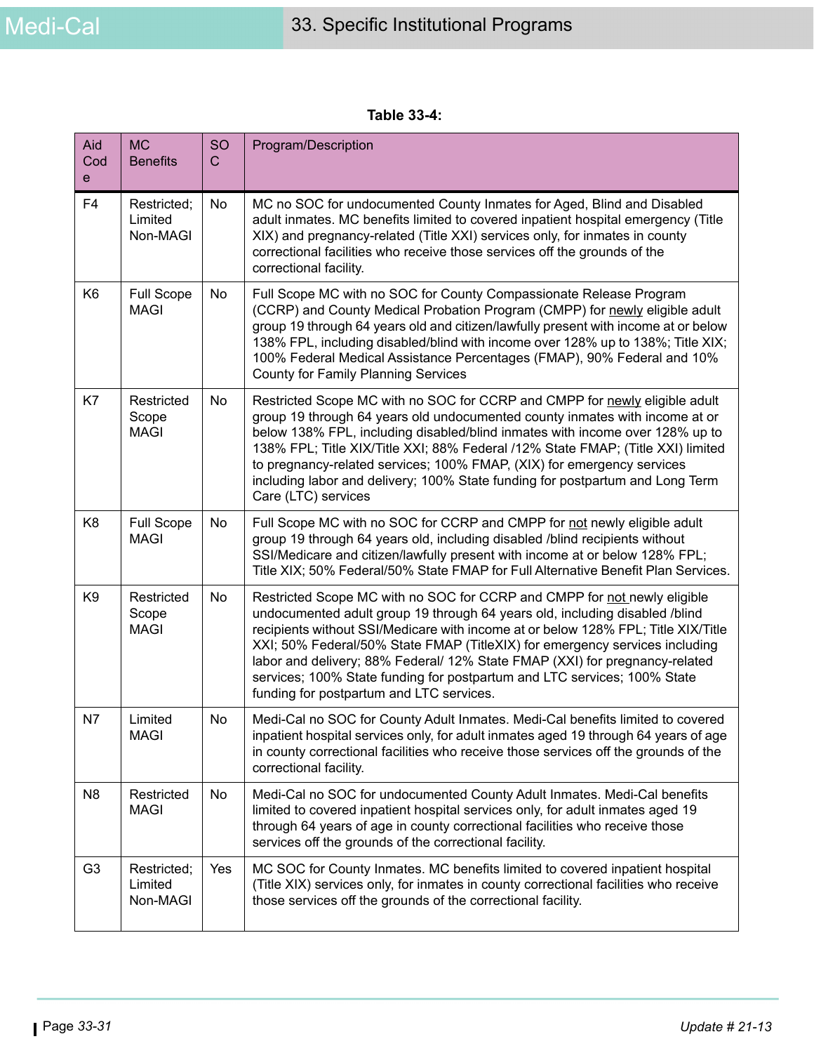**Table 33-4:**

| Aid Code | MC Benefits | SOC | Program/Description |
|---|---|---|---|
| F4 | Restricted; Limited Non-MAGI | No | MC no SOC for undocumented County Inmates for Aged, Blind and Disabled adult inmates. MC benefits limited to covered inpatient hospital emergency (Title XIX) and pregnancy-related (Title XXI) services only, for inmates in county correctional facilities who receive those services off the grounds of the correctional facility. |
| K6 | Full Scope MAGI | No | Full Scope MC with no SOC for County Compassionate Release Program (CCRP) and County Medical Probation Program (CMPP) for newly eligible adult group 19 through 64 years old and citizen/lawfully present with income at or below 138% FPL, including disabled/blind with income over 128% up to 138%; Title XIX; 100% Federal Medical Assistance Percentages (FMAP), 90% Federal and 10% County for Family Planning Services |
| K7 | Restricted Scope MAGI | No | Restricted Scope MC with no SOC for CCRP and CMPP for newly eligible adult group 19 through 64 years old undocumented county inmates with income at or below 138% FPL, including disabled/blind inmates with income over 128% up to 138% FPL; Title XIX/Title XXI; 88% Federal /12% State FMAP; (Title XXI) limited to pregnancy-related services; 100% FMAP, (XIX) for emergency services including labor and delivery; 100% State funding for postpartum and Long Term Care (LTC) services |
| K8 | Full Scope MAGI | No | Full Scope MC with no SOC for CCRP and CMPP for not newly eligible adult group 19 through 64 years old, including disabled /blind recipients without SSI/Medicare and citizen/lawfully present with income at or below 128% FPL; Title XIX; 50% Federal/50% State FMAP for Full Alternative Benefit Plan Services. |
| K9 | Restricted Scope MAGI | No | Restricted Scope MC with no SOC for CCRP and CMPP for not newly eligible undocumented adult group 19 through 64 years old, including disabled /blind recipients without SSI/Medicare with income at or below 128% FPL; Title XIX/Title XXI; 50% Federal/50% State FMAP (TitleXIX) for emergency services including labor and delivery; 88% Federal/ 12% State FMAP (XXI) for pregnancy-related services; 100% State funding for postpartum and LTC services; 100% State funding for postpartum and LTC services. |
| N7 | Limited MAGI | No | Medi-Cal no SOC for County Adult Inmates. Medi-Cal benefits limited to covered inpatient hospital services only, for adult inmates aged 19 through 64 years of age in county correctional facilities who receive those services off the grounds of the correctional facility. |
| N8 | Restricted MAGI | No | Medi-Cal no SOC for undocumented County Adult Inmates. Medi-Cal benefits limited to covered inpatient hospital services only, for adult inmates aged 19 through 64 years of age in county correctional facilities who receive those services off the grounds of the correctional facility. |
| G3 | Restricted; Limited Non-MAGI | Yes | MC SOC for County Inmates. MC benefits limited to covered inpatient hospital (Title XIX) services only, for inmates in county correctional facilities who receive those services off the grounds of the correctional facility. |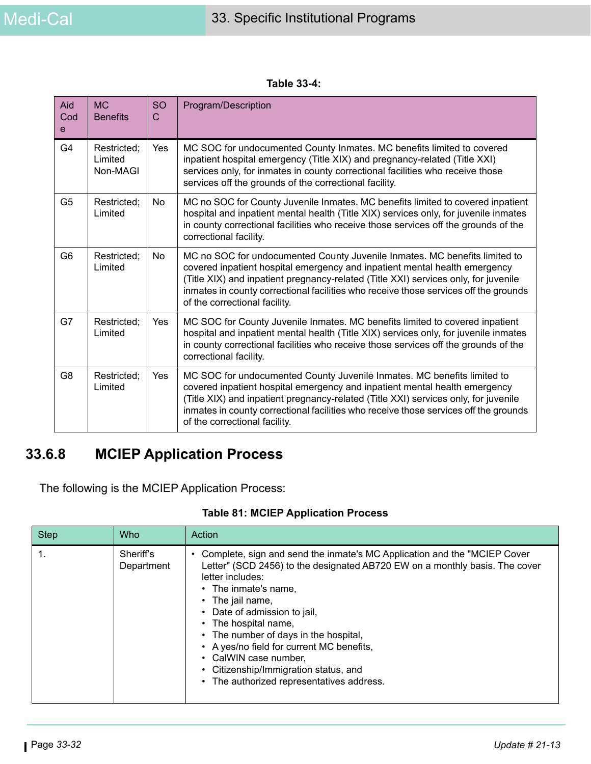**Table 33-4:**

| Aid Code | MC Benefits | SOC | Program/Description |
| --- | --- | --- | --- |
| G4 | Restricted; Limited Non-MAGI | Yes | MC SOC for undocumented County Inmates. MC benefits limited to covered inpatient hospital emergency (Title XIX) and pregnancy-related (Title XXI) services only, for inmates in county correctional facilities who receive those services off the grounds of the correctional facility. |
| G5 | Restricted; Limited | No | MC no SOC for County Juvenile Inmates. MC benefits limited to covered inpatient hospital and inpatient mental health (Title XIX) services only, for juvenile inmates in county correctional facilities who receive those services off the grounds of the correctional facility. |
| G6 | Restricted; Limited | No | MC no SOC for undocumented County Juvenile Inmates. MC benefits limited to covered inpatient hospital emergency and inpatient mental health emergency (Title XIX) and inpatient pregnancy-related (Title XXI) services only, for juvenile inmates in county correctional facilities who receive those services off the grounds of the correctional facility. |
| G7 | Restricted; Limited | Yes | MC SOC for County Juvenile Inmates. MC benefits limited to covered inpatient hospital and inpatient mental health (Title XIX) services only, for juvenile inmates in county correctional facilities who receive those services off the grounds of the correctional facility. |
| G8 | Restricted; Limited | Yes | MC SOC for undocumented County Juvenile Inmates. MC benefits limited to covered inpatient hospital emergency and inpatient mental health emergency (Title XIX) and inpatient pregnancy-related (Title XXI) services only, for juvenile inmates in county correctional facilities who receive those services off the grounds of the correctional facility. |

## 33.6.8 MCIEP Application Process

The following is the MCIEP Application Process:

**Table 81: MCIEP Application Process**

| Step | Who | Action |
| --- | --- | --- |
| 1. | Sheriff's Department | • Complete, sign and send the inmate's MC Application and the "MCIEP Cover Letter" (SCD 2456) to the designated AB720 EW on a monthly basis. The cover letter includes:<br>• The inmate's name,<br>• The jail name,<br>• Date of admission to jail,<br>• The hospital name,<br>• The number of days in the hospital,<br>• A yes/no field for current MC benefits,<br>• CalWIN case number,<br>• Citizenship/Immigration status, and<br>• The authorized representatives address. |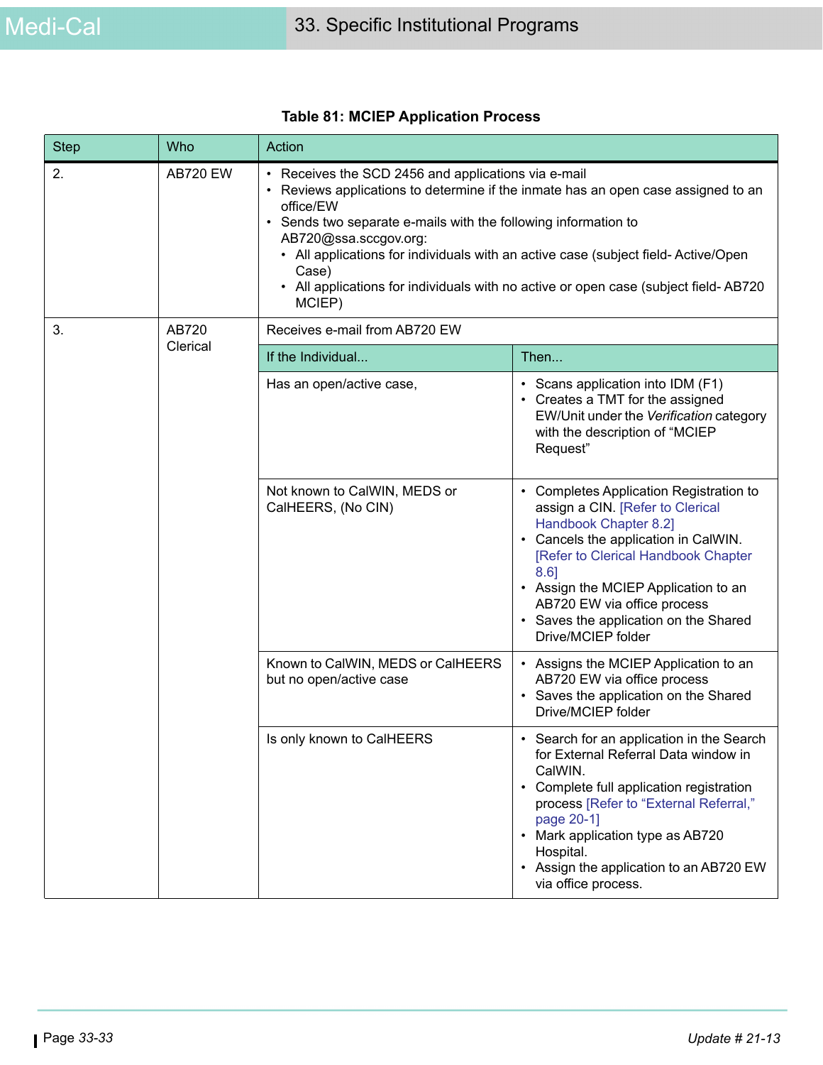**Table 81: MCIEP Application Process**

| Step | Who | Action | |
|---|---|---|---|
| 2. | AB720 EW | • Receives the SCD 2456 and applications via e-mail<br>• Reviews applications to determine if the inmate has an open case assigned to an office/EW<br>• Sends two separate e-mails with the following information to AB720@ssa.sccgov.org:<br>  • All applications for individuals with an active case (subject field- Active/Open Case)<br>  • All applications for individuals with no active or open case (subject field- AB720 MCIEP) | |
| 3. | AB720 Clerical | Receives e-mail from AB720 EW | |
| | | **If the Individual...** | **Then...** |
| | | Has an open/active case, | • Scans application into IDM (F1)<br>• Creates a TMT for the assigned EW/Unit under the *Verification* category with the description of "MCIEP Request" |
| | | Not known to CalWIN, MEDS or CalHEERS, (No CIN) | • Completes Application Registration to assign a CIN. [Refer to Clerical Handbook Chapter 8.2]<br>• Cancels the application in CalWIN. [Refer to Clerical Handbook Chapter 8.6]<br>• Assign the MCIEP Application to an AB720 EW via office process<br>• Saves the application on the Shared Drive/MCIEP folder |
| | | Known to CalWIN, MEDS or CalHEERS but no open/active case | • Assigns the MCIEP Application to an AB720 EW via office process<br>• Saves the application on the Shared Drive/MCIEP folder |
| | | Is only known to CalHEERS | • Search for an application in the Search for External Referral Data window in CalWIN.<br>• Complete full application registration process [Refer to "External Referral," page 20-1]<br>• Mark application type as AB720 Hospital.<br>• Assign the application to an AB720 EW via office process. |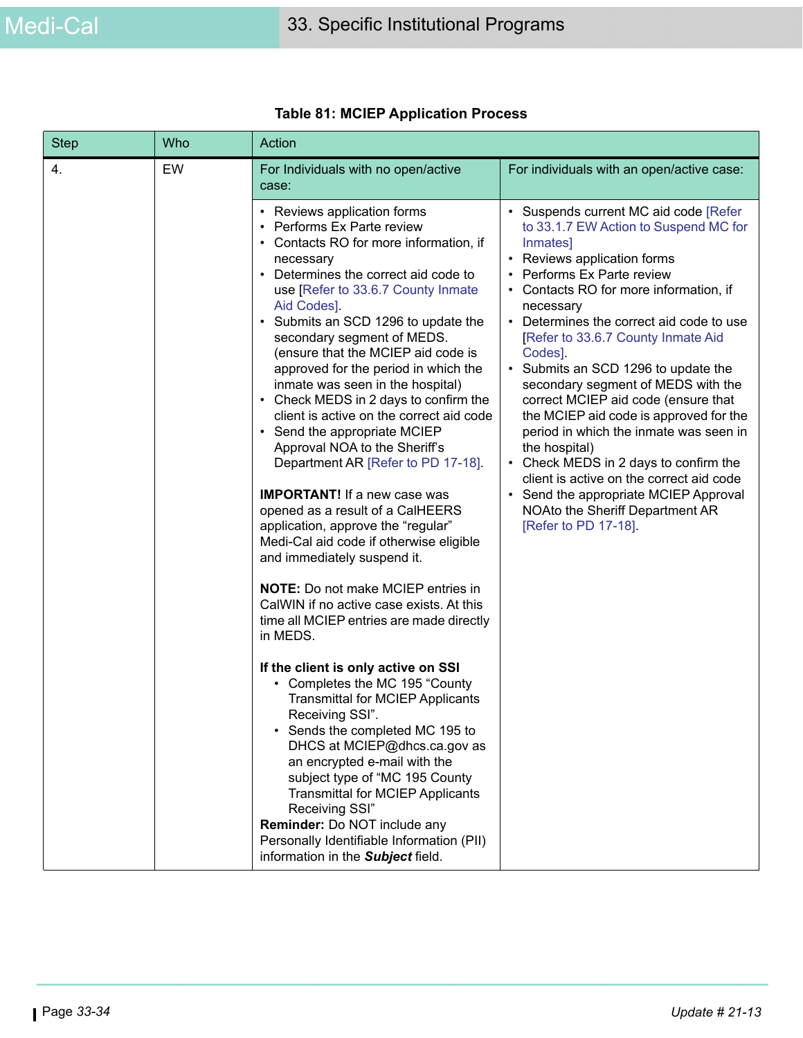**Table 81: MCIEP Application Process**

<table>
<tr><th>Step</th><th>Who</th><th colspan="2">Action</th></tr>
<tr><td rowspan="2">4.</td><td rowspan="2">EW</td><td>For Individuals with no open/active case:</td><td>For individuals with an open/active case:</td></tr>
<tr><td>

- Reviews application forms
- Performs Ex Parte review
- Contacts RO for more information, if necessary
- Determines the correct aid code to use [Refer to 33.6.7 County Inmate Aid Codes].
- Submits an SCD 1296 to update the secondary segment of MEDS. (ensure that the MCIEP aid code is approved for the period in which the inmate was seen in the hospital)
- Check MEDS in 2 days to confirm the client is active on the correct aid code
- Send the appropriate MCIEP Approval NOA to the Sheriff's Department AR [Refer to PD 17-18].

**IMPORTANT!** If a new case was opened as a result of a CalHEERS application, approve the "regular" Medi-Cal aid code if otherwise eligible and immediately suspend it.

**NOTE:** Do not make MCIEP entries in CalWIN if no active case exists. At this time all MCIEP entries are made directly in MEDS.

**If the client is only active on SSI**

- Completes the MC 195 "County Transmittal for MCIEP Applicants Receiving SSI".
- Sends the completed MC 195 to DHCS at MCIEP@dhcs.ca.gov as an encrypted e-mail with the subject type of "MC 195 County Transmittal for MCIEP Applicants Receiving SSI"

**Reminder:** Do NOT include any Personally Identifiable Information (PII) information in the ***Subject*** field.

</td><td>

- Suspends current MC aid code [Refer to 33.1.7 EW Action to Suspend MC for Inmates]
- Reviews application forms
- Performs Ex Parte review
- Contacts RO for more information, if necessary
- Determines the correct aid code to use [Refer to 33.6.7 County Inmate Aid Codes].
- Submits an SCD 1296 to update the secondary segment of MEDS with the correct MCIEP aid code (ensure that the MCIEP aid code is approved for the period in which the inmate was seen in the hospital)
- Check MEDS in 2 days to confirm the client is active on the correct aid code
- Send the appropriate MCIEP Approval NOAto the Sheriff Department AR [Refer to PD 17-18].

</td></tr>
</table>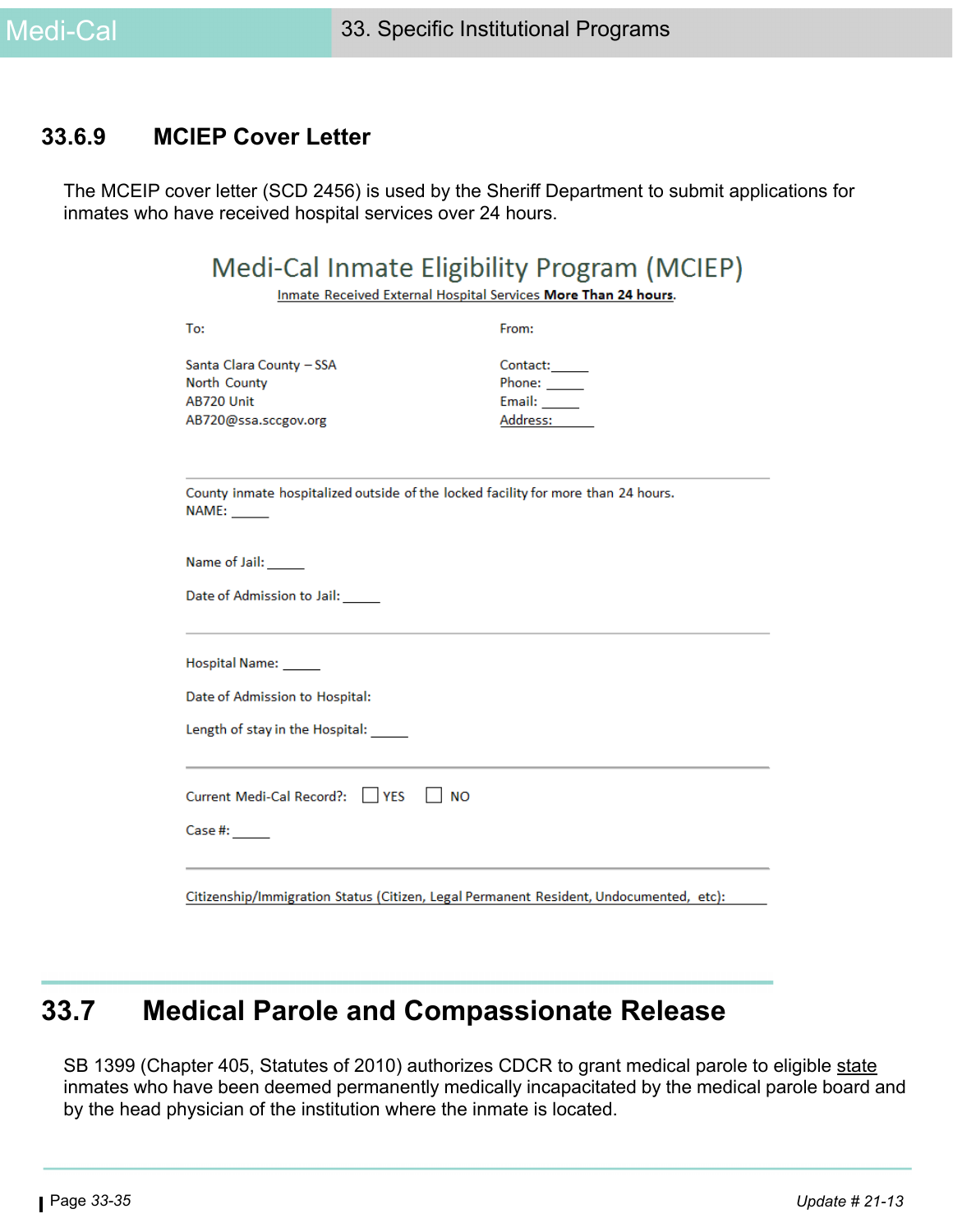### 33.6.9 MCIEP Cover Letter

The MCEIP cover letter (SCD 2456) is used by the Sheriff Department to submit applications for inmates who have received hospital services over 24 hours.

## Medi-Cal Inmate Eligibility Program (MCIEP)

Inmate Received External Hospital Services **More Than 24 hours**.

To:

Santa Clara County – SSA
North County
AB720 Unit
AB720@ssa.sccgov.org

From:

Contact:_____
Phone: _____
Email: _____
Address:_____

---

County inmate hospitalized outside of the locked facility for more than 24 hours.
NAME: _____

Name of Jail: _____

Date of Admission to Jail: _____

---

Hospital Name: _____

Date of Admission to Hospital:

Length of stay in the Hospital: _____

---

Current Medi-Cal Record?: ☐ YES ☐ NO

Case #: _____

---

Citizenship/Immigration Status (Citizen, Legal Permanent Resident, Undocumented, etc): _____

## 33.7 Medical Parole and Compassionate Release

SB 1399 (Chapter 405, Statutes of 2010) authorizes CDCR to grant medical parole to eligible state inmates who have been deemed permanently medically incapacitated by the medical parole board and by the head physician of the institution where the inmate is located.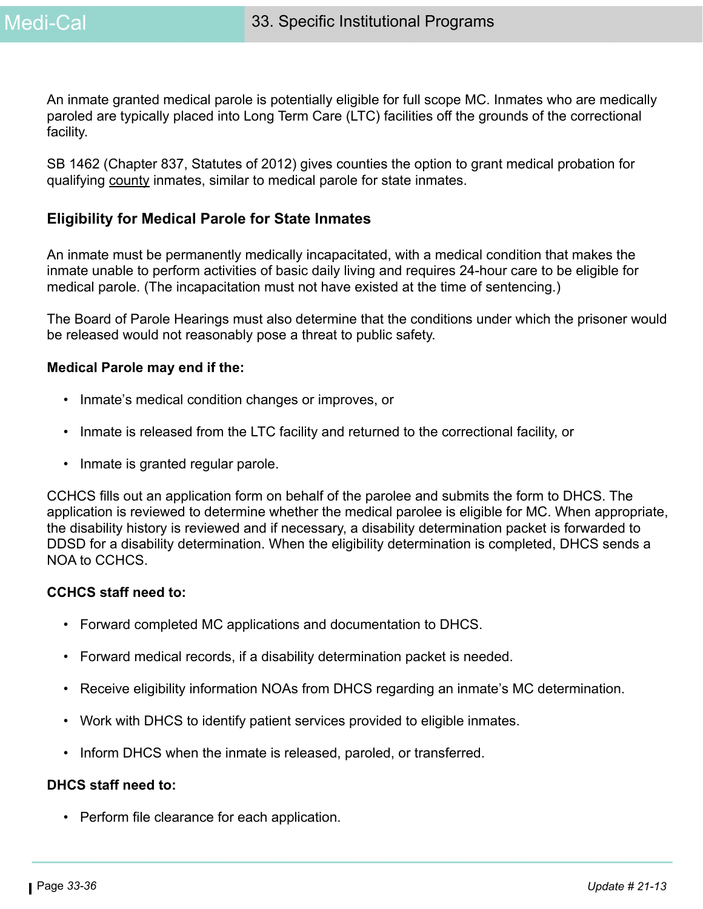An inmate granted medical parole is potentially eligible for full scope MC. Inmates who are medically paroled are typically placed into Long Term Care (LTC) facilities off the grounds of the correctional facility.

SB 1462 (Chapter 837, Statutes of 2012) gives counties the option to grant medical probation for qualifying county inmates, similar to medical parole for state inmates.

### Eligibility for Medical Parole for State Inmates

An inmate must be permanently medically incapacitated, with a medical condition that makes the inmate unable to perform activities of basic daily living and requires 24-hour care to be eligible for medical parole. (The incapacitation must not have existed at the time of sentencing.)

The Board of Parole Hearings must also determine that the conditions under which the prisoner would be released would not reasonably pose a threat to public safety.

**Medical Parole may end if the:**

- Inmate's medical condition changes or improves, or
- Inmate is released from the LTC facility and returned to the correctional facility, or
- Inmate is granted regular parole.

CCHCS fills out an application form on behalf of the parolee and submits the form to DHCS. The application is reviewed to determine whether the medical parolee is eligible for MC. When appropriate, the disability history is reviewed and if necessary, a disability determination packet is forwarded to DDSD for a disability determination. When the eligibility determination is completed, DHCS sends a NOA to CCHCS.

**CCHCS staff need to:**

- Forward completed MC applications and documentation to DHCS.
- Forward medical records, if a disability determination packet is needed.
- Receive eligibility information NOAs from DHCS regarding an inmate's MC determination.
- Work with DHCS to identify patient services provided to eligible inmates.
- Inform DHCS when the inmate is released, paroled, or transferred.

**DHCS staff need to:**

- Perform file clearance for each application.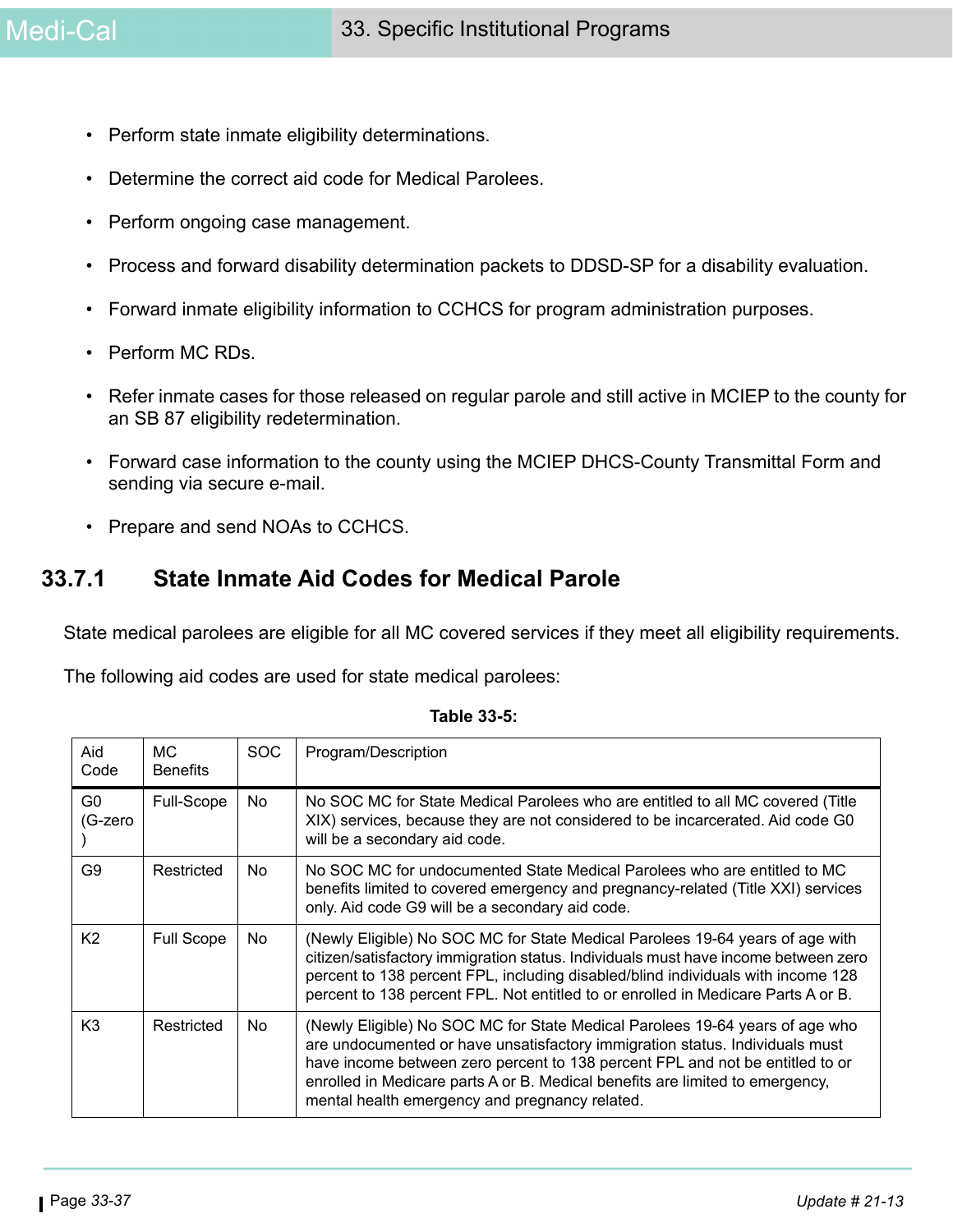- Perform state inmate eligibility determinations.
- Determine the correct aid code for Medical Parolees.
- Perform ongoing case management.
- Process and forward disability determination packets to DDSD-SP for a disability evaluation.
- Forward inmate eligibility information to CCHCS for program administration purposes.
- Perform MC RDs.
- Refer inmate cases for those released on regular parole and still active in MCIEP to the county for an SB 87 eligibility redetermination.
- Forward case information to the county using the MCIEP DHCS-County Transmittal Form and sending via secure e-mail.
- Prepare and send NOAs to CCHCS.

### 33.7.1 State Inmate Aid Codes for Medical Parole

State medical parolees are eligible for all MC covered services if they meet all eligibility requirements.

The following aid codes are used for state medical parolees:

**Table 33-5:**

| Aid Code | MC Benefits | SOC | Program/Description |
|---|---|---|---|
| G0 (G-zero) | Full-Scope | No | No SOC MC for State Medical Parolees who are entitled to all MC covered (Title XIX) services, because they are not considered to be incarcerated. Aid code G0 will be a secondary aid code. |
| G9 | Restricted | No | No SOC MC for undocumented State Medical Parolees who are entitled to MC benefits limited to covered emergency and pregnancy-related (Title XXI) services only. Aid code G9 will be a secondary aid code. |
| K2 | Full Scope | No | (Newly Eligible) No SOC MC for State Medical Parolees 19-64 years of age with citizen/satisfactory immigration status. Individuals must have income between zero percent to 138 percent FPL, including disabled/blind individuals with income 128 percent to 138 percent FPL. Not entitled to or enrolled in Medicare Parts A or B. |
| K3 | Restricted | No | (Newly Eligible) No SOC MC for State Medical Parolees 19-64 years of age who are undocumented or have unsatisfactory immigration status. Individuals must have income between zero percent to 138 percent FPL and not be entitled to or enrolled in Medicare parts A or B. Medical benefits are limited to emergency, mental health emergency and pregnancy related. |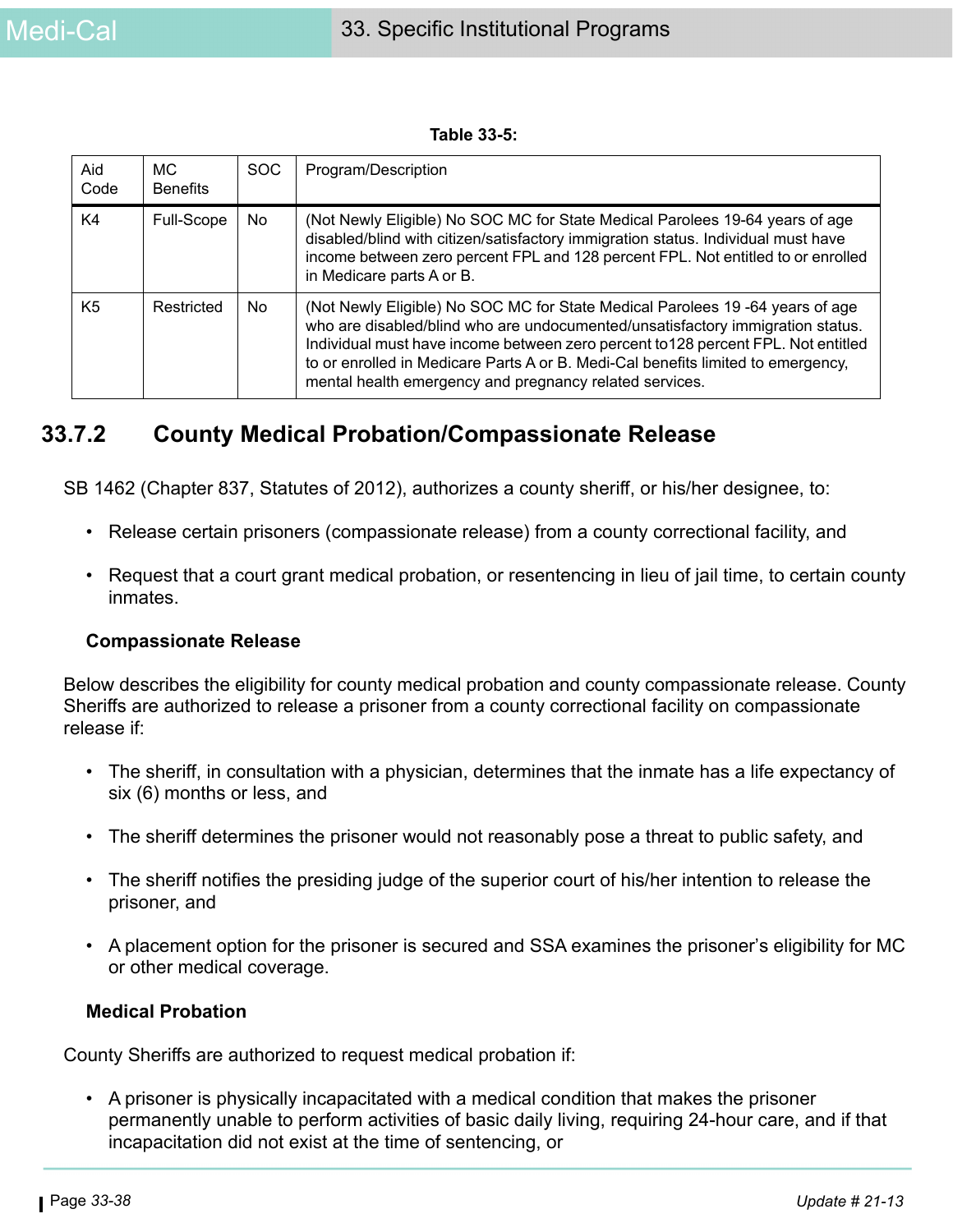**Table 33-5:**

| Aid Code | MC Benefits | SOC | Program/Description |
|---|---|---|---|
| K4 | Full-Scope | No | (Not Newly Eligible) No SOC MC for State Medical Parolees 19-64 years of age disabled/blind with citizen/satisfactory immigration status. Individual must have income between zero percent FPL and 128 percent FPL. Not entitled to or enrolled in Medicare parts A or B. |
| K5 | Restricted | No | (Not Newly Eligible) No SOC MC for State Medical Parolees 19 -64 years of age who are disabled/blind who are undocumented/unsatisfactory immigration status. Individual must have income between zero percent to128 percent FPL. Not entitled to or enrolled in Medicare Parts A or B. Medi-Cal benefits limited to emergency, mental health emergency and pregnancy related services. |

## 33.7.2 County Medical Probation/Compassionate Release

SB 1462 (Chapter 837, Statutes of 2012), authorizes a county sheriff, or his/her designee, to:

- Release certain prisoners (compassionate release) from a county correctional facility, and
- Request that a court grant medical probation, or resentencing in lieu of jail time, to certain county inmates.

**Compassionate Release**

Below describes the eligibility for county medical probation and county compassionate release. County Sheriffs are authorized to release a prisoner from a county correctional facility on compassionate release if:

- The sheriff, in consultation with a physician, determines that the inmate has a life expectancy of six (6) months or less, and
- The sheriff determines the prisoner would not reasonably pose a threat to public safety, and
- The sheriff notifies the presiding judge of the superior court of his/her intention to release the prisoner, and
- A placement option for the prisoner is secured and SSA examines the prisoner's eligibility for MC or other medical coverage.

**Medical Probation**

County Sheriffs are authorized to request medical probation if:

- A prisoner is physically incapacitated with a medical condition that makes the prisoner permanently unable to perform activities of basic daily living, requiring 24-hour care, and if that incapacitation did not exist at the time of sentencing, or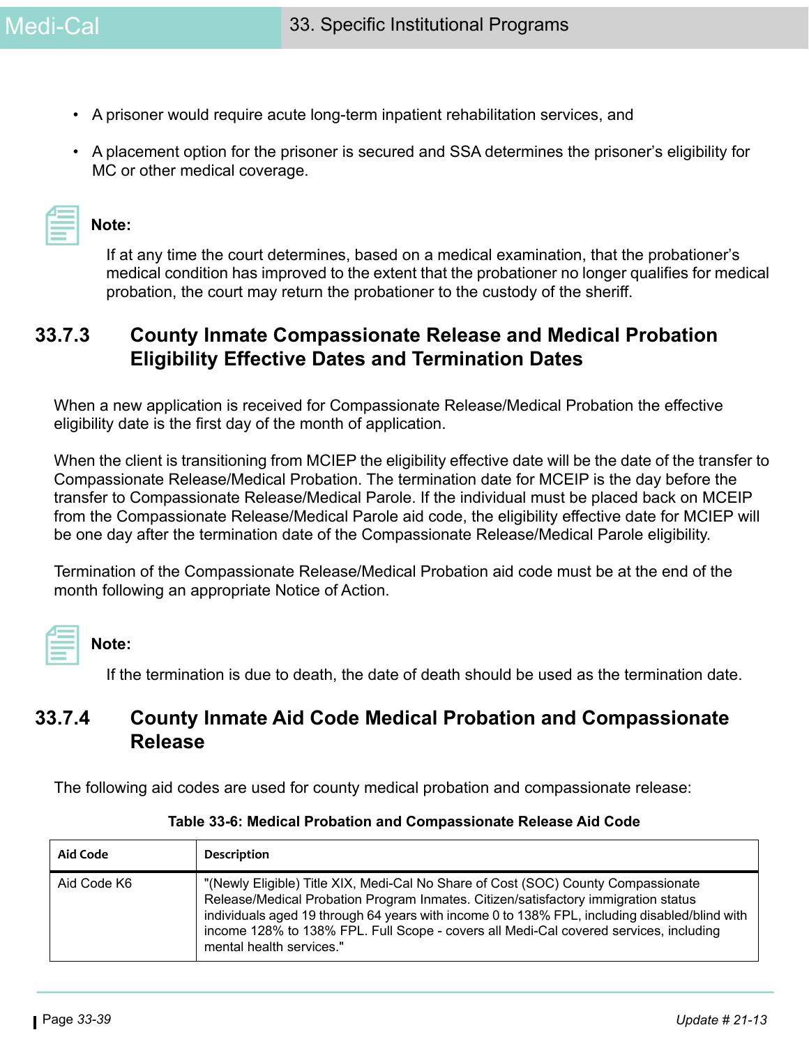- A prisoner would require acute long-term inpatient rehabilitation services, and
- A placement option for the prisoner is secured and SSA determines the prisoner's eligibility for MC or other medical coverage.

**Note:**

If at any time the court determines, based on a medical examination, that the probationer's medical condition has improved to the extent that the probationer no longer qualifies for medical probation, the court may return the probationer to the custody of the sheriff.

### 33.7.3 County Inmate Compassionate Release and Medical Probation Eligibility Effective Dates and Termination Dates

When a new application is received for Compassionate Release/Medical Probation the effective eligibility date is the first day of the month of application.

When the client is transitioning from MCIEP the eligibility effective date will be the date of the transfer to Compassionate Release/Medical Probation. The termination date for MCEIP is the day before the transfer to Compassionate Release/Medical Parole. If the individual must be placed back on MCEIP from the Compassionate Release/Medical Parole aid code, the eligibility effective date for MCIEP will be one day after the termination date of the Compassionate Release/Medical Parole eligibility.

Termination of the Compassionate Release/Medical Probation aid code must be at the end of the month following an appropriate Notice of Action.

**Note:**

If the termination is due to death, the date of death should be used as the termination date.

### 33.7.4 County Inmate Aid Code Medical Probation and Compassionate Release

The following aid codes are used for county medical probation and compassionate release:

**Table 33-6: Medical Probation and Compassionate Release Aid Code**

| Aid Code | Description |
|---|---|
| Aid Code K6 | "(Newly Eligible) Title XIX, Medi-Cal No Share of Cost (SOC) County Compassionate Release/Medical Probation Program Inmates. Citizen/satisfactory immigration status individuals aged 19 through 64 years with income 0 to 138% FPL, including disabled/blind with income 128% to 138% FPL. Full Scope - covers all Medi-Cal covered services, including mental health services." |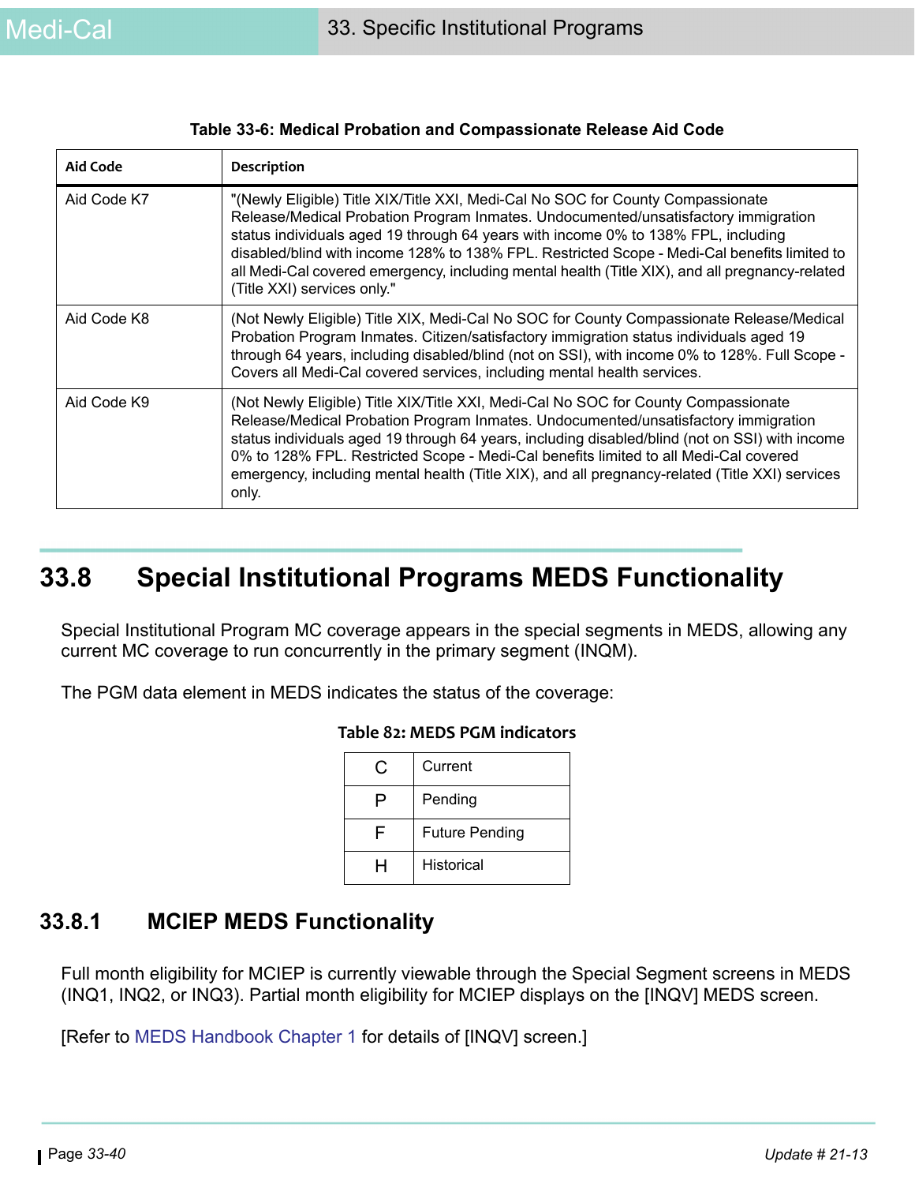**Table 33-6: Medical Probation and Compassionate Release Aid Code**

| Aid Code | Description |
|---|---|
| Aid Code K7 | "(Newly Eligible) Title XIX/Title XXI, Medi-Cal No SOC for County Compassionate Release/Medical Probation Program Inmates. Undocumented/unsatisfactory immigration status individuals aged 19 through 64 years with income 0% to 138% FPL, including disabled/blind with income 128% to 138% FPL. Restricted Scope - Medi-Cal benefits limited to all Medi-Cal covered emergency, including mental health (Title XIX), and all pregnancy-related (Title XXI) services only." |
| Aid Code K8 | (Not Newly Eligible) Title XIX, Medi-Cal No SOC for County Compassionate Release/Medical Probation Program Inmates. Citizen/satisfactory immigration status individuals aged 19 through 64 years, including disabled/blind (not on SSI), with income 0% to 128%. Full Scope - Covers all Medi-Cal covered services, including mental health services. |
| Aid Code K9 | (Not Newly Eligible) Title XIX/Title XXI, Medi-Cal No SOC for County Compassionate Release/Medical Probation Program Inmates. Undocumented/unsatisfactory immigration status individuals aged 19 through 64 years, including disabled/blind (not on SSI) with income 0% to 128% FPL. Restricted Scope - Medi-Cal benefits limited to all Medi-Cal covered emergency, including mental health (Title XIX), and all pregnancy-related (Title XXI) services only. |

## 33.8 Special Institutional Programs MEDS Functionality

Special Institutional Program MC coverage appears in the special segments in MEDS, allowing any current MC coverage to run concurrently in the primary segment (INQM).

The PGM data element in MEDS indicates the status of the coverage:

**Table 82: MEDS PGM indicators**

| | |
|---|---|
| C | Current |
| P | Pending |
| F | Future Pending |
| H | Historical |

### 33.8.1 MCIEP MEDS Functionality

Full month eligibility for MCIEP is currently viewable through the Special Segment screens in MEDS (INQ1, INQ2, or INQ3). Partial month eligibility for MCIEP displays on the [INQV] MEDS screen.

[Refer to MEDS Handbook Chapter 1 for details of [INQV] screen.]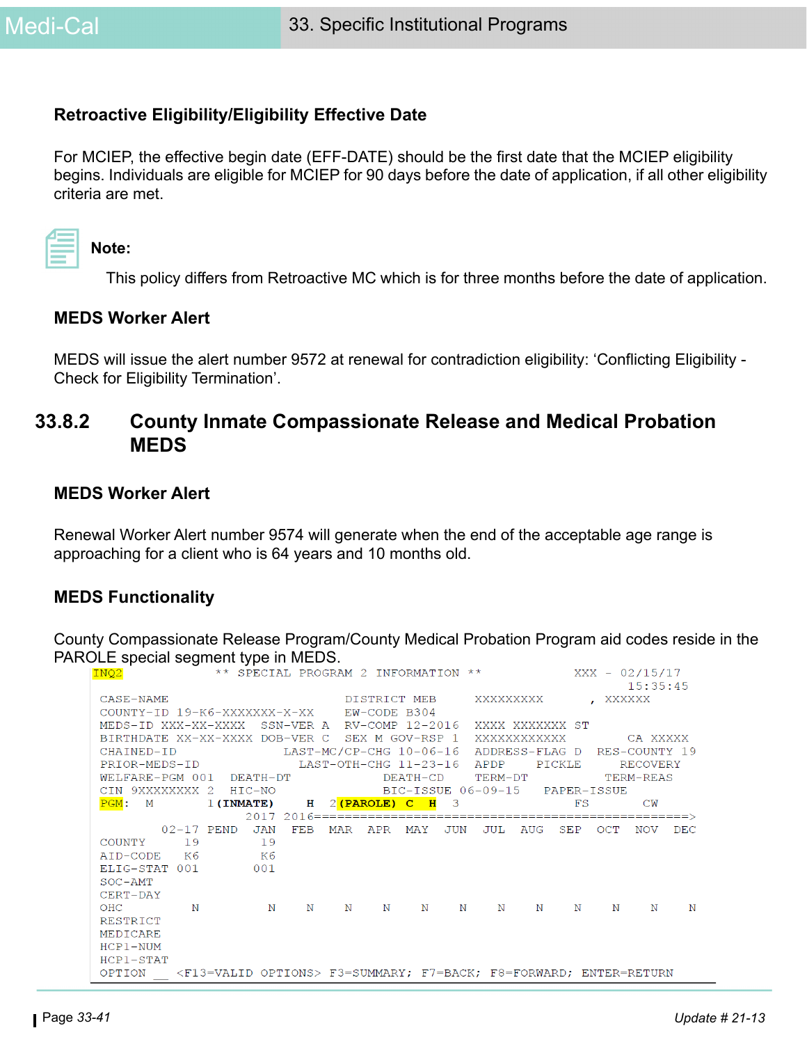### Retroactive Eligibility/Eligibility Effective Date

For MCIEP, the effective begin date (EFF-DATE) should be the first date that the MCIEP eligibility begins. Individuals are eligible for MCIEP for 90 days before the date of application, if all other eligibility criteria are met.

**Note:**

This policy differs from Retroactive MC which is for three months before the date of application.

### MEDS Worker Alert

MEDS will issue the alert number 9572 at renewal for contradiction eligibility: 'Conflicting Eligibility - Check for Eligibility Termination'.

## 33.8.2 County Inmate Compassionate Release and Medical Probation MEDS

### MEDS Worker Alert

Renewal Worker Alert number 9574 will generate when the end of the acceptable age range is approaching for a client who is 64 years and 10 months old.

### MEDS Functionality

County Compassionate Release Program/County Medical Probation Program aid codes reside in the PAROLE special segment type in MEDS.

```
INQ2              ** SPECIAL PROGRAM 2 INFORMATION **            XXX - 02/15/17
                                                                       15:35:45
 CASE-NAME                        DISTRICT MEB      XXXXXXXXX      , XXXXXX
 COUNTY-ID 19-K6-XXXXXXX-X-XX     EW-CODE B304
 MEDS-ID XXX-XX-XXXX  SSN-VER A   RV-COMP 12-2016   XXXX XXXXXXX ST
 BIRTHDATE XX-XX-XXXX DOB-VER C   SEX M GOV-RSP 1   XXXXXXXXXXXX        CA XXXXX
 CHAINED-ID                LAST-MC/CP-CHG 10-06-16  ADDRESS-FLAG D  RES-COUNTY 19
 PRIOR-MEDS-ID               LAST-OTH-CHG 11-23-16  APDP    PICKLE      RECOVERY
 WELFARE-PGM 001   DEATH-DT            DEATH-CD     TERM-DT          TERM-REAS
 CIN 9XXXXXXXX 2   HIC-NO              BIC-ISSUE 06-09-15    PAPER-ISSUE
 PGM:  M        1(INMATE)     H   2(PAROLE)  C  H   3               FS         CW
                   2017 2016=====================================================>
          02-17 PEND  JAN  FEB  MAR  APR  MAY  JUN  JUL  AUG  SEP  OCT  NOV  DEC
 COUNTY      19        19
 AID-CODE    K6        K6
 ELIG-STAT  001       001
 SOC-AMT
 CERT-DAY
 OHC          N         N    N    N    N    N    N    N    N    N    N    N    N
 RESTRICT
 MEDICARE
 HCP1-NUM
 HCP1-STAT
 OPTION __ <F13=VALID OPTIONS> F3=SUMMARY; F7=BACK; F8=FORWARD; ENTER=RETURN
```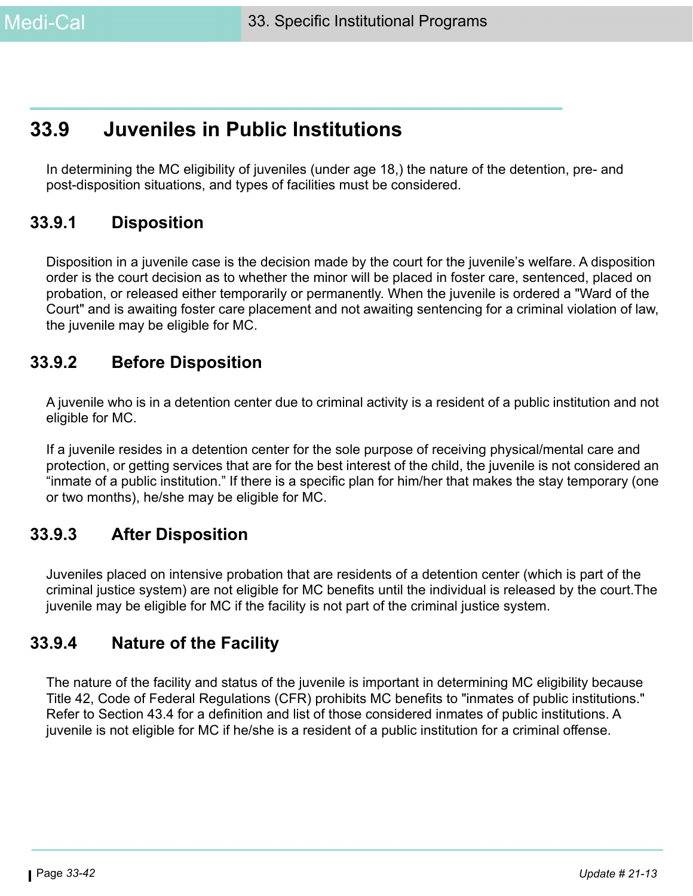## 33.9 Juveniles in Public Institutions

In determining the MC eligibility of juveniles (under age 18,) the nature of the detention, pre- and post-disposition situations, and types of facilities must be considered.

### 33.9.1 Disposition

Disposition in a juvenile case is the decision made by the court for the juvenile's welfare. A disposition order is the court decision as to whether the minor will be placed in foster care, sentenced, placed on probation, or released either temporarily or permanently. When the juvenile is ordered a "Ward of the Court" and is awaiting foster care placement and not awaiting sentencing for a criminal violation of law, the juvenile may be eligible for MC.

### 33.9.2 Before Disposition

A juvenile who is in a detention center due to criminal activity is a resident of a public institution and not eligible for MC.

If a juvenile resides in a detention center for the sole purpose of receiving physical/mental care and protection, or getting services that are for the best interest of the child, the juvenile is not considered an "inmate of a public institution." If there is a specific plan for him/her that makes the stay temporary (one or two months), he/she may be eligible for MC.

### 33.9.3 After Disposition

Juveniles placed on intensive probation that are residents of a detention center (which is part of the criminal justice system) are not eligible for MC benefits until the individual is released by the court.The juvenile may be eligible for MC if the facility is not part of the criminal justice system.

### 33.9.4 Nature of the Facility

The nature of the facility and status of the juvenile is important in determining MC eligibility because Title 42, Code of Federal Regulations (CFR) prohibits MC benefits to "inmates of public institutions." Refer to Section 43.4 for a definition and list of those considered inmates of public institutions. A juvenile is not eligible for MC if he/she is a resident of a public institution for a criminal offense.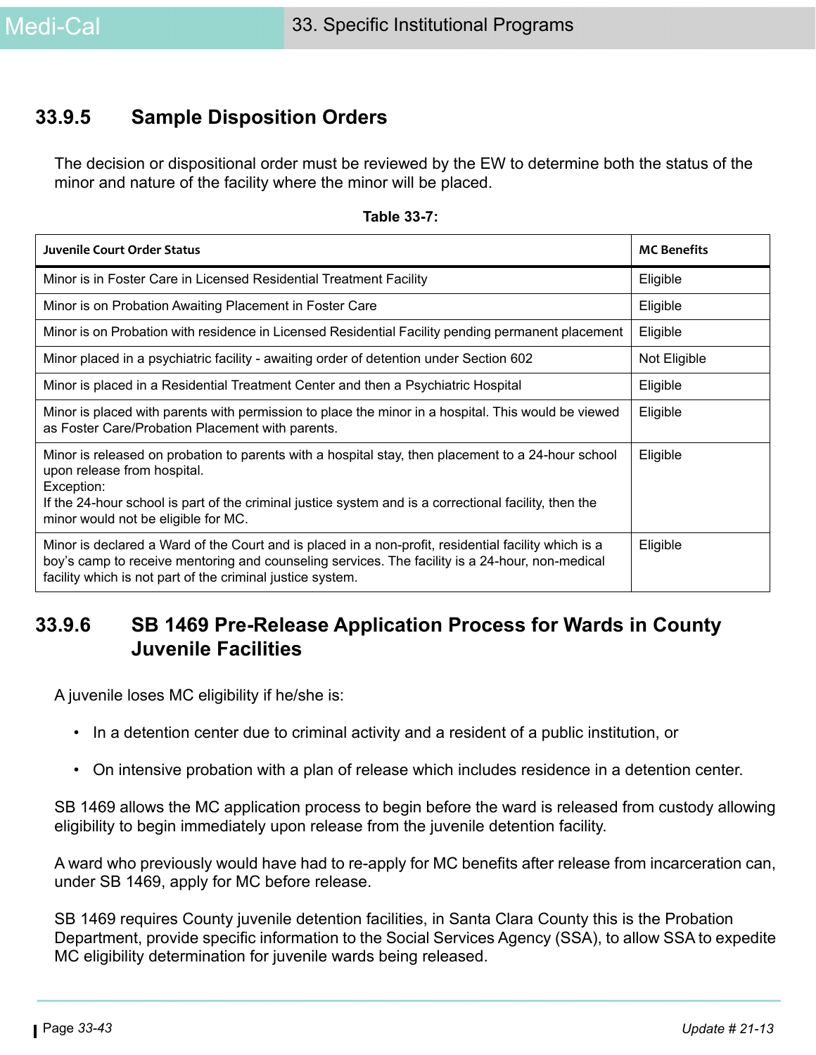## 33.9.5 Sample Disposition Orders

The decision or dispositional order must be reviewed by the EW to determine both the status of the minor and nature of the facility where the minor will be placed.

**Table 33-7:**

| Juvenile Court Order Status | MC Benefits |
|---|---|
| Minor is in Foster Care in Licensed Residential Treatment Facility | Eligible |
| Minor is on Probation Awaiting Placement in Foster Care | Eligible |
| Minor is on Probation with residence in Licensed Residential Facility pending permanent placement | Eligible |
| Minor placed in a psychiatric facility - awaiting order of detention under Section 602 | Not Eligible |
| Minor is placed in a Residential Treatment Center and then a Psychiatric Hospital | Eligible |
| Minor is placed with parents with permission to place the minor in a hospital. This would be viewed as Foster Care/Probation Placement with parents. | Eligible |
| Minor is released on probation to parents with a hospital stay, then placement to a 24-hour school upon release from hospital.<br>Exception:<br>If the 24-hour school is part of the criminal justice system and is a correctional facility, then the minor would not be eligible for MC. | Eligible |
| Minor is declared a Ward of the Court and is placed in a non-profit, residential facility which is a boy's camp to receive mentoring and counseling services. The facility is a 24-hour, non-medical facility which is not part of the criminal justice system. | Eligible |

## 33.9.6 SB 1469 Pre-Release Application Process for Wards in County Juvenile Facilities

A juvenile loses MC eligibility if he/she is:

- In a detention center due to criminal activity and a resident of a public institution, or
- On intensive probation with a plan of release which includes residence in a detention center.

SB 1469 allows the MC application process to begin before the ward is released from custody allowing eligibility to begin immediately upon release from the juvenile detention facility.

A ward who previously would have had to re-apply for MC benefits after release from incarceration can, under SB 1469, apply for MC before release.

SB 1469 requires County juvenile detention facilities, in Santa Clara County this is the Probation Department, provide specific information to the Social Services Agency (SSA), to allow SSA to expedite MC eligibility determination for juvenile wards being released.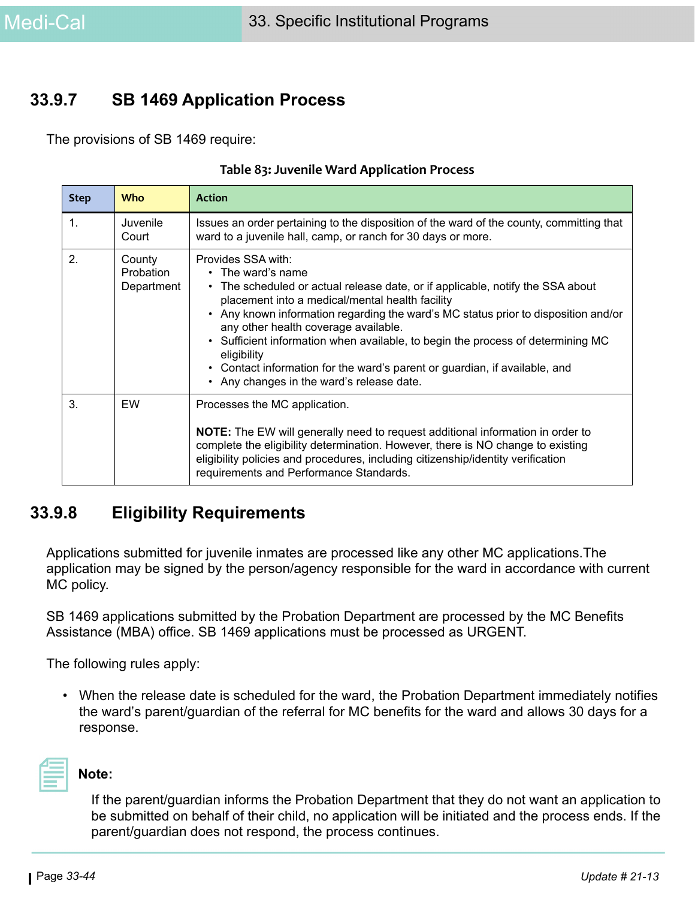## 33.9.7 SB 1469 Application Process

The provisions of SB 1469 require:

**Table 83: Juvenile Ward Application Process**

| Step | Who | Action |
|---|---|---|
| 1. | Juvenile Court | Issues an order pertaining to the disposition of the ward of the county, committing that ward to a juvenile hall, camp, or ranch for 30 days or more. |
| 2. | County Probation Department | Provides SSA with:<br>• The ward's name<br>• The scheduled or actual release date, or if applicable, notify the SSA about placement into a medical/mental health facility<br>• Any known information regarding the ward's MC status prior to disposition and/or any other health coverage available.<br>• Sufficient information when available, to begin the process of determining MC eligibility<br>• Contact information for the ward's parent or guardian, if available, and<br>• Any changes in the ward's release date. |
| 3. | EW | Processes the MC application.<br><br>**NOTE:** The EW will generally need to request additional information in order to complete the eligibility determination. However, there is NO change to existing eligibility policies and procedures, including citizenship/identity verification requirements and Performance Standards. |

## 33.9.8 Eligibility Requirements

Applications submitted for juvenile inmates are processed like any other MC applications.The application may be signed by the person/agency responsible for the ward in accordance with current MC policy.

SB 1469 applications submitted by the Probation Department are processed by the MC Benefits Assistance (MBA) office. SB 1469 applications must be processed as URGENT.

The following rules apply:

- When the release date is scheduled for the ward, the Probation Department immediately notifies the ward's parent/guardian of the referral for MC benefits for the ward and allows 30 days for a response.

**Note:**

If the parent/guardian informs the Probation Department that they do not want an application to be submitted on behalf of their child, no application will be initiated and the process ends. If the parent/guardian does not respond, the process continues.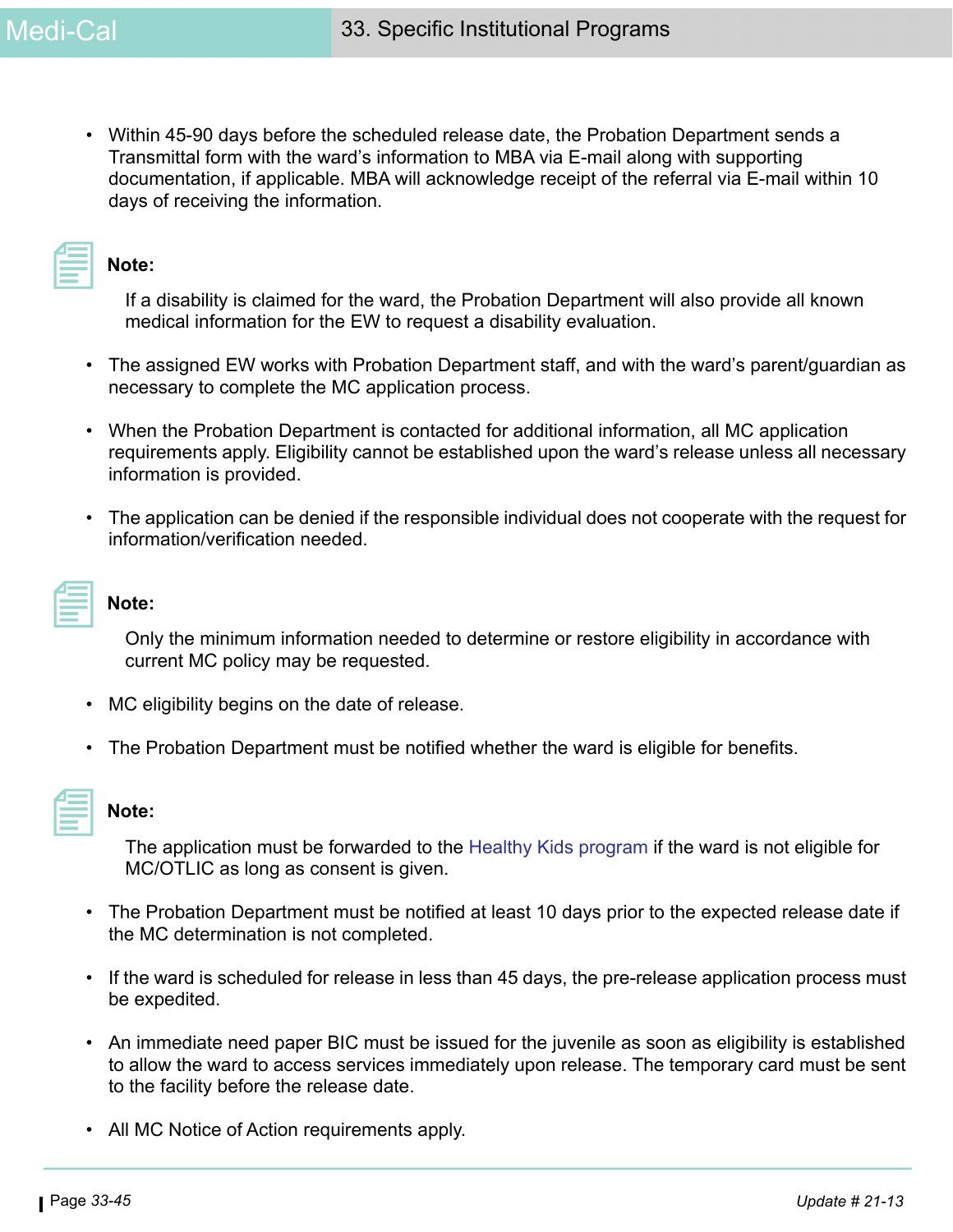- Within 45-90 days before the scheduled release date, the Probation Department sends a Transmittal form with the ward's information to MBA via E-mail along with supporting documentation, if applicable. MBA will acknowledge receipt of the referral via E-mail within 10 days of receiving the information.

**Note:**

If a disability is claimed for the ward, the Probation Department will also provide all known medical information for the EW to request a disability evaluation.

- The assigned EW works with Probation Department staff, and with the ward's parent/guardian as necessary to complete the MC application process.
- When the Probation Department is contacted for additional information, all MC application requirements apply. Eligibility cannot be established upon the ward's release unless all necessary information is provided.
- The application can be denied if the responsible individual does not cooperate with the request for information/verification needed.

**Note:**

Only the minimum information needed to determine or restore eligibility in accordance with current MC policy may be requested.

- MC eligibility begins on the date of release.
- The Probation Department must be notified whether the ward is eligible for benefits.

**Note:**

The application must be forwarded to the Healthy Kids program if the ward is not eligible for MC/OTLIC as long as consent is given.

- The Probation Department must be notified at least 10 days prior to the expected release date if the MC determination is not completed.
- If the ward is scheduled for release in less than 45 days, the pre-release application process must be expedited.
- An immediate need paper BIC must be issued for the juvenile as soon as eligibility is established to allow the ward to access services immediately upon release. The temporary card must be sent to the facility before the release date.
- All MC Notice of Action requirements apply.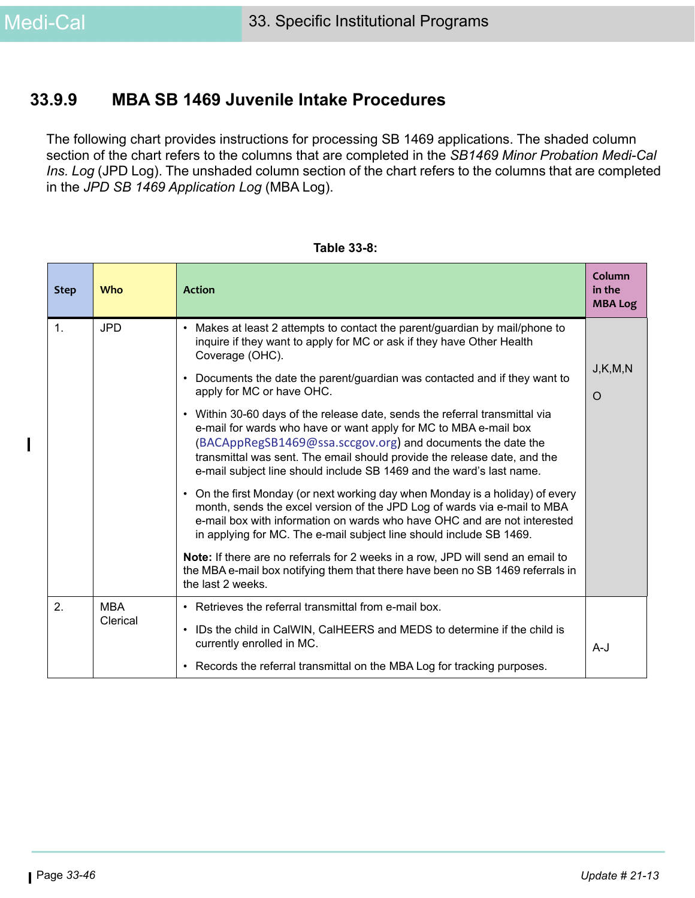### 33.9.9 MBA SB 1469 Juvenile Intake Procedures

The following chart provides instructions for processing SB 1469 applications. The shaded column section of the chart refers to the columns that are completed in the *SB1469 Minor Probation Medi-Cal Ins. Log* (JPD Log). The unshaded column section of the chart refers to the columns that are completed in the *JPD SB 1469 Application Log* (MBA Log).

**Table 33-8:**

| Step | Who | Action | Column in the MBA Log |
|---|---|---|---|
| 1. | JPD | • Makes at least 2 attempts to contact the parent/guardian by mail/phone to inquire if they want to apply for MC or ask if they have Other Health Coverage (OHC).<br>• Documents the date the parent/guardian was contacted and if they want to apply for MC or have OHC.<br>• Within 30-60 days of the release date, sends the referral transmittal via e-mail for wards who have or want apply for MC to MBA e-mail box (BACAppRegSB1469@ssa.sccgov.org) and documents the date the transmittal was sent. The email should provide the release date, and the e-mail subject line should include SB 1469 and the ward's last name.<br>• On the first Monday (or next working day when Monday is a holiday) of every month, sends the excel version of the JPD Log of wards via e-mail to MBA e-mail box with information on wards who have OHC and are not interested in applying for MC. The e-mail subject line should include SB 1469.<br>**Note:** If there are no referrals for 2 weeks in a row, JPD will send an email to the MBA e-mail box notifying them that there have been no SB 1469 referrals in the last 2 weeks. | J,K,M,N<br>O |
| 2. | MBA Clerical | • Retrieves the referral transmittal from e-mail box.<br>• IDs the child in CalWIN, CalHEERS and MEDS to determine if the child is currently enrolled in MC.<br>• Records the referral transmittal on the MBA Log for tracking purposes. | A-J |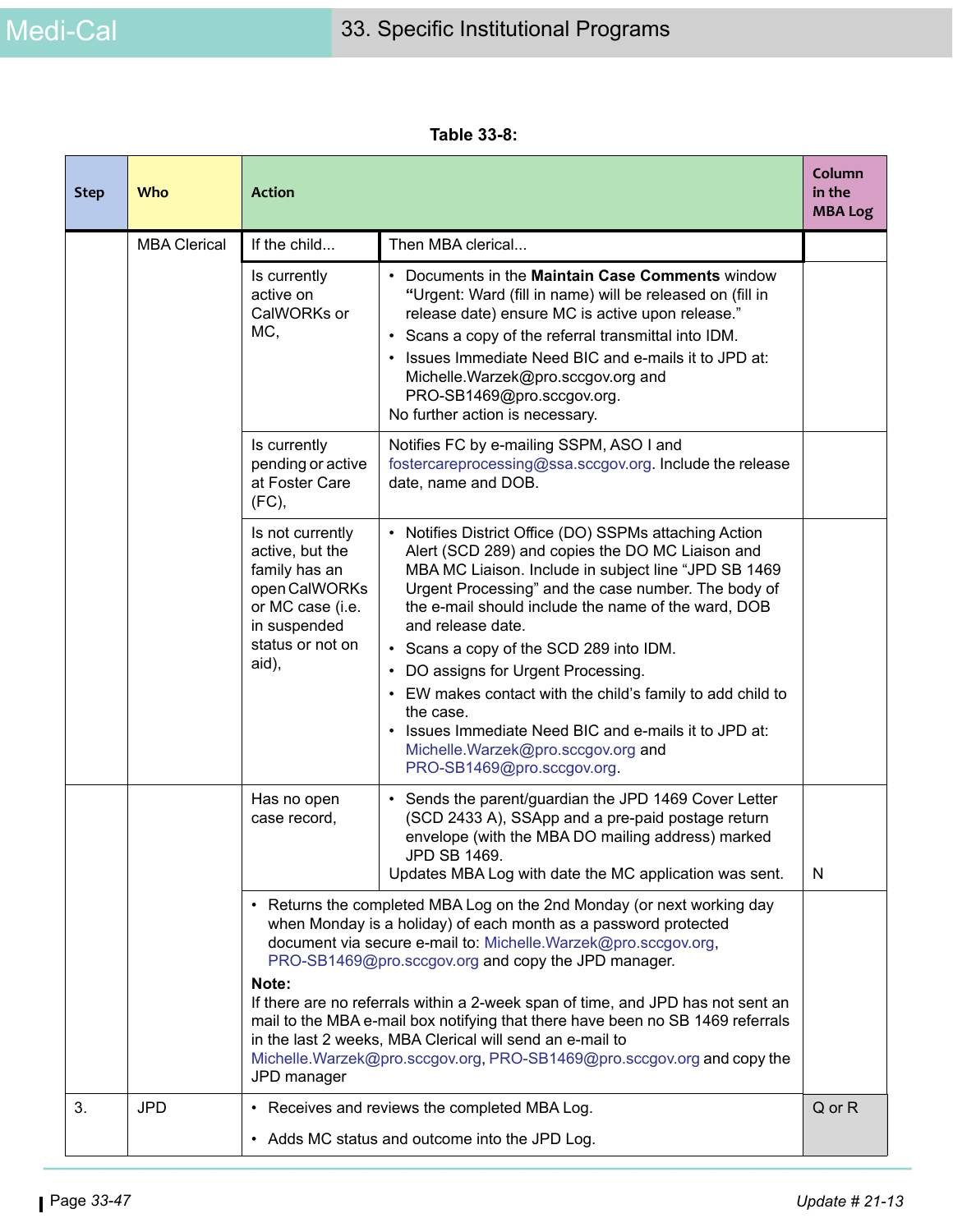**Table 33-8:**

| Step | Who | Action | | Column in the MBA Log |
|---|---|---|---|---|
| | MBA Clerical | If the child... | Then MBA clerical... | |
| | | Is currently active on CalWORKs or MC, | • Documents in the **Maintain Case Comments** window **"**Urgent: Ward (fill in name) will be released on (fill in release date) ensure MC is active upon release."<br>• Scans a copy of the referral transmittal into IDM.<br>• Issues Immediate Need BIC and e-mails it to JPD at: Michelle.Warzek@pro.sccgov.org and PRO-SB1469@pro.sccgov.org.<br>No further action is necessary. | |
| | | Is currently pending or active at Foster Care (FC), | Notifies FC by e-mailing SSPM, ASO I and fostercareprocessing@ssa.sccgov.org. Include the release date, name and DOB. | |
| | | Is not currently active, but the family has an open CalWORKs or MC case (i.e. in suspended status or not on aid), | • Notifies District Office (DO) SSPMs attaching Action Alert (SCD 289) and copies the DO MC Liaison and MBA MC Liaison. Include in subject line "JPD SB 1469 Urgent Processing" and the case number. The body of the e-mail should include the name of the ward, DOB and release date.<br>• Scans a copy of the SCD 289 into IDM.<br>• DO assigns for Urgent Processing.<br>• EW makes contact with the child's family to add child to the case.<br>• Issues Immediate Need BIC and e-mails it to JPD at: Michelle.Warzek@pro.sccgov.org and PRO-SB1469@pro.sccgov.org. | |
| | | Has no open case record, | • Sends the parent/guardian the JPD 1469 Cover Letter (SCD 2433 A), SSApp and a pre-paid postage return envelope (with the MBA DO mailing address) marked JPD SB 1469.<br>Updates MBA Log with date the MC application was sent. | N |
| | | • Returns the completed MBA Log on the 2nd Monday (or next working day when Monday is a holiday) of each month as a password protected document via secure e-mail to: Michelle.Warzek@pro.sccgov.org, PRO-SB1469@pro.sccgov.org and copy the JPD manager.<br>**Note:**<br>If there are no referrals within a 2-week span of time, and JPD has not sent an mail to the MBA e-mail box notifying that there have been no SB 1469 referrals in the last 2 weeks, MBA Clerical will send an e-mail to Michelle.Warzek@pro.sccgov.org, PRO-SB1469@pro.sccgov.org and copy the JPD manager | | |
| 3. | JPD | • Receives and reviews the completed MBA Log.<br>• Adds MC status and outcome into the JPD Log. | | Q or R |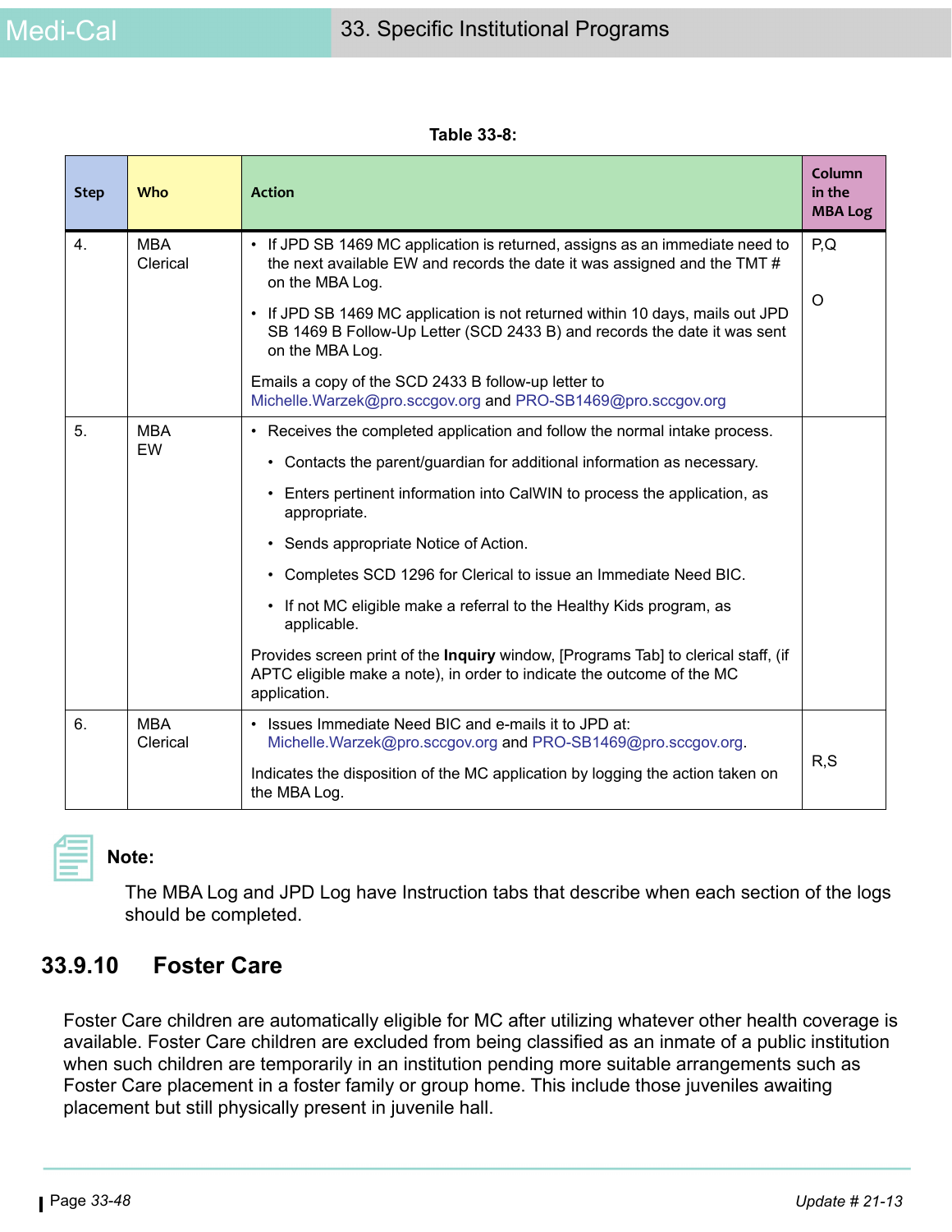**Table 33-8:**

| Step | Who | Action | Column in the MBA Log |
|---|---|---|---|
| 4. | MBA Clerical | • If JPD SB 1469 MC application is returned, assigns as an immediate need to the next available EW and records the date it was assigned and the TMT # on the MBA Log.<br>• If JPD SB 1469 MC application is not returned within 10 days, mails out JPD SB 1469 B Follow-Up Letter (SCD 2433 B) and records the date it was sent on the MBA Log.<br>Emails a copy of the SCD 2433 B follow-up letter to Michelle.Warzek@pro.sccgov.org and PRO-SB1469@pro.sccgov.org | P,Q<br><br>O |
| 5. | MBA EW | • Receives the completed application and follow the normal intake process.<br>• Contacts the parent/guardian for additional information as necessary.<br>• Enters pertinent information into CalWIN to process the application, as appropriate.<br>• Sends appropriate Notice of Action.<br>• Completes SCD 1296 for Clerical to issue an Immediate Need BIC.<br>• If not MC eligible make a referral to the Healthy Kids program, as applicable.<br>Provides screen print of the **Inquiry** window, [Programs Tab] to clerical staff, (if APTC eligible make a note), in order to indicate the outcome of the MC application. | |
| 6. | MBA Clerical | • Issues Immediate Need BIC and e-mails it to JPD at: Michelle.Warzek@pro.sccgov.org and PRO-SB1469@pro.sccgov.org.<br>Indicates the disposition of the MC application by logging the action taken on the MBA Log. | R,S |

**Note:**

The MBA Log and JPD Log have Instruction tabs that describe when each section of the logs should be completed.

## 33.9.10 Foster Care

Foster Care children are automatically eligible for MC after utilizing whatever other health coverage is available. Foster Care children are excluded from being classified as an inmate of a public institution when such children are temporarily in an institution pending more suitable arrangements such as Foster Care placement in a foster family or group home. This include those juveniles awaiting placement but still physically present in juvenile hall.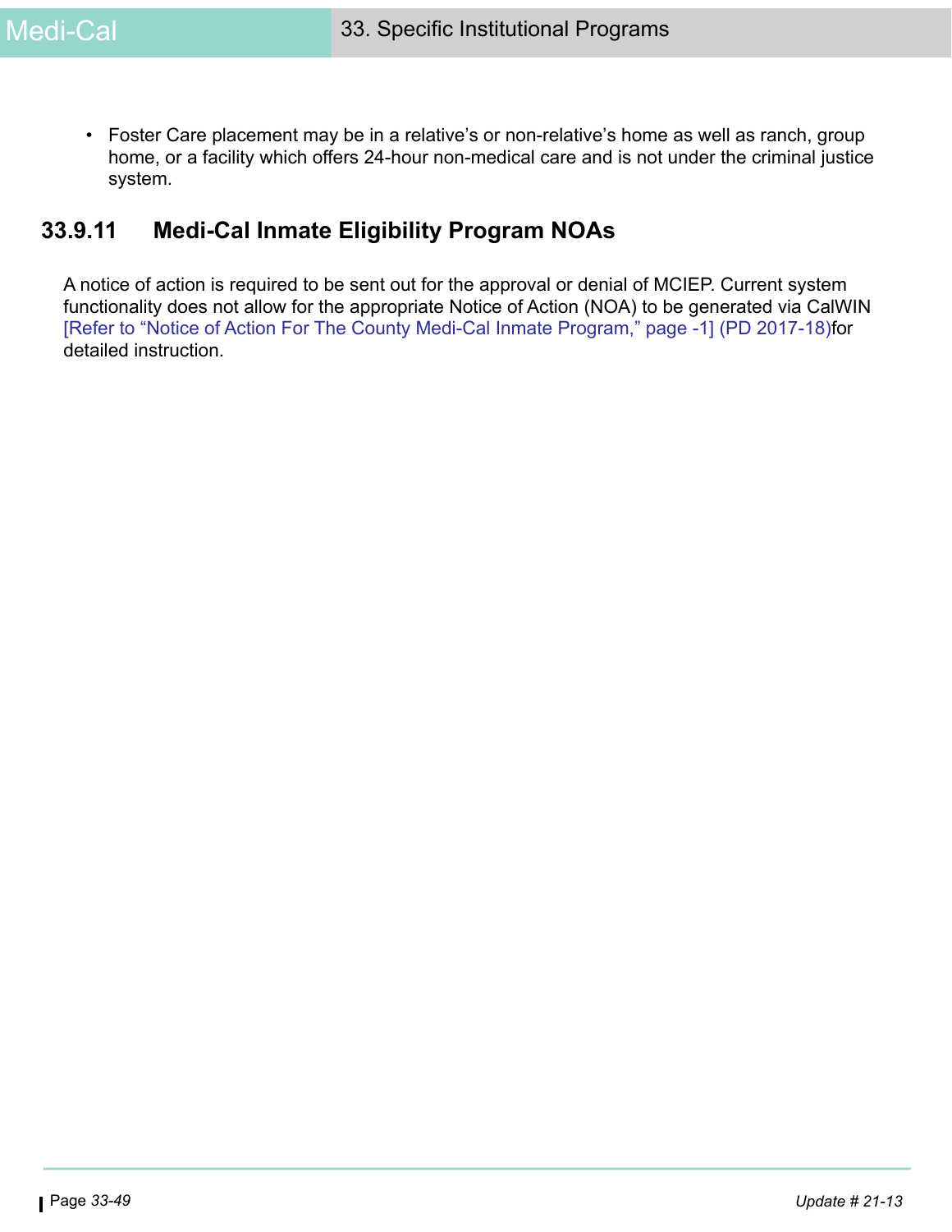- Foster Care placement may be in a relative's or non-relative's home as well as ranch, group home, or a facility which offers 24-hour non-medical care and is not under the criminal justice system.

## 33.9.11 Medi-Cal Inmate Eligibility Program NOAs

A notice of action is required to be sent out for the approval or denial of MCIEP. Current system functionality does not allow for the appropriate Notice of Action (NOA) to be generated via CalWIN [Refer to "Notice of Action For The County Medi-Cal Inmate Program," page -1] (PD 2017-18)for detailed instruction.